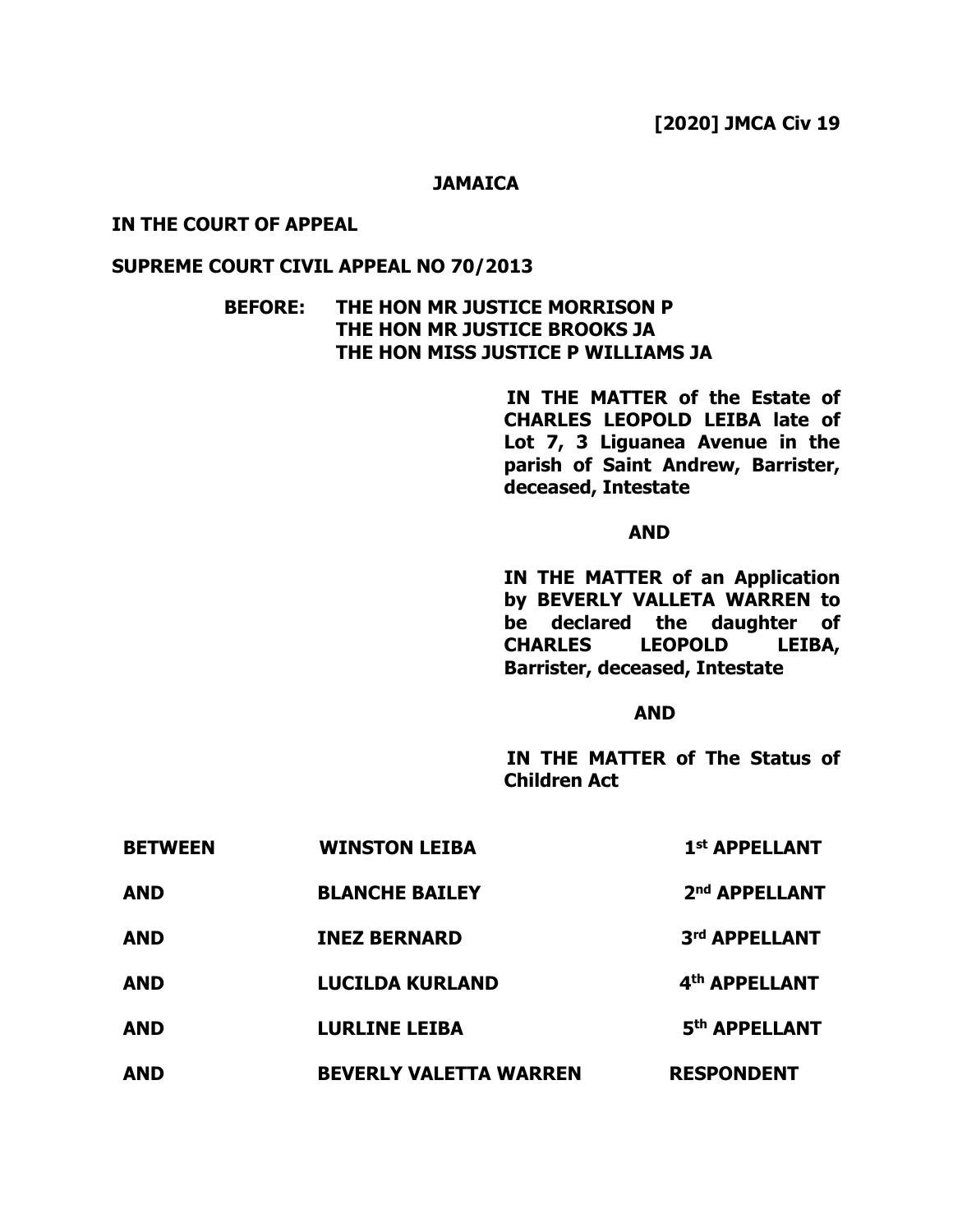**[2020] JMCA Civ 19**

**JAMAICA**

**IN THE COURT OF APPEAL**

**SUPREME COURT CIVIL APPEAL NO 70/2013**

**BEFORE: THE HON MR JUSTICE MORRISON P**
**THE HON MR JUSTICE BROOKS JA**
**THE HON MISS JUSTICE P WILLIAMS JA**

**IN THE MATTER of the Estate of CHARLES LEOPOLD LEIBA late of Lot 7, 3 Liguanea Avenue in the parish of Saint Andrew, Barrister, deceased, Intestate**

**AND**

**IN THE MATTER of an Application by BEVERLY VALLETA WARREN to be declared the daughter of CHARLES LEOPOLD LEIBA, Barrister, deceased, Intestate**

**AND**

**IN THE MATTER of The Status of Children Act**

| | | |
|---|---|---|
| **BETWEEN** | **WINSTON LEIBA** | **1st APPELLANT** |
| **AND** | **BLANCHE BAILEY** | **2nd APPELLANT** |
| **AND** | **INEZ BERNARD** | **3rd APPELLANT** |
| **AND** | **LUCILDA KURLAND** | **4th APPELLANT** |
| **AND** | **LURLINE LEIBA** | **5th APPELLANT** |
| **AND** | **BEVERLY VALETTA WARREN** | **RESPONDENT** |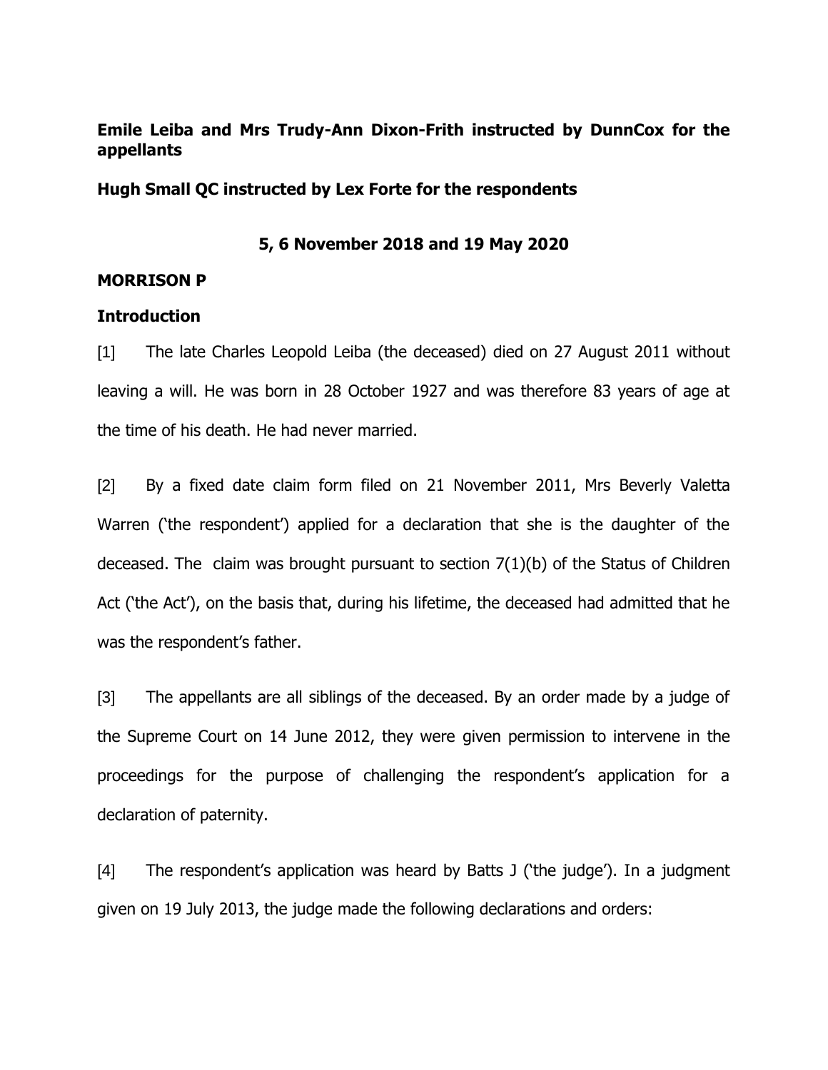**Emile Leiba and Mrs Trudy-Ann Dixon-Frith instructed by DunnCox for the appellants**

**Hugh Small QC instructed by Lex Forte for the respondents**

**5, 6 November 2018 and 19 May 2020**

**MORRISON P**

**Introduction**

[1] The late Charles Leopold Leiba (the deceased) died on 27 August 2011 without leaving a will. He was born in 28 October 1927 and was therefore 83 years of age at the time of his death. He had never married.

[2] By a fixed date claim form filed on 21 November 2011, Mrs Beverly Valetta Warren ('the respondent') applied for a declaration that she is the daughter of the deceased. The claim was brought pursuant to section 7(1)(b) of the Status of Children Act ('the Act'), on the basis that, during his lifetime, the deceased had admitted that he was the respondent's father.

[3] The appellants are all siblings of the deceased. By an order made by a judge of the Supreme Court on 14 June 2012, they were given permission to intervene in the proceedings for the purpose of challenging the respondent's application for a declaration of paternity.

[4] The respondent's application was heard by Batts J ('the judge'). In a judgment given on 19 July 2013, the judge made the following declarations and orders: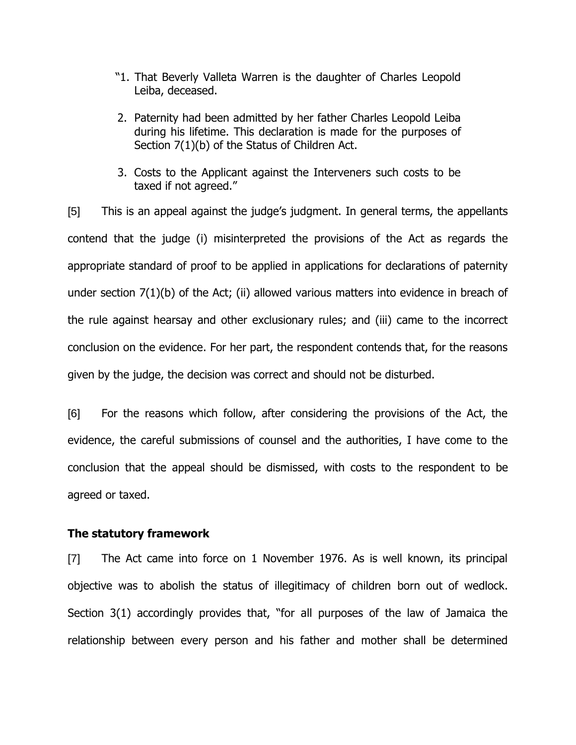"1. That Beverly Valleta Warren is the daughter of Charles Leopold Leiba, deceased.

2. Paternity had been admitted by her father Charles Leopold Leiba during his lifetime. This declaration is made for the purposes of Section 7(1)(b) of the Status of Children Act.

3. Costs to the Applicant against the Interveners such costs to be taxed if not agreed."

[5] This is an appeal against the judge's judgment. In general terms, the appellants contend that the judge (i) misinterpreted the provisions of the Act as regards the appropriate standard of proof to be applied in applications for declarations of paternity under section 7(1)(b) of the Act; (ii) allowed various matters into evidence in breach of the rule against hearsay and other exclusionary rules; and (iii) came to the incorrect conclusion on the evidence. For her part, the respondent contends that, for the reasons given by the judge, the decision was correct and should not be disturbed.

[6] For the reasons which follow, after considering the provisions of the Act, the evidence, the careful submissions of counsel and the authorities, I have come to the conclusion that the appeal should be dismissed, with costs to the respondent to be agreed or taxed.

**The statutory framework**

[7] The Act came into force on 1 November 1976. As is well known, its principal objective was to abolish the status of illegitimacy of children born out of wedlock. Section 3(1) accordingly provides that, "for all purposes of the law of Jamaica the relationship between every person and his father and mother shall be determined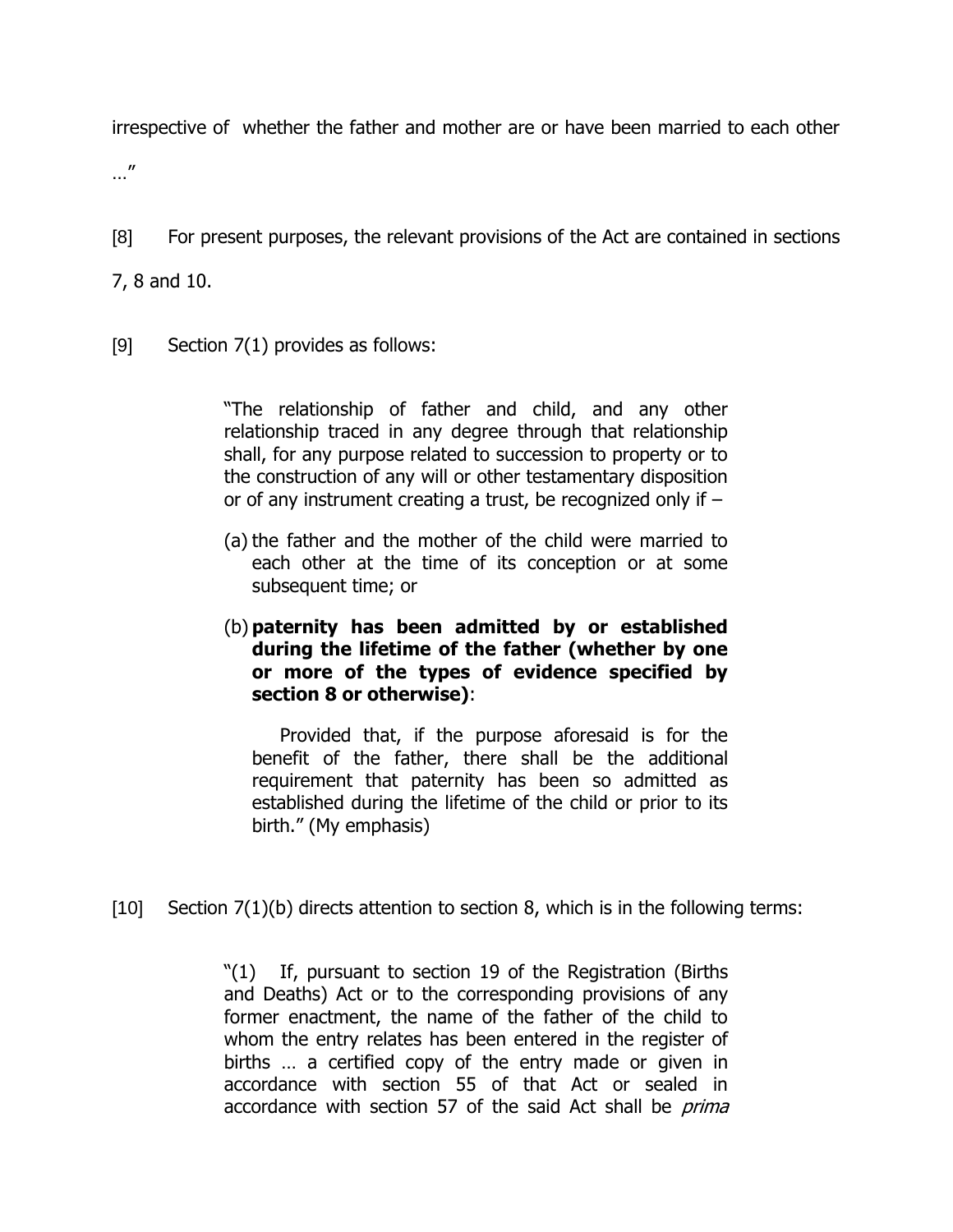irrespective of whether the father and mother are or have been married to each other …"

[8] For present purposes, the relevant provisions of the Act are contained in sections 7, 8 and 10.

[9] Section 7(1) provides as follows:

> "The relationship of father and child, and any other relationship traced in any degree through that relationship shall, for any purpose related to succession to property or to the construction of any will or other testamentary disposition or of any instrument creating a trust, be recognized only if –
>
> (a) the father and the mother of the child were married to each other at the time of its conception or at some subsequent time; or
>
> (b) **paternity has been admitted by or established during the lifetime of the father (whether by one or more of the types of evidence specified by section 8 or otherwise)**:
>
> Provided that, if the purpose aforesaid is for the benefit of the father, there shall be the additional requirement that paternity has been so admitted as established during the lifetime of the child or prior to its birth." (My emphasis)

[10] Section 7(1)(b) directs attention to section 8, which is in the following terms:

> "(1) If, pursuant to section 19 of the Registration (Births and Deaths) Act or to the corresponding provisions of any former enactment, the name of the father of the child to whom the entry relates has been entered in the register of births … a certified copy of the entry made or given in accordance with section 55 of that Act or sealed in accordance with section 57 of the said Act shall be *prima*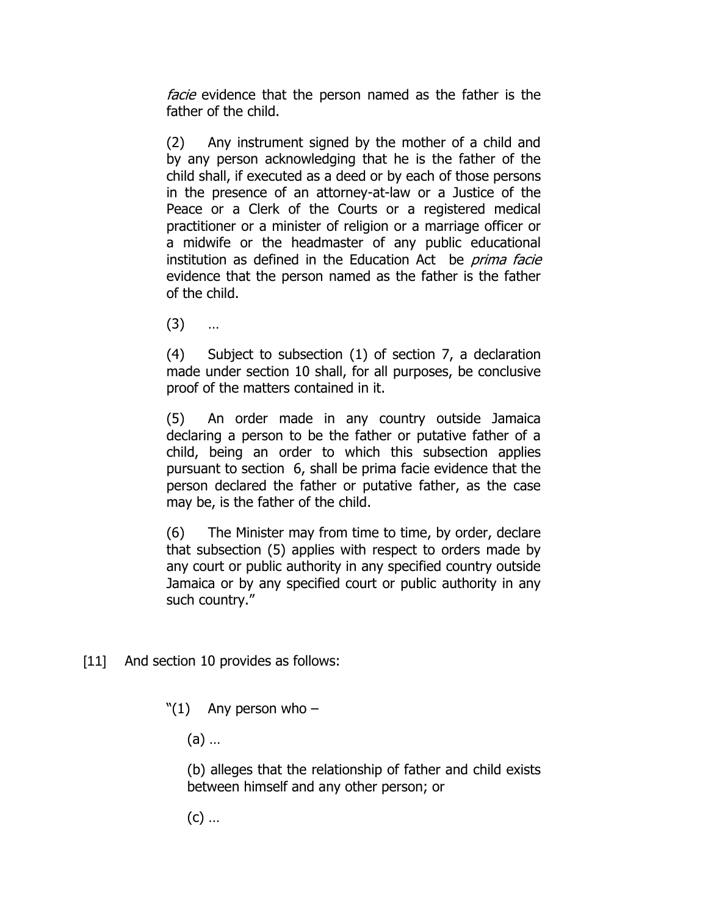> *facie* evidence that the person named as the father is the father of the child.
>
> (2) Any instrument signed by the mother of a child and by any person acknowledging that he is the father of the child shall, if executed as a deed or by each of those persons in the presence of an attorney-at-law or a Justice of the Peace or a Clerk of the Courts or a registered medical practitioner or a minister of religion or a marriage officer or a midwife or the headmaster of any public educational institution as defined in the Education Act be *prima facie* evidence that the person named as the father is the father of the child.
>
> (3) …
>
> (4) Subject to subsection (1) of section 7, a declaration made under section 10 shall, for all purposes, be conclusive proof of the matters contained in it.
>
> (5) An order made in any country outside Jamaica declaring a person to be the father or putative father of a child, being an order to which this subsection applies pursuant to section 6, shall be prima facie evidence that the person declared the father or putative father, as the case may be, is the father of the child.
>
> (6) The Minister may from time to time, by order, declare that subsection (5) applies with respect to orders made by any court or public authority in any specified country outside Jamaica or by any specified court or public authority in any such country."

[11] And section 10 provides as follows:

> "(1) Any person who –
>
> (a) …
>
> (b) alleges that the relationship of father and child exists between himself and any other person; or
>
> (c) …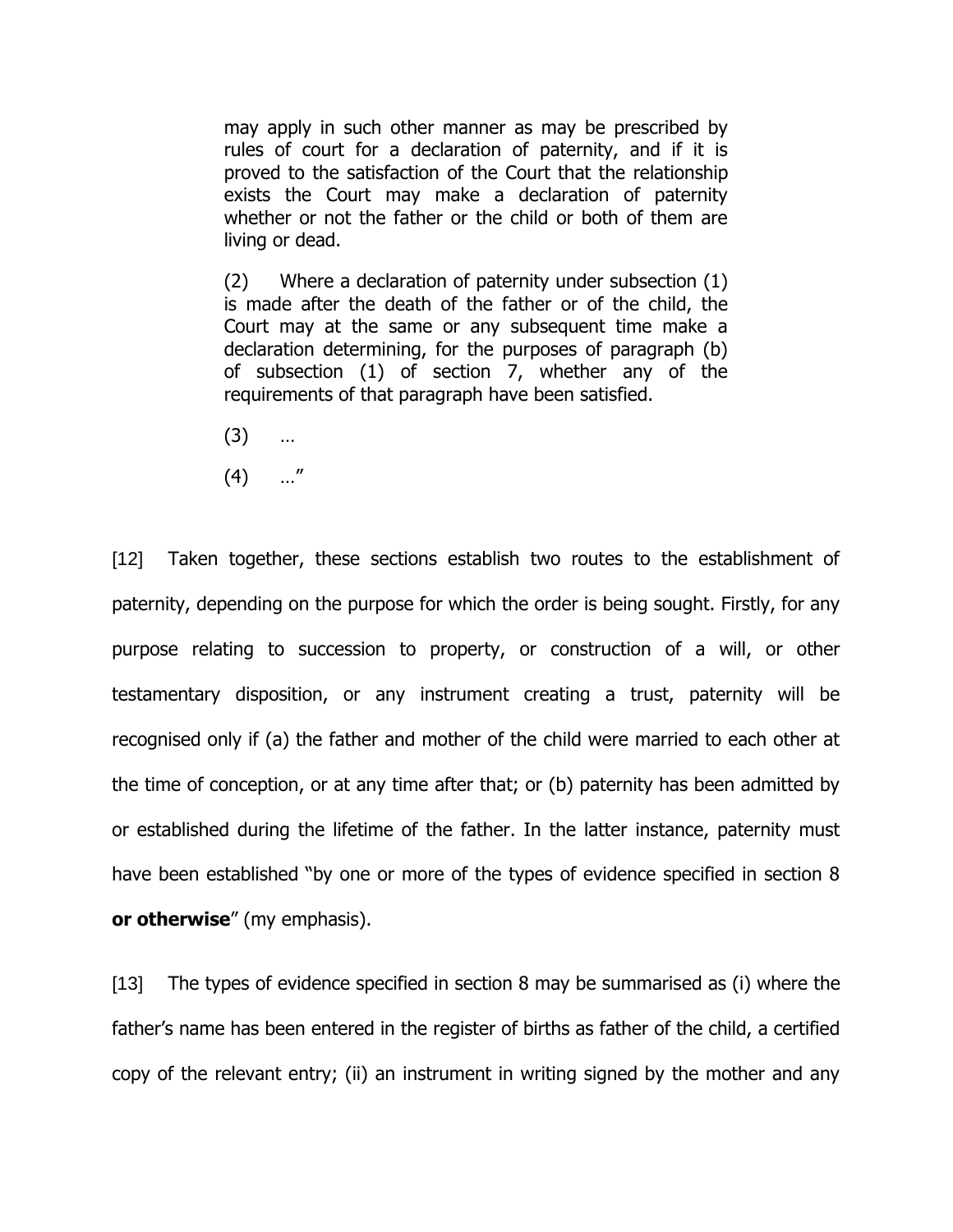> may apply in such other manner as may be prescribed by rules of court for a declaration of paternity, and if it is proved to the satisfaction of the Court that the relationship exists the Court may make a declaration of paternity whether or not the father or the child or both of them are living or dead.
>
> (2) Where a declaration of paternity under subsection (1) is made after the death of the father or of the child, the Court may at the same or any subsequent time make a declaration determining, for the purposes of paragraph (b) of subsection (1) of section 7, whether any of the requirements of that paragraph have been satisfied.
>
> (3) …
>
> (4) …"

[12] Taken together, these sections establish two routes to the establishment of paternity, depending on the purpose for which the order is being sought. Firstly, for any purpose relating to succession to property, or construction of a will, or other testamentary disposition, or any instrument creating a trust, paternity will be recognised only if (a) the father and mother of the child were married to each other at the time of conception, or at any time after that; or (b) paternity has been admitted by or established during the lifetime of the father. In the latter instance, paternity must have been established "by one or more of the types of evidence specified in section 8 **or otherwise**" (my emphasis).

[13] The types of evidence specified in section 8 may be summarised as (i) where the father's name has been entered in the register of births as father of the child, a certified copy of the relevant entry; (ii) an instrument in writing signed by the mother and any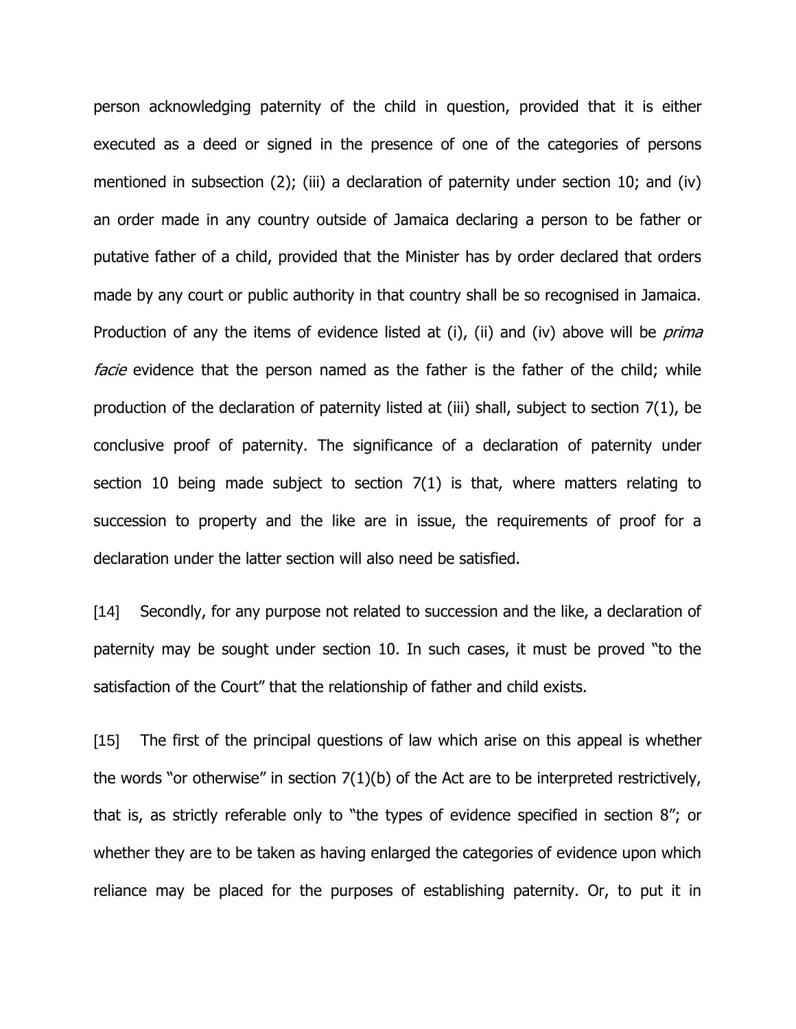person acknowledging paternity of the child in question, provided that it is either executed as a deed or signed in the presence of one of the categories of persons mentioned in subsection (2); (iii) a declaration of paternity under section 10; and (iv) an order made in any country outside of Jamaica declaring a person to be father or putative father of a child, provided that the Minister has by order declared that orders made by any court or public authority in that country shall be so recognised in Jamaica. Production of any the items of evidence listed at (i), (ii) and (iv) above will be *prima facie* evidence that the person named as the father is the father of the child; while production of the declaration of paternity listed at (iii) shall, subject to section 7(1), be conclusive proof of paternity. The significance of a declaration of paternity under section 10 being made subject to section 7(1) is that, where matters relating to succession to property and the like are in issue, the requirements of proof for a declaration under the latter section will also need be satisfied.

[14] Secondly, for any purpose not related to succession and the like, a declaration of paternity may be sought under section 10. In such cases, it must be proved "to the satisfaction of the Court" that the relationship of father and child exists.

[15] The first of the principal questions of law which arise on this appeal is whether the words "or otherwise" in section 7(1)(b) of the Act are to be interpreted restrictively, that is, as strictly referable only to "the types of evidence specified in section 8"; or whether they are to be taken as having enlarged the categories of evidence upon which reliance may be placed for the purposes of establishing paternity. Or, to put it in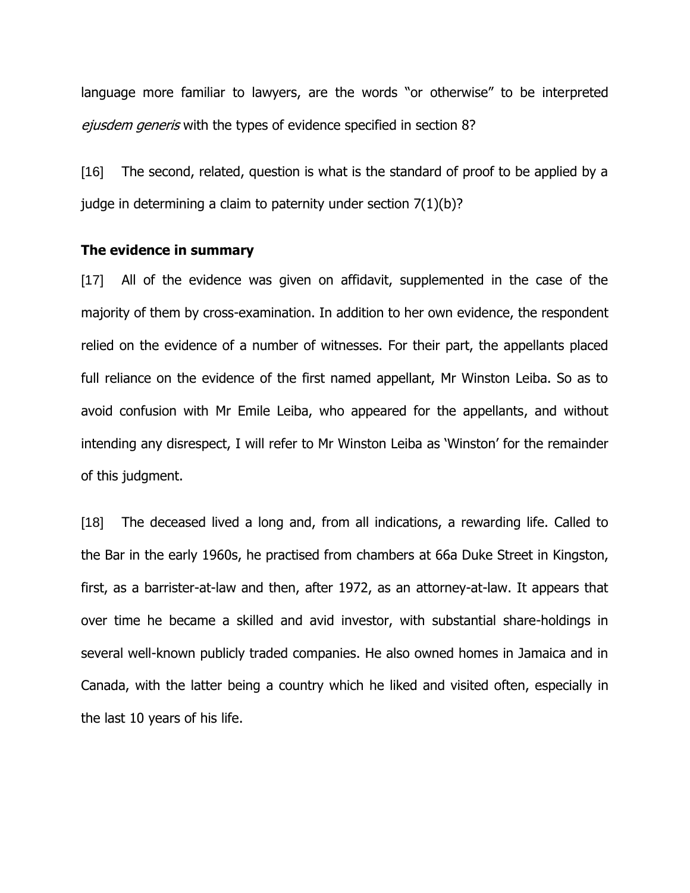language more familiar to lawyers, are the words "or otherwise" to be interpreted *ejusdem generis* with the types of evidence specified in section 8?

[16] The second, related, question is what is the standard of proof to be applied by a judge in determining a claim to paternity under section 7(1)(b)?

**The evidence in summary**

[17] All of the evidence was given on affidavit, supplemented in the case of the majority of them by cross-examination. In addition to her own evidence, the respondent relied on the evidence of a number of witnesses. For their part, the appellants placed full reliance on the evidence of the first named appellant, Mr Winston Leiba. So as to avoid confusion with Mr Emile Leiba, who appeared for the appellants, and without intending any disrespect, I will refer to Mr Winston Leiba as 'Winston' for the remainder of this judgment.

[18] The deceased lived a long and, from all indications, a rewarding life. Called to the Bar in the early 1960s, he practised from chambers at 66a Duke Street in Kingston, first, as a barrister-at-law and then, after 1972, as an attorney-at-law. It appears that over time he became a skilled and avid investor, with substantial share-holdings in several well-known publicly traded companies. He also owned homes in Jamaica and in Canada, with the latter being a country which he liked and visited often, especially in the last 10 years of his life.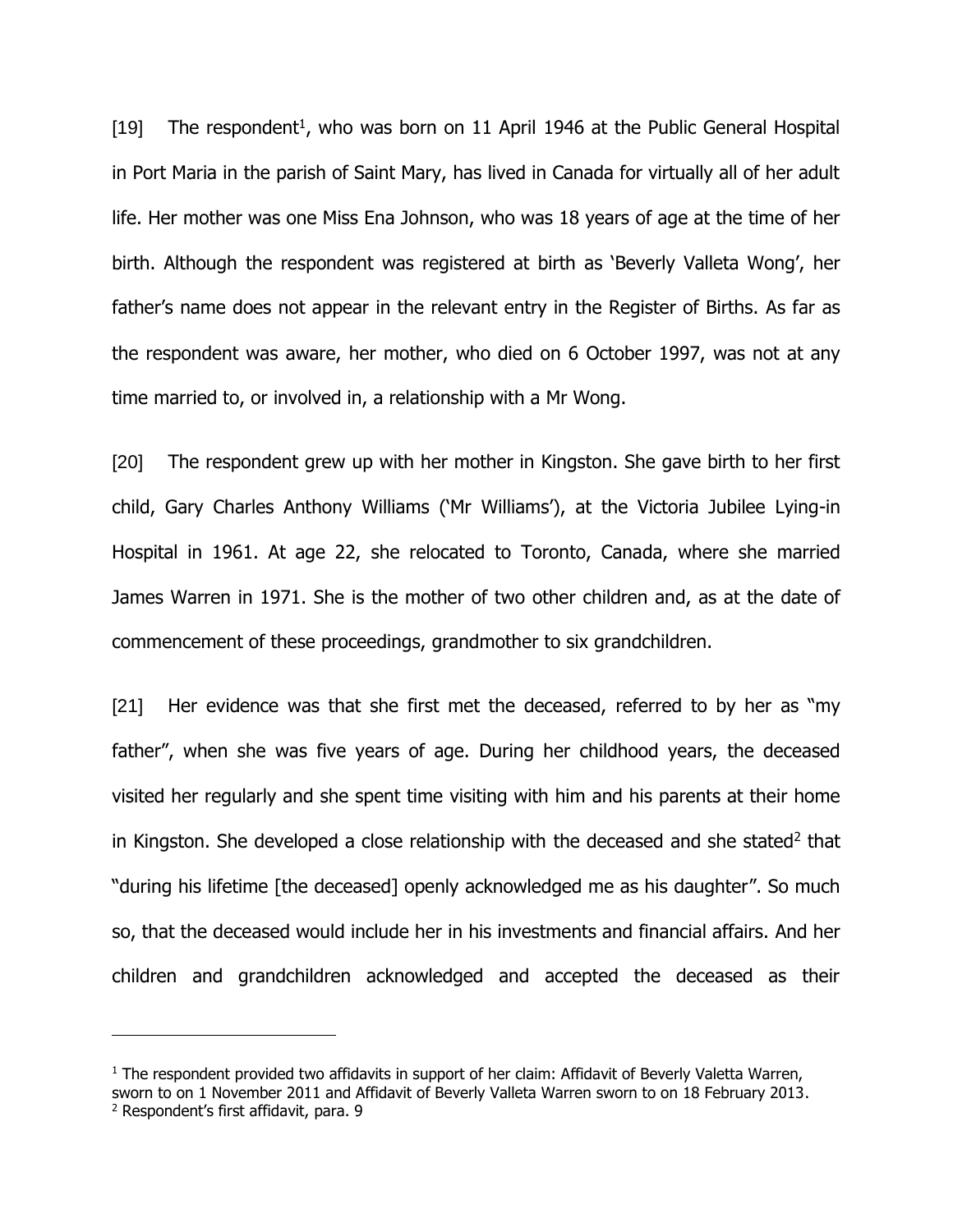[19] The respondent[1], who was born on 11 April 1946 at the Public General Hospital in Port Maria in the parish of Saint Mary, has lived in Canada for virtually all of her adult life. Her mother was one Miss Ena Johnson, who was 18 years of age at the time of her birth. Although the respondent was registered at birth as 'Beverly Valleta Wong', her father's name does not appear in the relevant entry in the Register of Births. As far as the respondent was aware, her mother, who died on 6 October 1997, was not at any time married to, or involved in, a relationship with a Mr Wong.

[20] The respondent grew up with her mother in Kingston. She gave birth to her first child, Gary Charles Anthony Williams ('Mr Williams'), at the Victoria Jubilee Lying-in Hospital in 1961. At age 22, she relocated to Toronto, Canada, where she married James Warren in 1971. She is the mother of two other children and, as at the date of commencement of these proceedings, grandmother to six grandchildren.

[21] Her evidence was that she first met the deceased, referred to by her as "my father", when she was five years of age. During her childhood years, the deceased visited her regularly and she spent time visiting with him and his parents at their home in Kingston. She developed a close relationship with the deceased and she stated[2] that "during his lifetime [the deceased] openly acknowledged me as his daughter". So much so, that the deceased would include her in his investments and financial affairs. And her children and grandchildren acknowledged and accepted the deceased as their

---

[1] The respondent provided two affidavits in support of her claim: Affidavit of Beverly Valetta Warren, sworn to on 1 November 2011 and Affidavit of Beverly Valleta Warren sworn to on 18 February 2013.

[2] Respondent's first affidavit, para. 9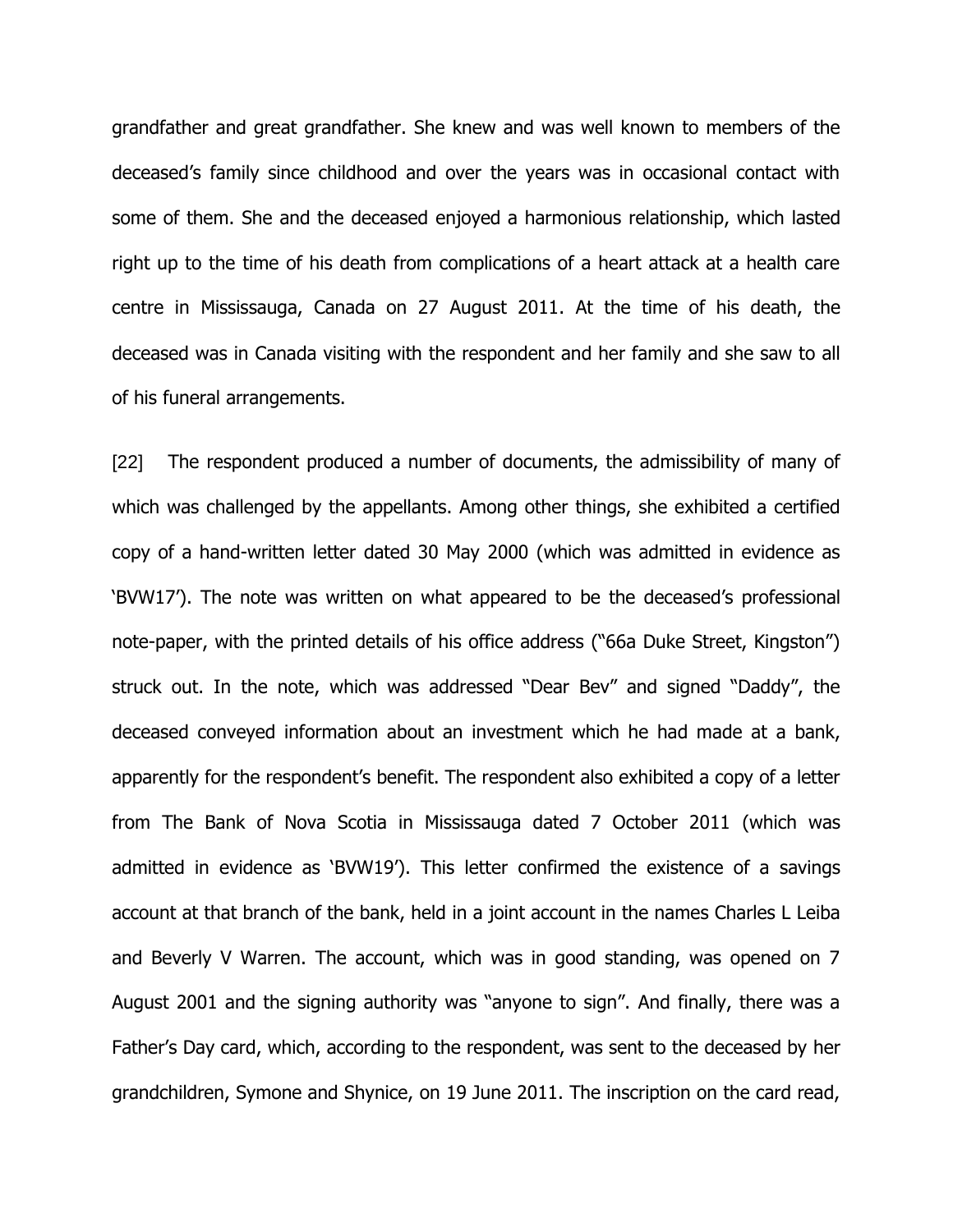grandfather and great grandfather. She knew and was well known to members of the deceased's family since childhood and over the years was in occasional contact with some of them. She and the deceased enjoyed a harmonious relationship, which lasted right up to the time of his death from complications of a heart attack at a health care centre in Mississauga, Canada on 27 August 2011. At the time of his death, the deceased was in Canada visiting with the respondent and her family and she saw to all of his funeral arrangements.

[22] The respondent produced a number of documents, the admissibility of many of which was challenged by the appellants. Among other things, she exhibited a certified copy of a hand-written letter dated 30 May 2000 (which was admitted in evidence as 'BVW17'). The note was written on what appeared to be the deceased's professional note-paper, with the printed details of his office address ("66a Duke Street, Kingston") struck out. In the note, which was addressed "Dear Bev" and signed "Daddy", the deceased conveyed information about an investment which he had made at a bank, apparently for the respondent's benefit. The respondent also exhibited a copy of a letter from The Bank of Nova Scotia in Mississauga dated 7 October 2011 (which was admitted in evidence as 'BVW19'). This letter confirmed the existence of a savings account at that branch of the bank, held in a joint account in the names Charles L Leiba and Beverly V Warren. The account, which was in good standing, was opened on 7 August 2001 and the signing authority was "anyone to sign". And finally, there was a Father's Day card, which, according to the respondent, was sent to the deceased by her grandchildren, Symone and Shynice, on 19 June 2011. The inscription on the card read,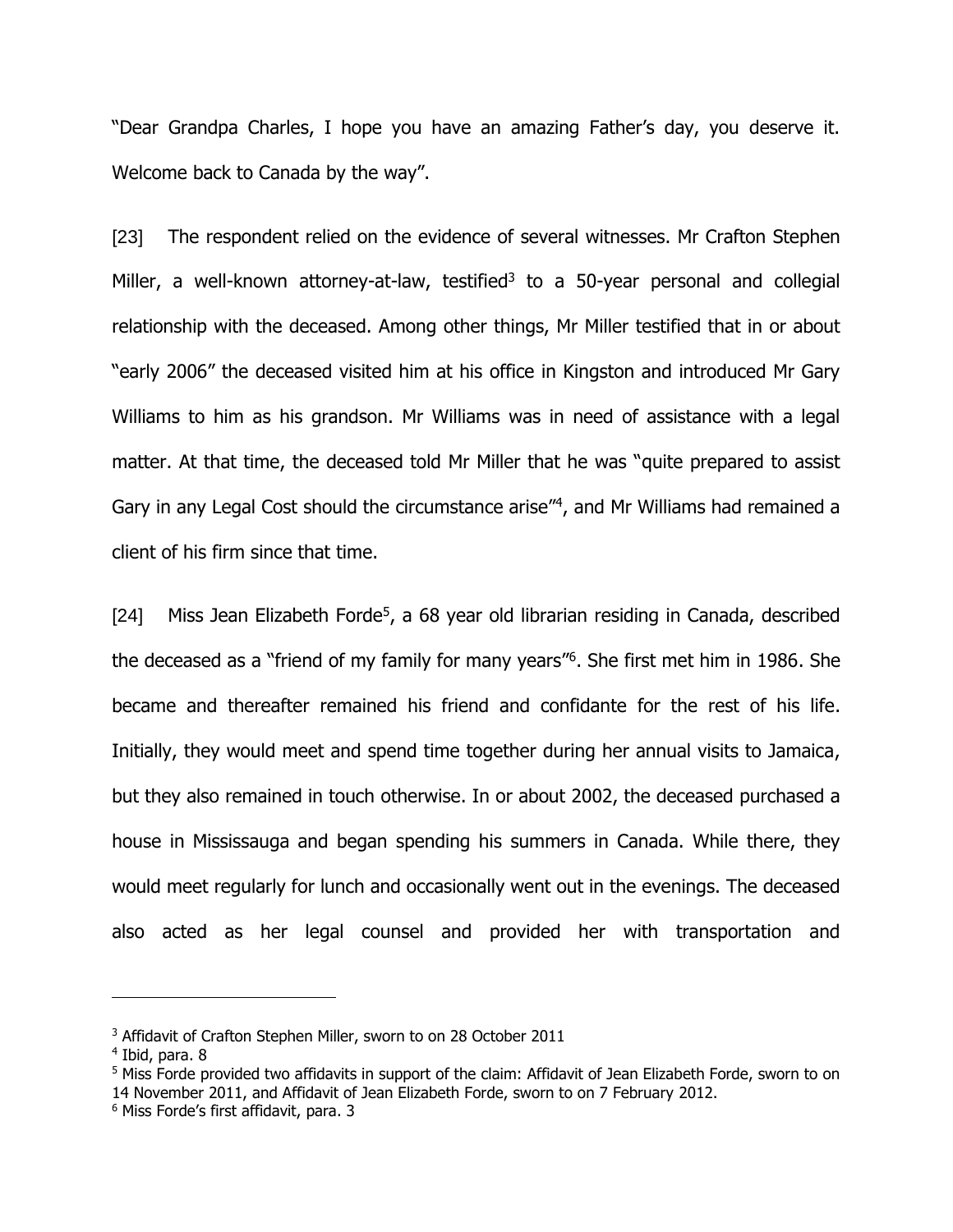"Dear Grandpa Charles, I hope you have an amazing Father's day, you deserve it. Welcome back to Canada by the way".

[23] The respondent relied on the evidence of several witnesses. Mr Crafton Stephen Miller, a well-known attorney-at-law, testified[3] to a 50-year personal and collegial relationship with the deceased. Among other things, Mr Miller testified that in or about "early 2006" the deceased visited him at his office in Kingston and introduced Mr Gary Williams to him as his grandson. Mr Williams was in need of assistance with a legal matter. At that time, the deceased told Mr Miller that he was "quite prepared to assist Gary in any Legal Cost should the circumstance arise"[4], and Mr Williams had remained a client of his firm since that time.

[24] Miss Jean Elizabeth Forde[5], a 68 year old librarian residing in Canada, described the deceased as a "friend of my family for many years"[6]. She first met him in 1986. She became and thereafter remained his friend and confidante for the rest of his life. Initially, they would meet and spend time together during her annual visits to Jamaica, but they also remained in touch otherwise. In or about 2002, the deceased purchased a house in Mississauga and began spending his summers in Canada. While there, they would meet regularly for lunch and occasionally went out in the evenings. The deceased also acted as her legal counsel and provided her with transportation and

---

[3] Affidavit of Crafton Stephen Miller, sworn to on 28 October 2011

[4] Ibid, para. 8

[5] Miss Forde provided two affidavits in support of the claim: Affidavit of Jean Elizabeth Forde, sworn to on 14 November 2011, and Affidavit of Jean Elizabeth Forde, sworn to on 7 February 2012.

[6] Miss Forde's first affidavit, para. 3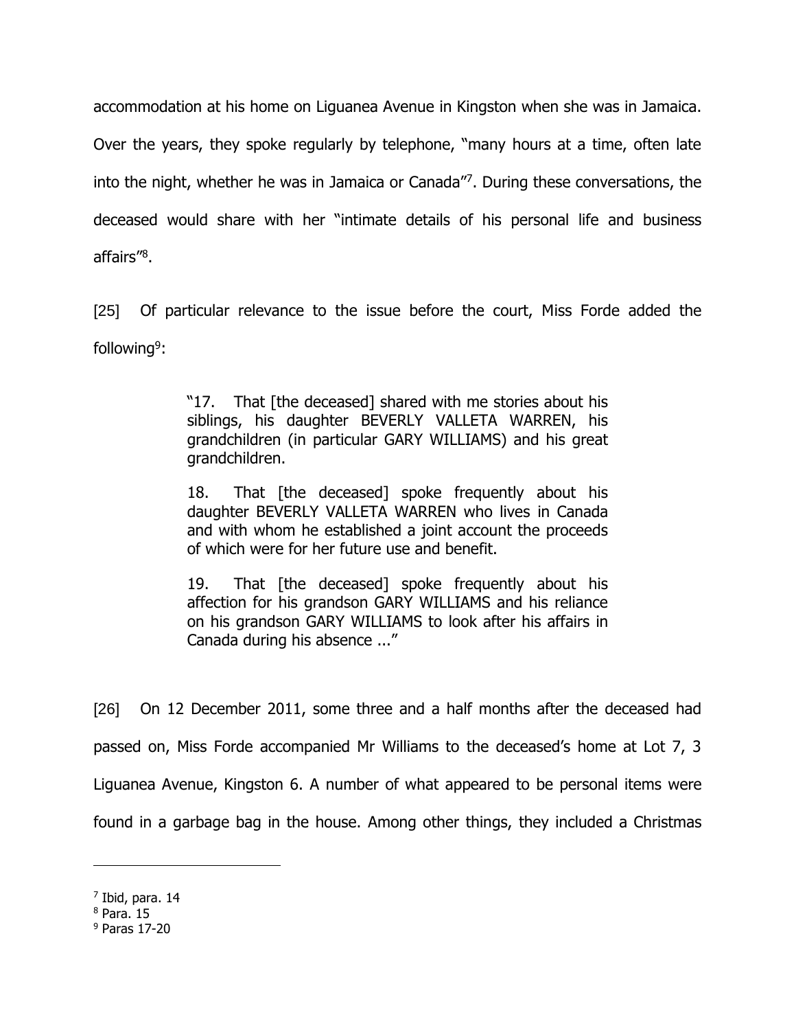accommodation at his home on Liguanea Avenue in Kingston when she was in Jamaica. Over the years, they spoke regularly by telephone, "many hours at a time, often late into the night, whether he was in Jamaica or Canada"[7]. During these conversations, the deceased would share with her "intimate details of his personal life and business affairs"[8].

[25] Of particular relevance to the issue before the court, Miss Forde added the following[9]:

> "17. That [the deceased] shared with me stories about his siblings, his daughter BEVERLY VALLETA WARREN, his grandchildren (in particular GARY WILLIAMS) and his great grandchildren.
>
> 18. That [the deceased] spoke frequently about his daughter BEVERLY VALLETA WARREN who lives in Canada and with whom he established a joint account the proceeds of which were for her future use and benefit.
>
> 19. That [the deceased] spoke frequently about his affection for his grandson GARY WILLIAMS and his reliance on his grandson GARY WILLIAMS to look after his affairs in Canada during his absence ..."

[26] On 12 December 2011, some three and a half months after the deceased had passed on, Miss Forde accompanied Mr Williams to the deceased's home at Lot 7, 3 Liguanea Avenue, Kingston 6. A number of what appeared to be personal items were found in a garbage bag in the house. Among other things, they included a Christmas

---

[7] Ibid, para. 14
[8] Para. 15
[9] Paras 17-20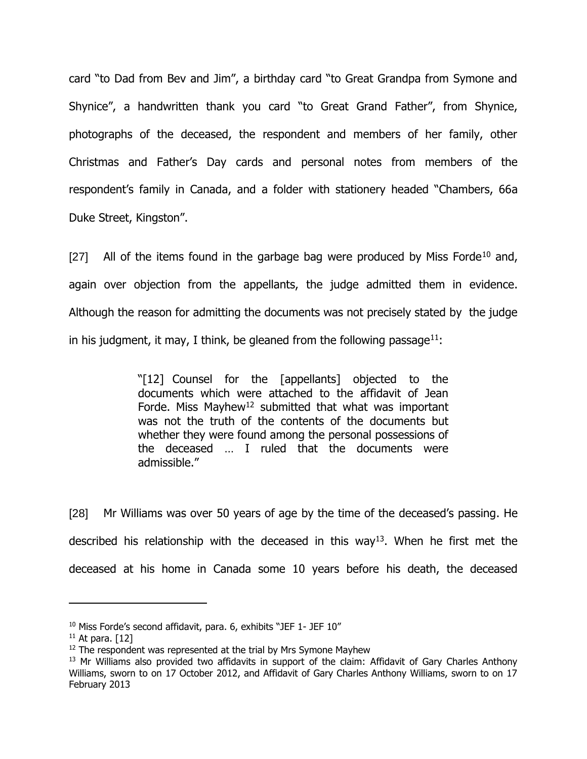card "to Dad from Bev and Jim", a birthday card "to Great Grandpa from Symone and Shynice", a handwritten thank you card "to Great Grand Father", from Shynice, photographs of the deceased, the respondent and members of her family, other Christmas and Father's Day cards and personal notes from members of the respondent's family in Canada, and a folder with stationery headed "Chambers, 66a Duke Street, Kingston".

[27] All of the items found in the garbage bag were produced by Miss Forde[10] and, again over objection from the appellants, the judge admitted them in evidence. Although the reason for admitting the documents was not precisely stated by the judge in his judgment, it may, I think, be gleaned from the following passage[11]:

> "[12] Counsel for the [appellants] objected to the documents which were attached to the affidavit of Jean Forde. Miss Mayhew[12] submitted that what was important was not the truth of the contents of the documents but whether they were found among the personal possessions of the deceased … I ruled that the documents were admissible."

[28] Mr Williams was over 50 years of age by the time of the deceased's passing. He described his relationship with the deceased in this way[13]. When he first met the deceased at his home in Canada some 10 years before his death, the deceased

---

[10] Miss Forde's second affidavit, para. 6, exhibits "JEF 1- JEF 10"

[11] At para. [12]

[12] The respondent was represented at the trial by Mrs Symone Mayhew

[13] Mr Williams also provided two affidavits in support of the claim: Affidavit of Gary Charles Anthony Williams, sworn to on 17 October 2012, and Affidavit of Gary Charles Anthony Williams, sworn to on 17 February 2013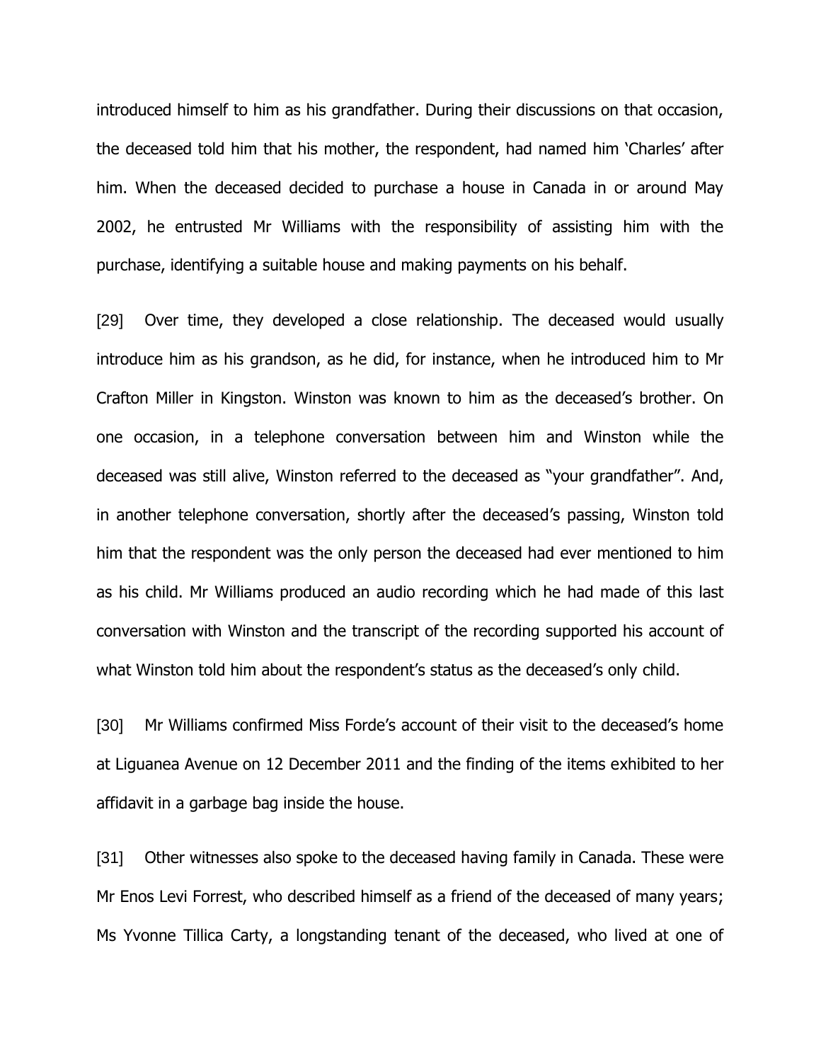introduced himself to him as his grandfather. During their discussions on that occasion, the deceased told him that his mother, the respondent, had named him 'Charles' after him. When the deceased decided to purchase a house in Canada in or around May 2002, he entrusted Mr Williams with the responsibility of assisting him with the purchase, identifying a suitable house and making payments on his behalf.

[29] Over time, they developed a close relationship. The deceased would usually introduce him as his grandson, as he did, for instance, when he introduced him to Mr Crafton Miller in Kingston. Winston was known to him as the deceased's brother. On one occasion, in a telephone conversation between him and Winston while the deceased was still alive, Winston referred to the deceased as "your grandfather". And, in another telephone conversation, shortly after the deceased's passing, Winston told him that the respondent was the only person the deceased had ever mentioned to him as his child. Mr Williams produced an audio recording which he had made of this last conversation with Winston and the transcript of the recording supported his account of what Winston told him about the respondent's status as the deceased's only child.

[30] Mr Williams confirmed Miss Forde's account of their visit to the deceased's home at Liguanea Avenue on 12 December 2011 and the finding of the items exhibited to her affidavit in a garbage bag inside the house.

[31] Other witnesses also spoke to the deceased having family in Canada. These were Mr Enos Levi Forrest, who described himself as a friend of the deceased of many years; Ms Yvonne Tillica Carty, a longstanding tenant of the deceased, who lived at one of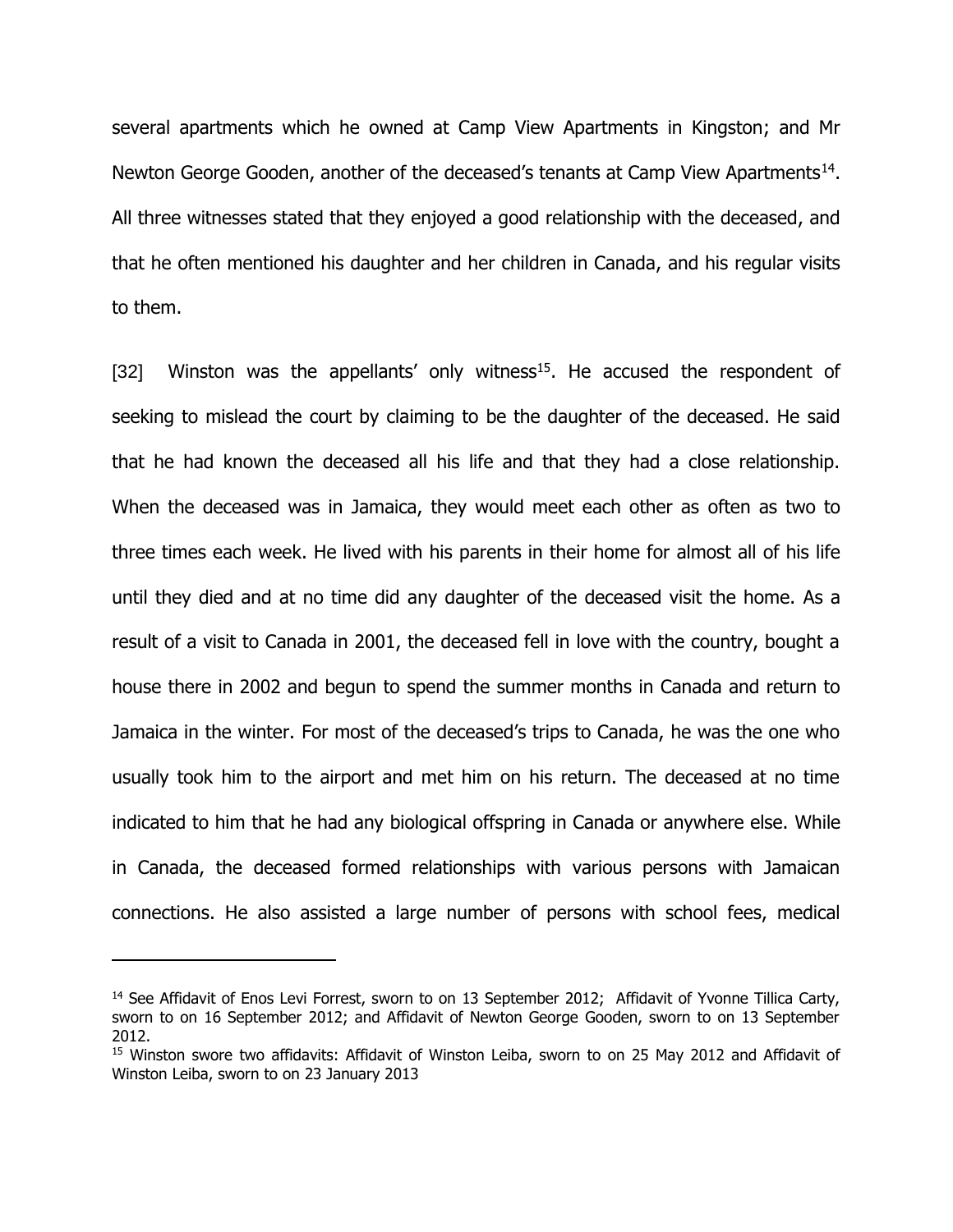several apartments which he owned at Camp View Apartments in Kingston; and Mr Newton George Gooden, another of the deceased's tenants at Camp View Apartments[14]. All three witnesses stated that they enjoyed a good relationship with the deceased, and that he often mentioned his daughter and her children in Canada, and his regular visits to them.

[32] Winston was the appellants' only witness[15]. He accused the respondent of seeking to mislead the court by claiming to be the daughter of the deceased. He said that he had known the deceased all his life and that they had a close relationship. When the deceased was in Jamaica, they would meet each other as often as two to three times each week. He lived with his parents in their home for almost all of his life until they died and at no time did any daughter of the deceased visit the home. As a result of a visit to Canada in 2001, the deceased fell in love with the country, bought a house there in 2002 and begun to spend the summer months in Canada and return to Jamaica in the winter. For most of the deceased's trips to Canada, he was the one who usually took him to the airport and met him on his return. The deceased at no time indicated to him that he had any biological offspring in Canada or anywhere else. While in Canada, the deceased formed relationships with various persons with Jamaican connections. He also assisted a large number of persons with school fees, medical

---

[14] See Affidavit of Enos Levi Forrest, sworn to on 13 September 2012; Affidavit of Yvonne Tillica Carty, sworn to on 16 September 2012; and Affidavit of Newton George Gooden, sworn to on 13 September 2012.

[15] Winston swore two affidavits: Affidavit of Winston Leiba, sworn to on 25 May 2012 and Affidavit of Winston Leiba, sworn to on 23 January 2013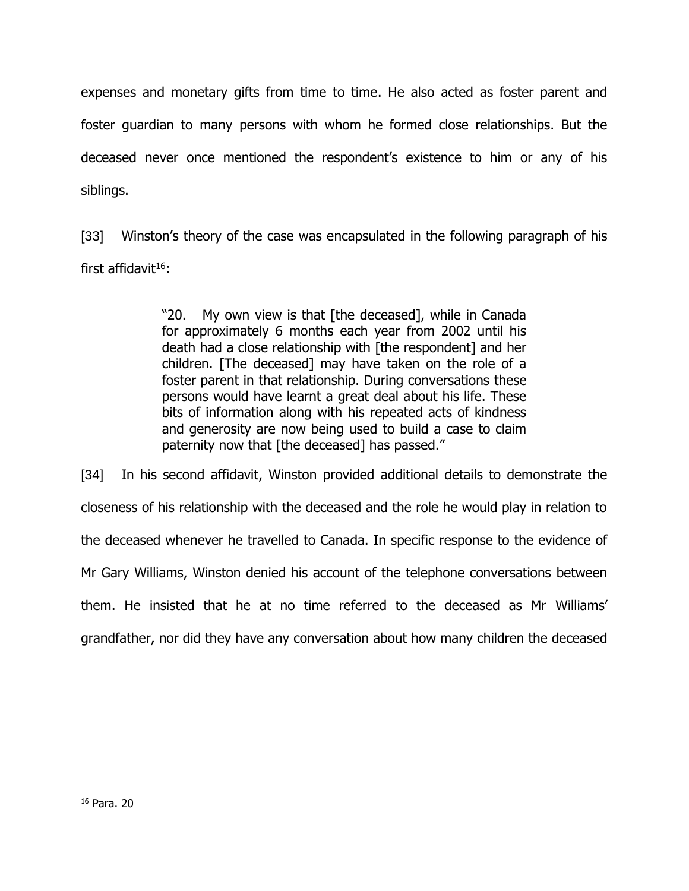expenses and monetary gifts from time to time. He also acted as foster parent and foster guardian to many persons with whom he formed close relationships. But the deceased never once mentioned the respondent's existence to him or any of his siblings.

[33] Winston's theory of the case was encapsulated in the following paragraph of his first affidavit[16]:

> "20. My own view is that [the deceased], while in Canada for approximately 6 months each year from 2002 until his death had a close relationship with [the respondent] and her children. [The deceased] may have taken on the role of a foster parent in that relationship. During conversations these persons would have learnt a great deal about his life. These bits of information along with his repeated acts of kindness and generosity are now being used to build a case to claim paternity now that [the deceased] has passed."

[34] In his second affidavit, Winston provided additional details to demonstrate the closeness of his relationship with the deceased and the role he would play in relation to the deceased whenever he travelled to Canada. In specific response to the evidence of Mr Gary Williams, Winston denied his account of the telephone conversations between them. He insisted that he at no time referred to the deceased as Mr Williams' grandfather, nor did they have any conversation about how many children the deceased

[16] Para. 20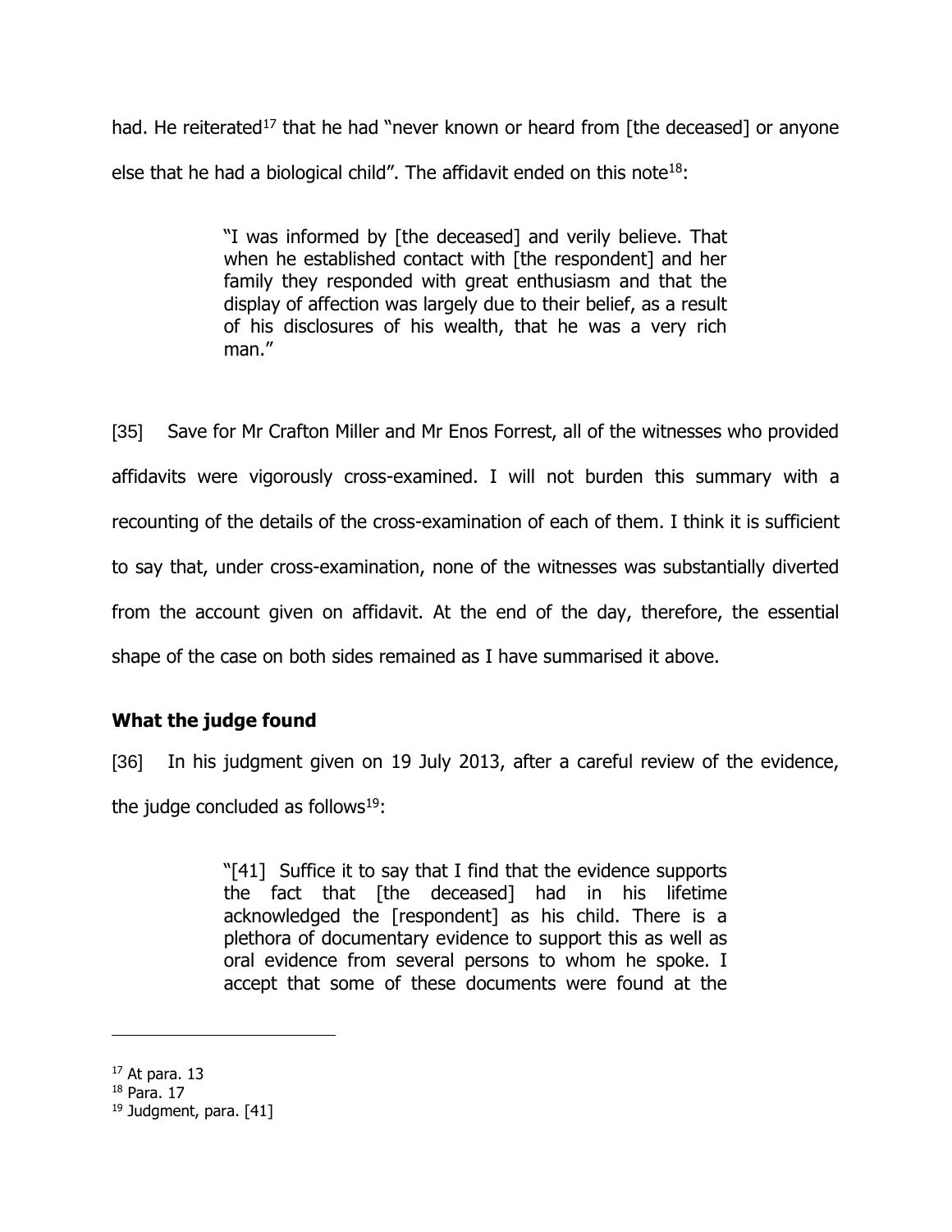had. He reiterated[17] that he had "never known or heard from [the deceased] or anyone else that he had a biological child". The affidavit ended on this note[18]:

> "I was informed by [the deceased] and verily believe. That when he established contact with [the respondent] and her family they responded with great enthusiasm and that the display of affection was largely due to their belief, as a result of his disclosures of his wealth, that he was a very rich man."

[35] Save for Mr Crafton Miller and Mr Enos Forrest, all of the witnesses who provided affidavits were vigorously cross-examined. I will not burden this summary with a recounting of the details of the cross-examination of each of them. I think it is sufficient to say that, under cross-examination, none of the witnesses was substantially diverted from the account given on affidavit. At the end of the day, therefore, the essential shape of the case on both sides remained as I have summarised it above.

**What the judge found**

[36] In his judgment given on 19 July 2013, after a careful review of the evidence, the judge concluded as follows[19]:

> "[41] Suffice it to say that I find that the evidence supports the fact that [the deceased] had in his lifetime acknowledged the [respondent] as his child. There is a plethora of documentary evidence to support this as well as oral evidence from several persons to whom he spoke. I accept that some of these documents were found at the

[17] At para. 13

[18] Para. 17

[19] Judgment, para. [41]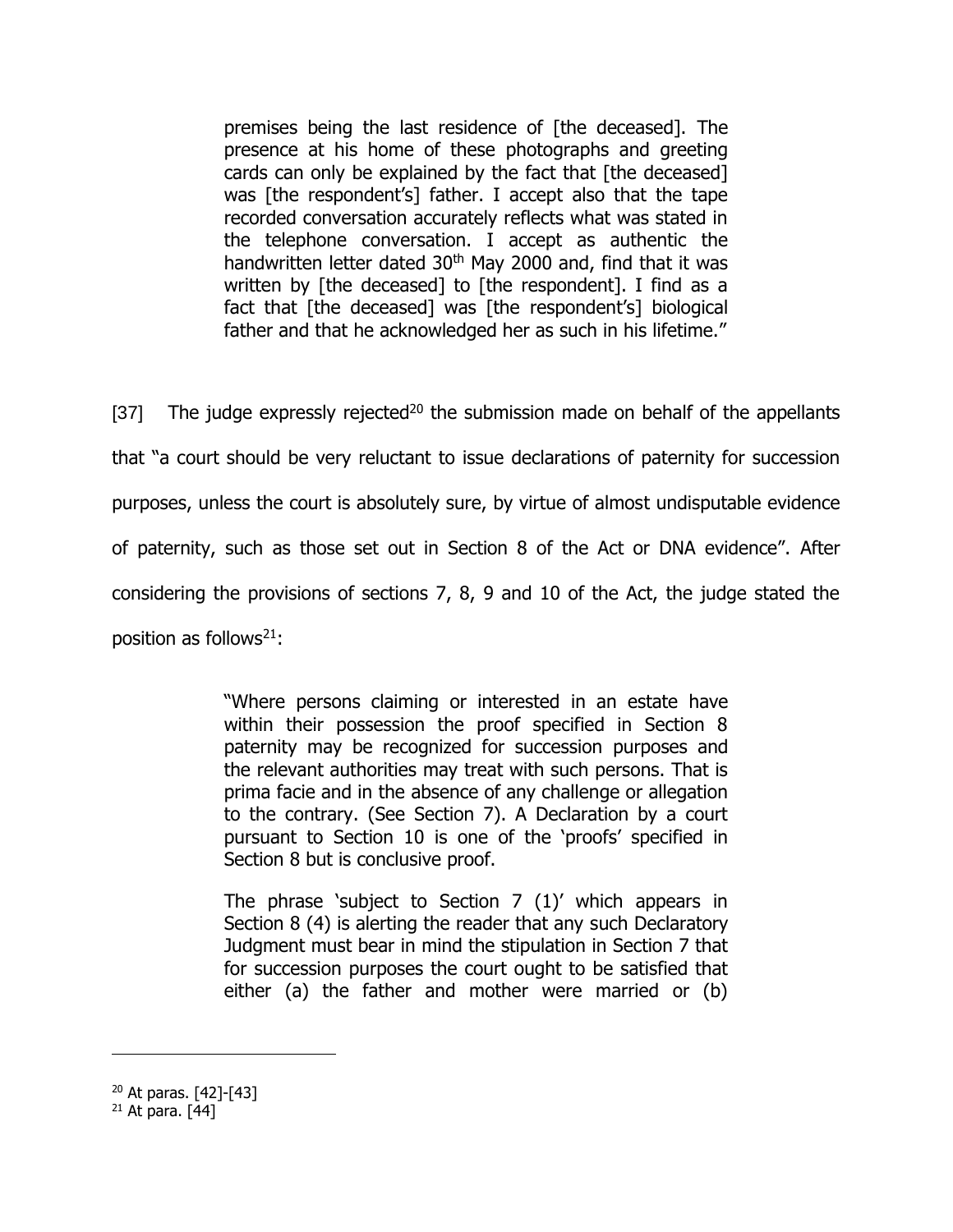> premises being the last residence of [the deceased]. The presence at his home of these photographs and greeting cards can only be explained by the fact that [the deceased] was [the respondent's] father. I accept also that the tape recorded conversation accurately reflects what was stated in the telephone conversation. I accept as authentic the handwritten letter dated 30th May 2000 and, find that it was written by [the deceased] to [the respondent]. I find as a fact that [the deceased] was [the respondent's] biological father and that he acknowledged her as such in his lifetime."

[37] The judge expressly rejected[20] the submission made on behalf of the appellants that "a court should be very reluctant to issue declarations of paternity for succession purposes, unless the court is absolutely sure, by virtue of almost undisputable evidence of paternity, such as those set out in Section 8 of the Act or DNA evidence". After considering the provisions of sections 7, 8, 9 and 10 of the Act, the judge stated the position as follows[21]:

> "Where persons claiming or interested in an estate have within their possession the proof specified in Section 8 paternity may be recognized for succession purposes and the relevant authorities may treat with such persons. That is prima facie and in the absence of any challenge or allegation to the contrary. (See Section 7). A Declaration by a court pursuant to Section 10 is one of the 'proofs' specified in Section 8 but is conclusive proof.
>
> The phrase 'subject to Section 7 (1)' which appears in Section 8 (4) is alerting the reader that any such Declaratory Judgment must bear in mind the stipulation in Section 7 that for succession purposes the court ought to be satisfied that either (a) the father and mother were married or (b)

---

[20] At paras. [42]-[43]

[21] At para. [44]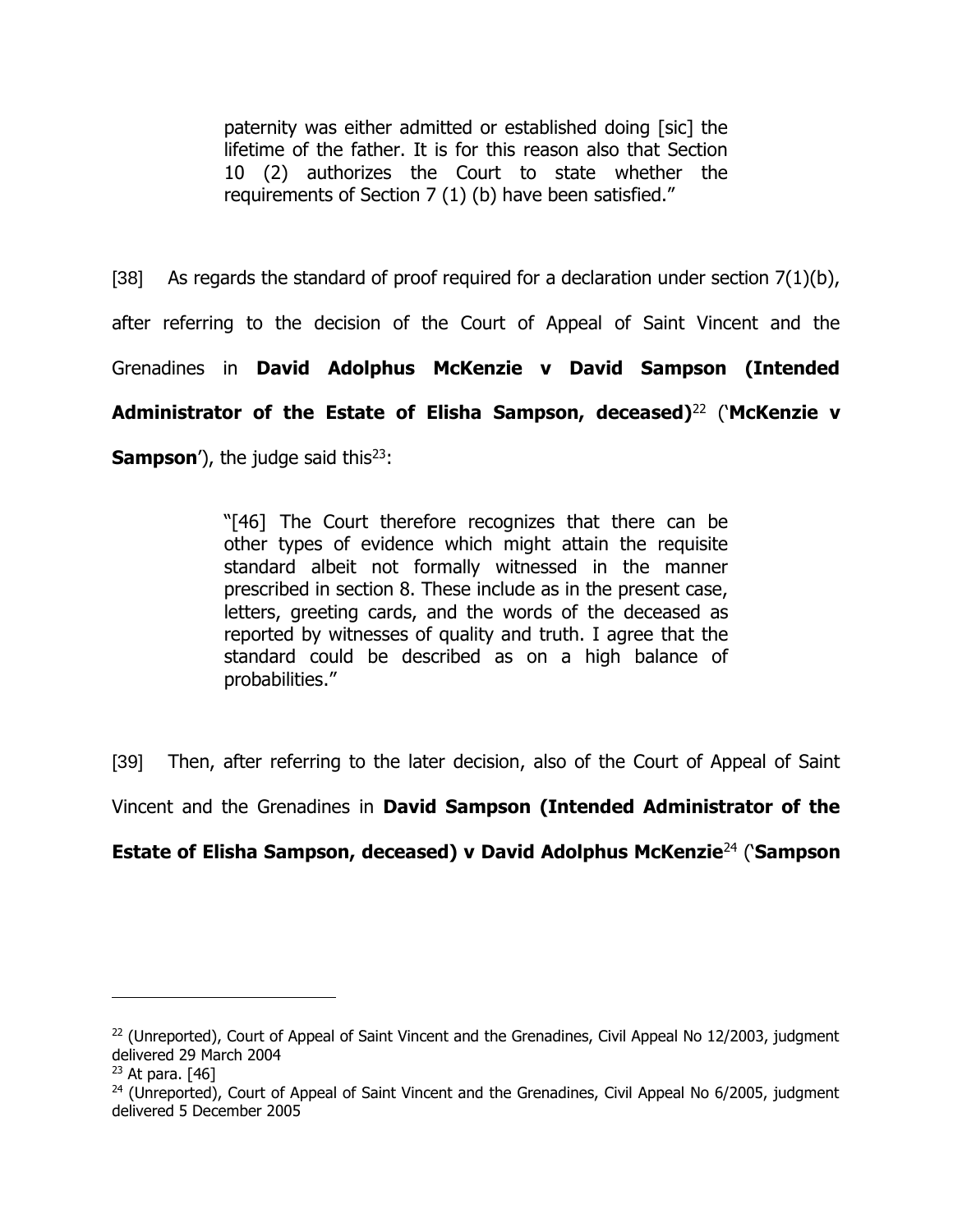> paternity was either admitted or established doing [sic] the lifetime of the father. It is for this reason also that Section 10 (2) authorizes the Court to state whether the requirements of Section 7 (1) (b) have been satisfied."

[38] As regards the standard of proof required for a declaration under section 7(1)(b), after referring to the decision of the Court of Appeal of Saint Vincent and the Grenadines in **David Adolphus McKenzie v David Sampson (Intended Administrator of the Estate of Elisha Sampson, deceased)**[22] ('**McKenzie v Sampson**'), the judge said this[23]:

> "[46] The Court therefore recognizes that there can be other types of evidence which might attain the requisite standard albeit not formally witnessed in the manner prescribed in section 8. These include as in the present case, letters, greeting cards, and the words of the deceased as reported by witnesses of quality and truth. I agree that the standard could be described as on a high balance of probabilities."

[39] Then, after referring to the later decision, also of the Court of Appeal of Saint Vincent and the Grenadines in **David Sampson (Intended Administrator of the Estate of Elisha Sampson, deceased) v David Adolphus McKenzie**[24] ('**Sampson**

---

[22] (Unreported), Court of Appeal of Saint Vincent and the Grenadines, Civil Appeal No 12/2003, judgment delivered 29 March 2004

[23] At para. [46]

[24] (Unreported), Court of Appeal of Saint Vincent and the Grenadines, Civil Appeal No 6/2005, judgment delivered 5 December 2005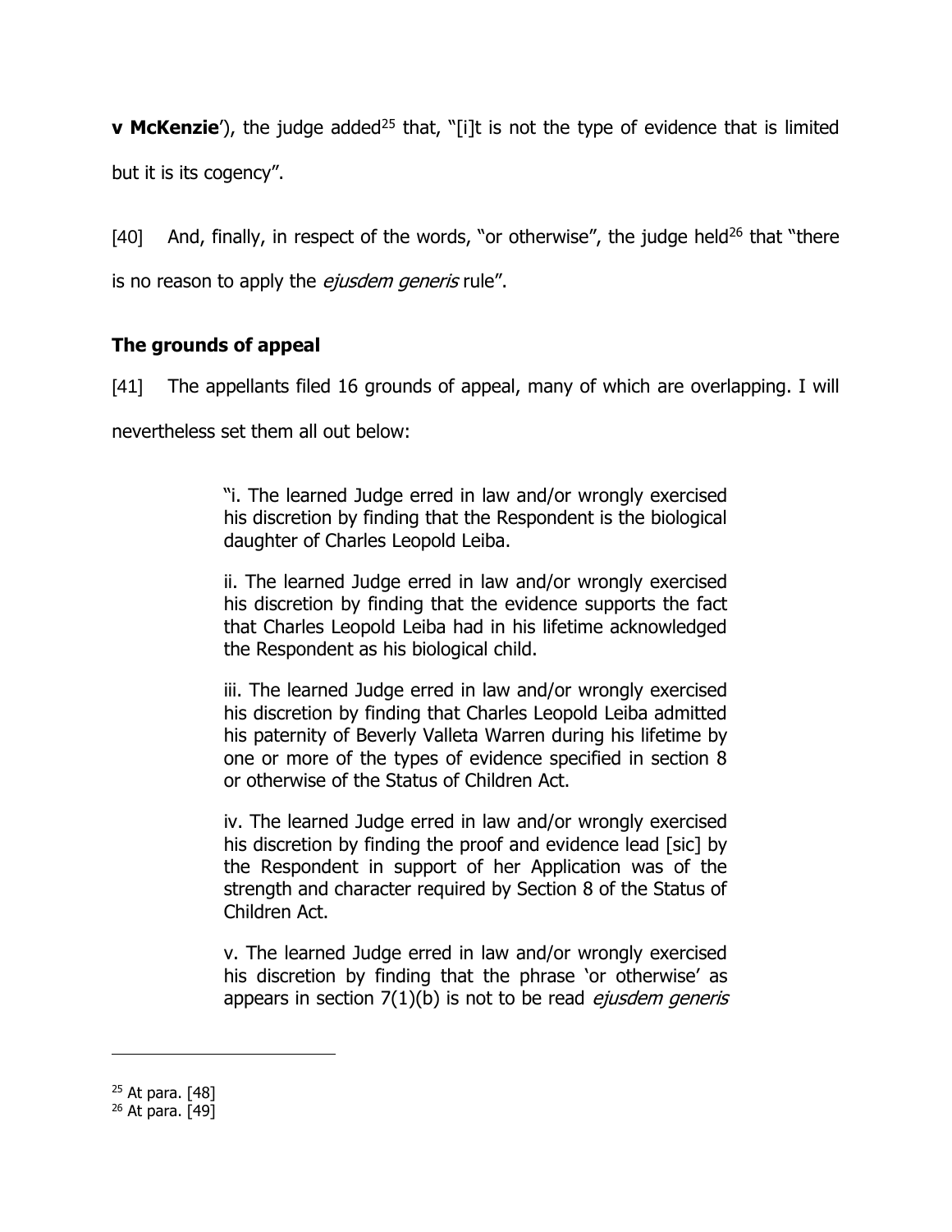**v McKenzie**'), the judge added[25] that, "[i]t is not the type of evidence that is limited but it is its cogency".

[40] And, finally, in respect of the words, "or otherwise", the judge held[26] that "there is no reason to apply the *ejusdem generis* rule".

## The grounds of appeal

[41] The appellants filed 16 grounds of appeal, many of which are overlapping. I will nevertheless set them all out below:

> "i. The learned Judge erred in law and/or wrongly exercised his discretion by finding that the Respondent is the biological daughter of Charles Leopold Leiba.
>
> ii. The learned Judge erred in law and/or wrongly exercised his discretion by finding that the evidence supports the fact that Charles Leopold Leiba had in his lifetime acknowledged the Respondent as his biological child.
>
> iii. The learned Judge erred in law and/or wrongly exercised his discretion by finding that Charles Leopold Leiba admitted his paternity of Beverly Valleta Warren during his lifetime by one or more of the types of evidence specified in section 8 or otherwise of the Status of Children Act.
>
> iv. The learned Judge erred in law and/or wrongly exercised his discretion by finding the proof and evidence lead [sic] by the Respondent in support of her Application was of the strength and character required by Section 8 of the Status of Children Act.
>
> v. The learned Judge erred in law and/or wrongly exercised his discretion by finding that the phrase 'or otherwise' as appears in section 7(1)(b) is not to be read *ejusdem generis*

---

[25] At para. [48]

[26] At para. [49]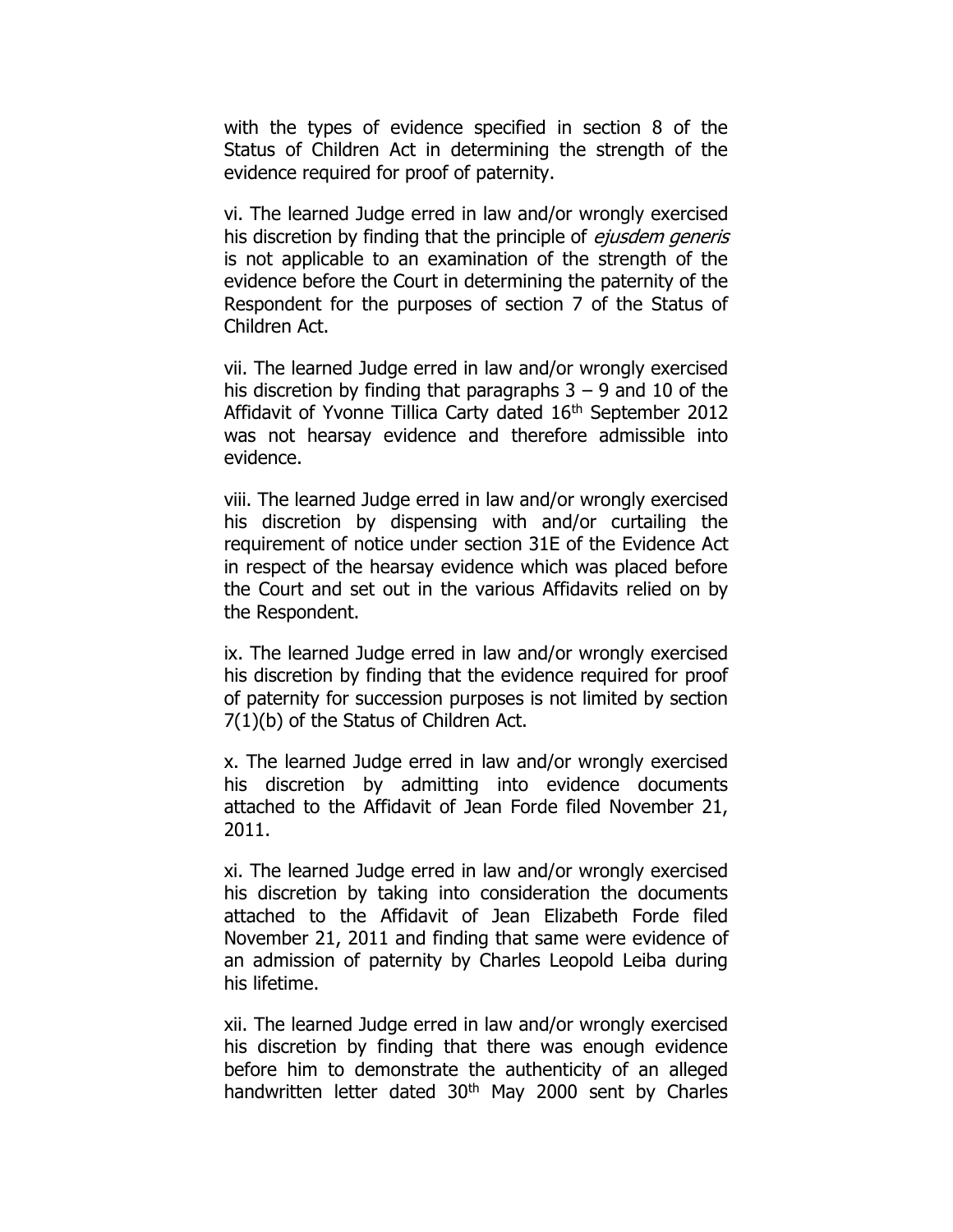with the types of evidence specified in section 8 of the Status of Children Act in determining the strength of the evidence required for proof of paternity.

vi. The learned Judge erred in law and/or wrongly exercised his discretion by finding that the principle of *ejusdem generis* is not applicable to an examination of the strength of the evidence before the Court in determining the paternity of the Respondent for the purposes of section 7 of the Status of Children Act.

vii. The learned Judge erred in law and/or wrongly exercised his discretion by finding that paragraphs 3 – 9 and 10 of the Affidavit of Yvonne Tillica Carty dated 16th September 2012 was not hearsay evidence and therefore admissible into evidence.

viii. The learned Judge erred in law and/or wrongly exercised his discretion by dispensing with and/or curtailing the requirement of notice under section 31E of the Evidence Act in respect of the hearsay evidence which was placed before the Court and set out in the various Affidavits relied on by the Respondent.

ix. The learned Judge erred in law and/or wrongly exercised his discretion by finding that the evidence required for proof of paternity for succession purposes is not limited by section 7(1)(b) of the Status of Children Act.

x. The learned Judge erred in law and/or wrongly exercised his discretion by admitting into evidence documents attached to the Affidavit of Jean Forde filed November 21, 2011.

xi. The learned Judge erred in law and/or wrongly exercised his discretion by taking into consideration the documents attached to the Affidavit of Jean Elizabeth Forde filed November 21, 2011 and finding that same were evidence of an admission of paternity by Charles Leopold Leiba during his lifetime.

xii. The learned Judge erred in law and/or wrongly exercised his discretion by finding that there was enough evidence before him to demonstrate the authenticity of an alleged handwritten letter dated 30th May 2000 sent by Charles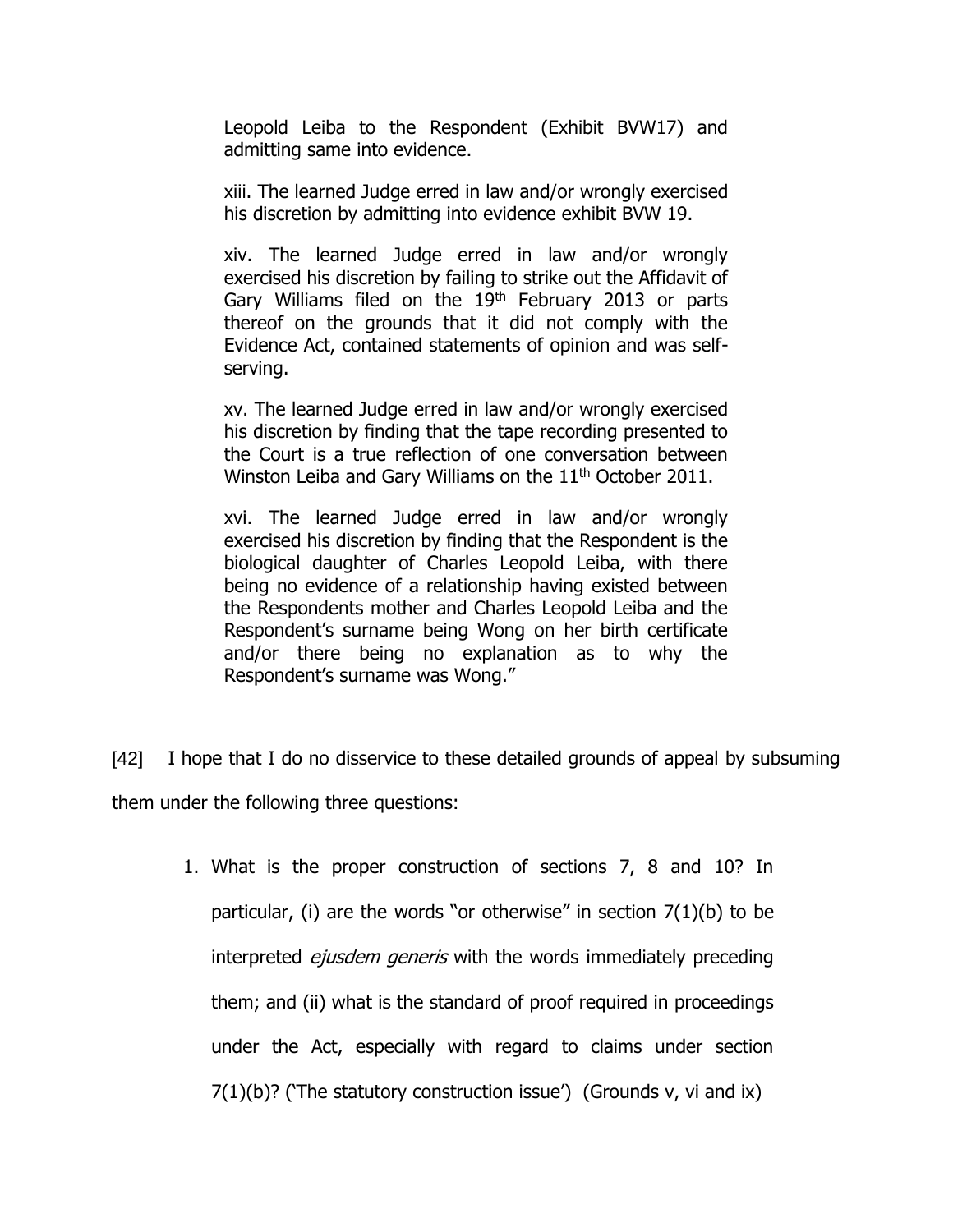> Leopold Leiba to the Respondent (Exhibit BVW17) and admitting same into evidence.
>
> xiii. The learned Judge erred in law and/or wrongly exercised his discretion by admitting into evidence exhibit BVW 19.
>
> xiv. The learned Judge erred in law and/or wrongly exercised his discretion by failing to strike out the Affidavit of Gary Williams filed on the 19th February 2013 or parts thereof on the grounds that it did not comply with the Evidence Act, contained statements of opinion and was self-serving.
>
> xv. The learned Judge erred in law and/or wrongly exercised his discretion by finding that the tape recording presented to the Court is a true reflection of one conversation between Winston Leiba and Gary Williams on the 11th October 2011.
>
> xvi. The learned Judge erred in law and/or wrongly exercised his discretion by finding that the Respondent is the biological daughter of Charles Leopold Leiba, with there being no evidence of a relationship having existed between the Respondents mother and Charles Leopold Leiba and the Respondent's surname being Wong on her birth certificate and/or there being no explanation as to why the Respondent's surname was Wong."

[42] I hope that I do no disservice to these detailed grounds of appeal by subsuming them under the following three questions:

1. What is the proper construction of sections 7, 8 and 10? In particular, (i) are the words "or otherwise" in section 7(1)(b) to be interpreted *ejusdem generis* with the words immediately preceding them; and (ii) what is the standard of proof required in proceedings under the Act, especially with regard to claims under section 7(1)(b)? ('The statutory construction issue') (Grounds v, vi and ix)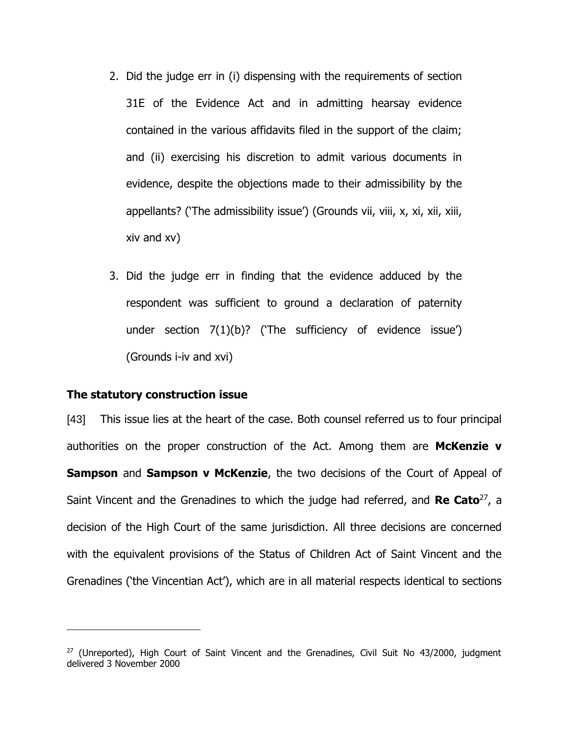2. Did the judge err in (i) dispensing with the requirements of section 31E of the Evidence Act and in admitting hearsay evidence contained in the various affidavits filed in the support of the claim; and (ii) exercising his discretion to admit various documents in evidence, despite the objections made to their admissibility by the appellants? ('The admissibility issue') (Grounds vii, viii, x, xi, xii, xiii, xiv and xv)

3. Did the judge err in finding that the evidence adduced by the respondent was sufficient to ground a declaration of paternity under section 7(1)(b)? ('The sufficiency of evidence issue') (Grounds i-iv and xvi)

**The statutory construction issue**

[43] This issue lies at the heart of the case. Both counsel referred us to four principal authorities on the proper construction of the Act. Among them are **McKenzie v Sampson** and **Sampson v McKenzie**, the two decisions of the Court of Appeal of Saint Vincent and the Grenadines to which the judge had referred, and **Re Cato**[27], a decision of the High Court of the same jurisdiction. All three decisions are concerned with the equivalent provisions of the Status of Children Act of Saint Vincent and the Grenadines ('the Vincentian Act'), which are in all material respects identical to sections

[27] (Unreported), High Court of Saint Vincent and the Grenadines, Civil Suit No 43/2000, judgment delivered 3 November 2000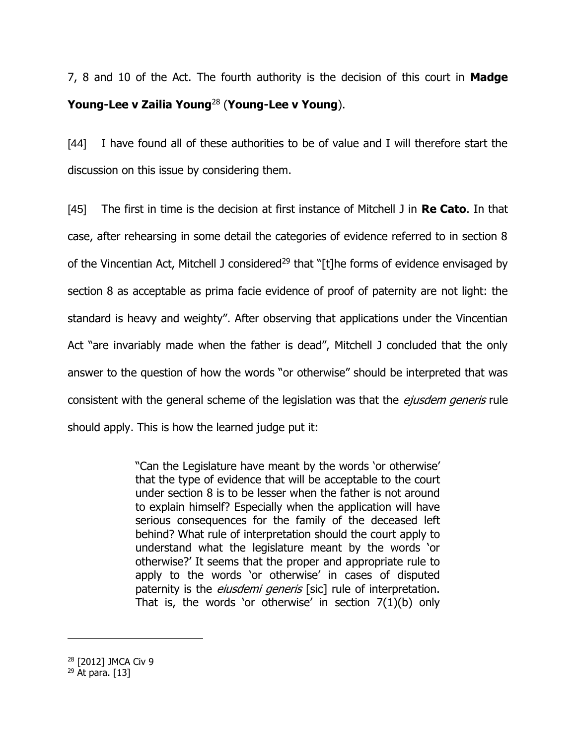7, 8 and 10 of the Act. The fourth authority is the decision of this court in **Madge Young-Lee v Zailia Young**[28] (**Young-Lee v Young**).

[44] I have found all of these authorities to be of value and I will therefore start the discussion on this issue by considering them.

[45] The first in time is the decision at first instance of Mitchell J in **Re Cato**. In that case, after rehearsing in some detail the categories of evidence referred to in section 8 of the Vincentian Act, Mitchell J considered[29] that "[t]he forms of evidence envisaged by section 8 as acceptable as prima facie evidence of proof of paternity are not light: the standard is heavy and weighty". After observing that applications under the Vincentian Act "are invariably made when the father is dead", Mitchell J concluded that the only answer to the question of how the words "or otherwise" should be interpreted that was consistent with the general scheme of the legislation was that the *ejusdem generis* rule should apply. This is how the learned judge put it:

> "Can the Legislature have meant by the words 'or otherwise' that the type of evidence that will be acceptable to the court under section 8 is to be lesser when the father is not around to explain himself? Especially when the application will have serious consequences for the family of the deceased left behind? What rule of interpretation should the court apply to understand what the legislature meant by the words 'or otherwise?' It seems that the proper and appropriate rule to apply to the words 'or otherwise' in cases of disputed paternity is the *eiusdemi generis* [sic] rule of interpretation. That is, the words 'or otherwise' in section 7(1)(b) only

[28] [2012] JMCA Civ 9

[29] At para. [13]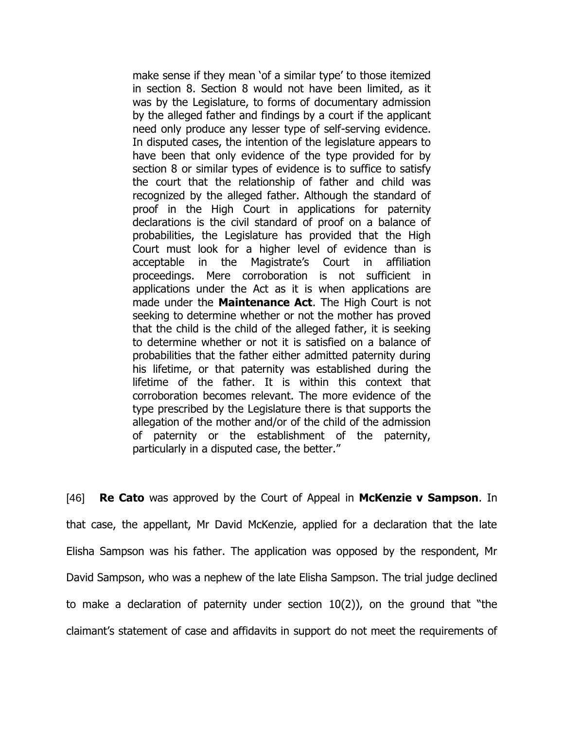> make sense if they mean 'of a similar type' to those itemized in section 8. Section 8 would not have been limited, as it was by the Legislature, to forms of documentary admission by the alleged father and findings by a court if the applicant need only produce any lesser type of self-serving evidence. In disputed cases, the intention of the legislature appears to have been that only evidence of the type provided for by section 8 or similar types of evidence is to suffice to satisfy the court that the relationship of father and child was recognized by the alleged father. Although the standard of proof in the High Court in applications for paternity declarations is the civil standard of proof on a balance of probabilities, the Legislature has provided that the High Court must look for a higher level of evidence than is acceptable in the Magistrate's Court in affiliation proceedings. Mere corroboration is not sufficient in applications under the Act as it is when applications are made under the **Maintenance Act**. The High Court is not seeking to determine whether or not the mother has proved that the child is the child of the alleged father, it is seeking to determine whether or not it is satisfied on a balance of probabilities that the father either admitted paternity during his lifetime, or that paternity was established during the lifetime of the father. It is within this context that corroboration becomes relevant. The more evidence of the type prescribed by the Legislature there is that supports the allegation of the mother and/or of the child of the admission of paternity or the establishment of the paternity, particularly in a disputed case, the better."

[46] **Re Cato** was approved by the Court of Appeal in **McKenzie v Sampson**. In that case, the appellant, Mr David McKenzie, applied for a declaration that the late Elisha Sampson was his father. The application was opposed by the respondent, Mr David Sampson, who was a nephew of the late Elisha Sampson. The trial judge declined to make a declaration of paternity under section 10(2)), on the ground that "the claimant's statement of case and affidavits in support do not meet the requirements of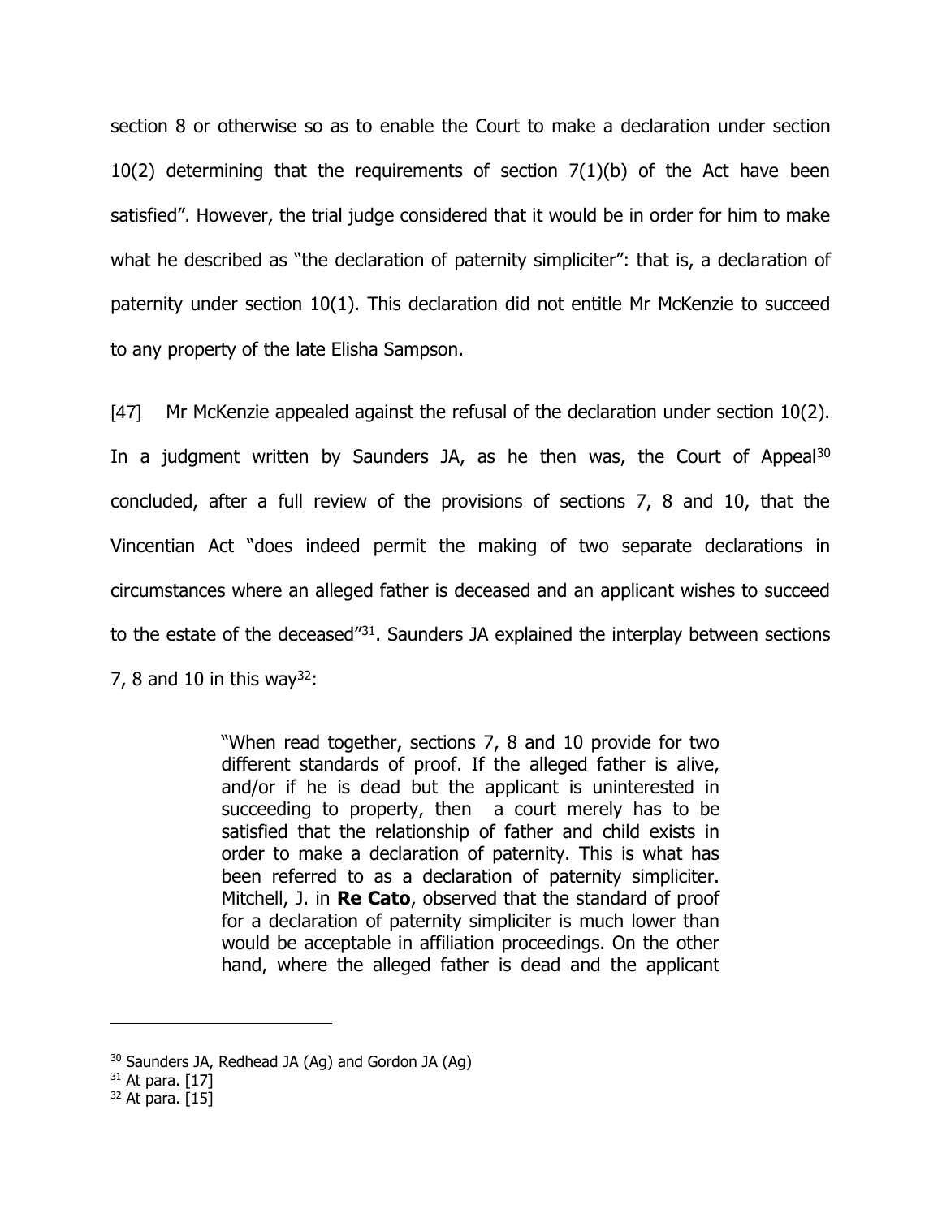section 8 or otherwise so as to enable the Court to make a declaration under section 10(2) determining that the requirements of section 7(1)(b) of the Act have been satisfied". However, the trial judge considered that it would be in order for him to make what he described as "the declaration of paternity simpliciter": that is, a declaration of paternity under section 10(1). This declaration did not entitle Mr McKenzie to succeed to any property of the late Elisha Sampson.

[47] Mr McKenzie appealed against the refusal of the declaration under section 10(2). In a judgment written by Saunders JA, as he then was, the Court of Appeal[30] concluded, after a full review of the provisions of sections 7, 8 and 10, that the Vincentian Act "does indeed permit the making of two separate declarations in circumstances where an alleged father is deceased and an applicant wishes to succeed to the estate of the deceased"[31]. Saunders JA explained the interplay between sections 7, 8 and 10 in this way[32]:

> "When read together, sections 7, 8 and 10 provide for two different standards of proof. If the alleged father is alive, and/or if he is dead but the applicant is uninterested in succeeding to property, then a court merely has to be satisfied that the relationship of father and child exists in order to make a declaration of paternity. This is what has been referred to as a declaration of paternity simpliciter. Mitchell, J. in **Re Cato**, observed that the standard of proof for a declaration of paternity simpliciter is much lower than would be acceptable in affiliation proceedings. On the other hand, where the alleged father is dead and the applicant

---

[30] Saunders JA, Redhead JA (Ag) and Gordon JA (Ag)

[31] At para. [17]

[32] At para. [15]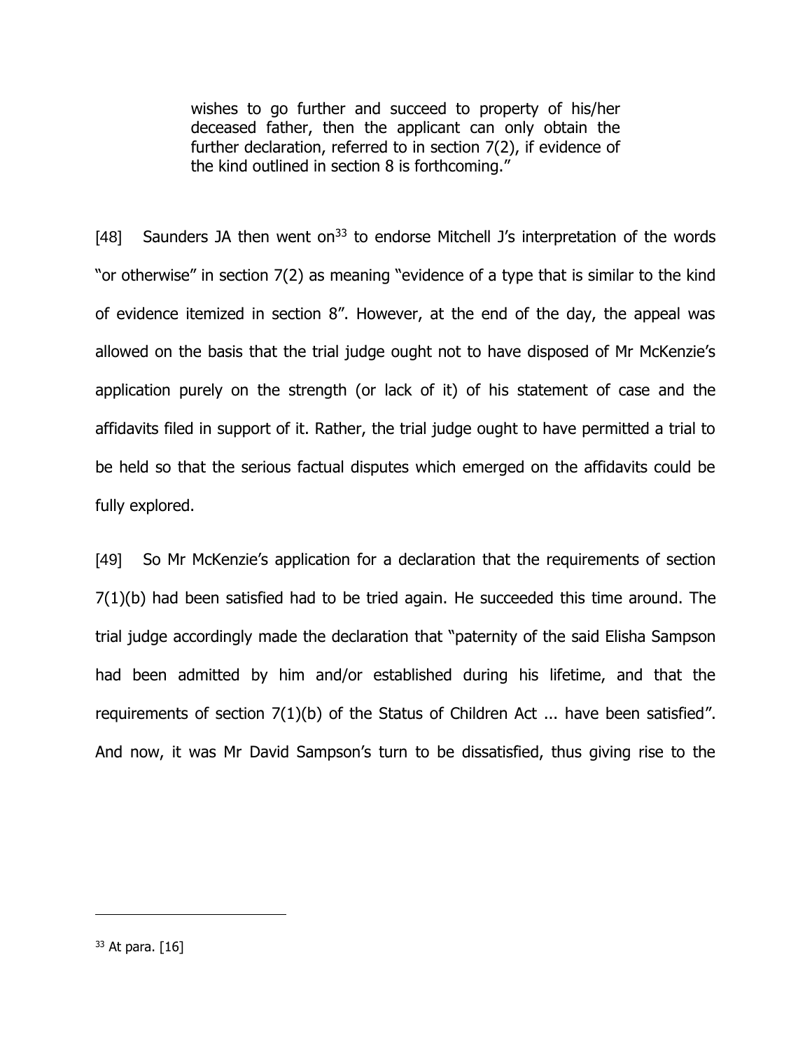> wishes to go further and succeed to property of his/her deceased father, then the applicant can only obtain the further declaration, referred to in section 7(2), if evidence of the kind outlined in section 8 is forthcoming."

[48] Saunders JA then went on[33] to endorse Mitchell J's interpretation of the words "or otherwise" in section 7(2) as meaning "evidence of a type that is similar to the kind of evidence itemized in section 8". However, at the end of the day, the appeal was allowed on the basis that the trial judge ought not to have disposed of Mr McKenzie's application purely on the strength (or lack of it) of his statement of case and the affidavits filed in support of it. Rather, the trial judge ought to have permitted a trial to be held so that the serious factual disputes which emerged on the affidavits could be fully explored.

[49] So Mr McKenzie's application for a declaration that the requirements of section 7(1)(b) had been satisfied had to be tried again. He succeeded this time around. The trial judge accordingly made the declaration that "paternity of the said Elisha Sampson had been admitted by him and/or established during his lifetime, and that the requirements of section 7(1)(b) of the Status of Children Act ... have been satisfied". And now, it was Mr David Sampson's turn to be dissatisfied, thus giving rise to the

[33] At para. [16]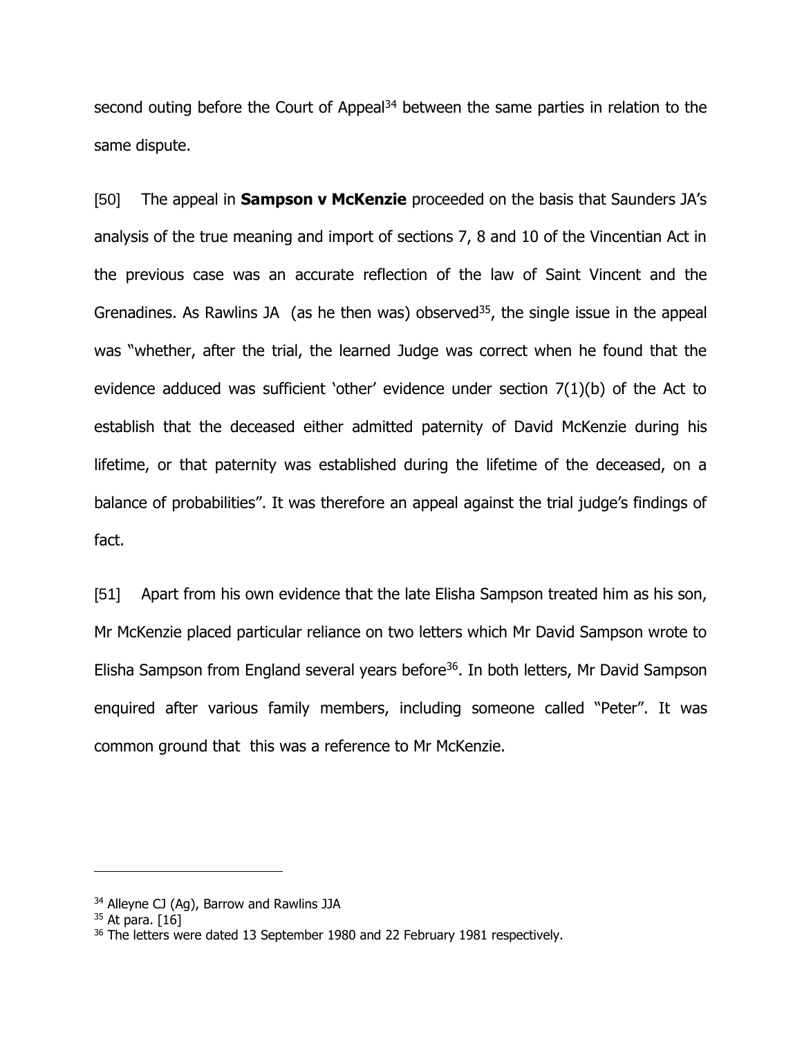second outing before the Court of Appeal[34] between the same parties in relation to the same dispute.

[50] The appeal in **Sampson v McKenzie** proceeded on the basis that Saunders JA's analysis of the true meaning and import of sections 7, 8 and 10 of the Vincentian Act in the previous case was an accurate reflection of the law of Saint Vincent and the Grenadines. As Rawlins JA (as he then was) observed[35], the single issue in the appeal was "whether, after the trial, the learned Judge was correct when he found that the evidence adduced was sufficient 'other' evidence under section 7(1)(b) of the Act to establish that the deceased either admitted paternity of David McKenzie during his lifetime, or that paternity was established during the lifetime of the deceased, on a balance of probabilities". It was therefore an appeal against the trial judge's findings of fact.

[51] Apart from his own evidence that the late Elisha Sampson treated him as his son, Mr McKenzie placed particular reliance on two letters which Mr David Sampson wrote to Elisha Sampson from England several years before[36]. In both letters, Mr David Sampson enquired after various family members, including someone called "Peter". It was common ground that this was a reference to Mr McKenzie.

---

[34] Alleyne CJ (Ag), Barrow and Rawlins JJA

[35] At para. [16]

[36] The letters were dated 13 September 1980 and 22 February 1981 respectively.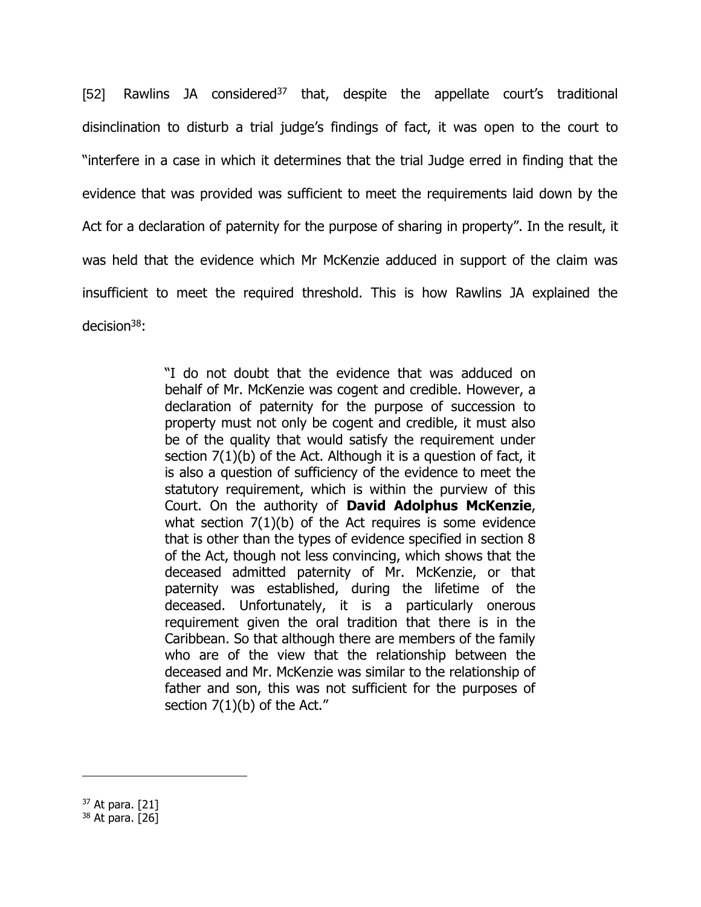[52] Rawlins JA considered[37] that, despite the appellate court's traditional disinclination to disturb a trial judge's findings of fact, it was open to the court to "interfere in a case in which it determines that the trial Judge erred in finding that the evidence that was provided was sufficient to meet the requirements laid down by the Act for a declaration of paternity for the purpose of sharing in property". In the result, it was held that the evidence which Mr McKenzie adduced in support of the claim was insufficient to meet the required threshold. This is how Rawlins JA explained the decision[38]:

> "I do not doubt that the evidence that was adduced on behalf of Mr. McKenzie was cogent and credible. However, a declaration of paternity for the purpose of succession to property must not only be cogent and credible, it must also be of the quality that would satisfy the requirement under section 7(1)(b) of the Act. Although it is a question of fact, it is also a question of sufficiency of the evidence to meet the statutory requirement, which is within the purview of this Court. On the authority of **David Adolphus McKenzie**, what section 7(1)(b) of the Act requires is some evidence that is other than the types of evidence specified in section 8 of the Act, though not less convincing, which shows that the deceased admitted paternity of Mr. McKenzie, or that paternity was established, during the lifetime of the deceased. Unfortunately, it is a particularly onerous requirement given the oral tradition that there is in the Caribbean. So that although there are members of the family who are of the view that the relationship between the deceased and Mr. McKenzie was similar to the relationship of father and son, this was not sufficient for the purposes of section 7(1)(b) of the Act."

---

[37] At para. [21]

[38] At para. [26]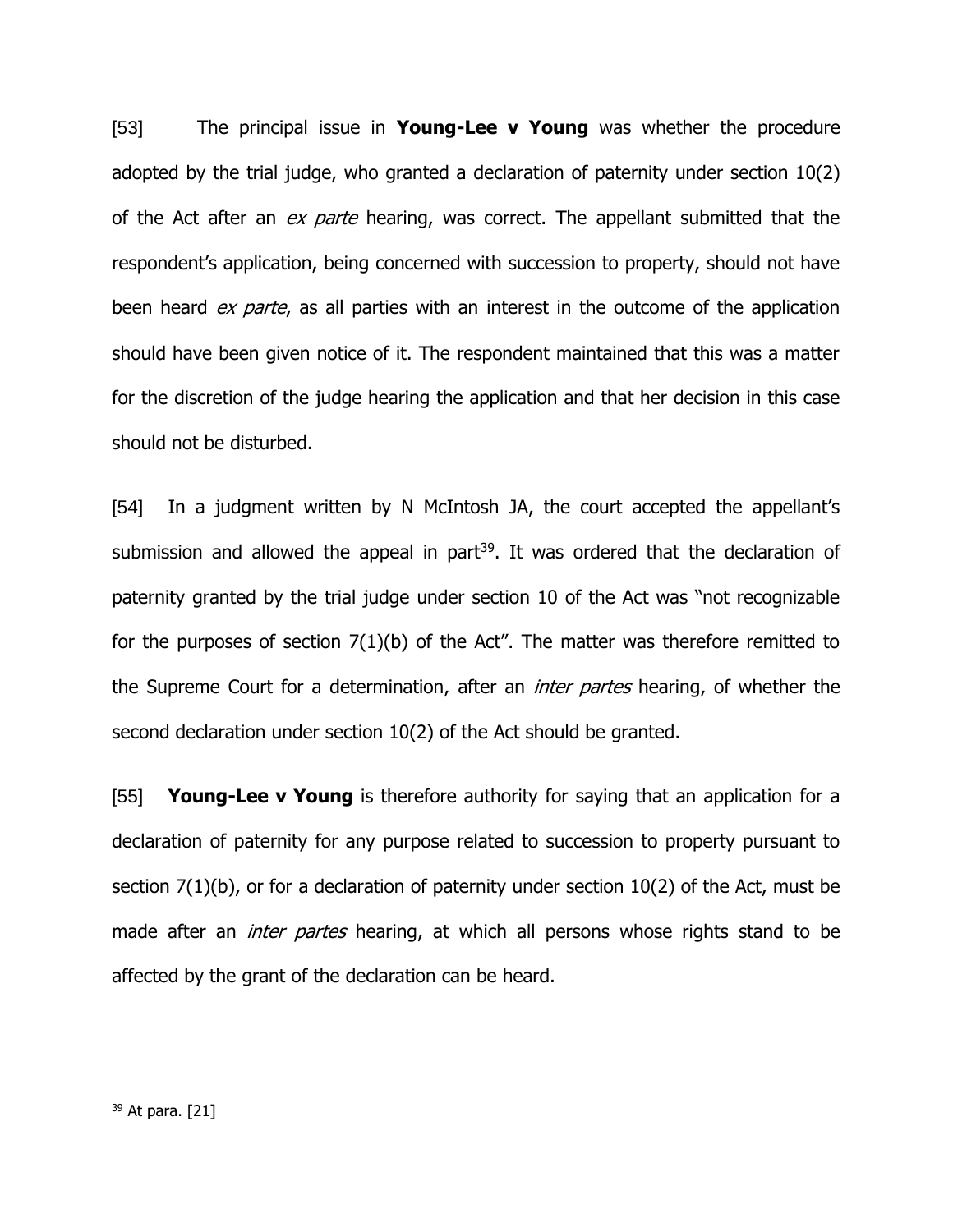[53] The principal issue in **Young-Lee v Young** was whether the procedure adopted by the trial judge, who granted a declaration of paternity under section 10(2) of the Act after an *ex parte* hearing, was correct. The appellant submitted that the respondent's application, being concerned with succession to property, should not have been heard *ex parte*, as all parties with an interest in the outcome of the application should have been given notice of it. The respondent maintained that this was a matter for the discretion of the judge hearing the application and that her decision in this case should not be disturbed.

[54] In a judgment written by N McIntosh JA, the court accepted the appellant's submission and allowed the appeal in part[39]. It was ordered that the declaration of paternity granted by the trial judge under section 10 of the Act was "not recognizable for the purposes of section 7(1)(b) of the Act". The matter was therefore remitted to the Supreme Court for a determination, after an *inter partes* hearing, of whether the second declaration under section 10(2) of the Act should be granted.

[55] **Young-Lee v Young** is therefore authority for saying that an application for a declaration of paternity for any purpose related to succession to property pursuant to section 7(1)(b), or for a declaration of paternity under section 10(2) of the Act, must be made after an *inter partes* hearing, at which all persons whose rights stand to be affected by the grant of the declaration can be heard.

---

[39] At para. [21]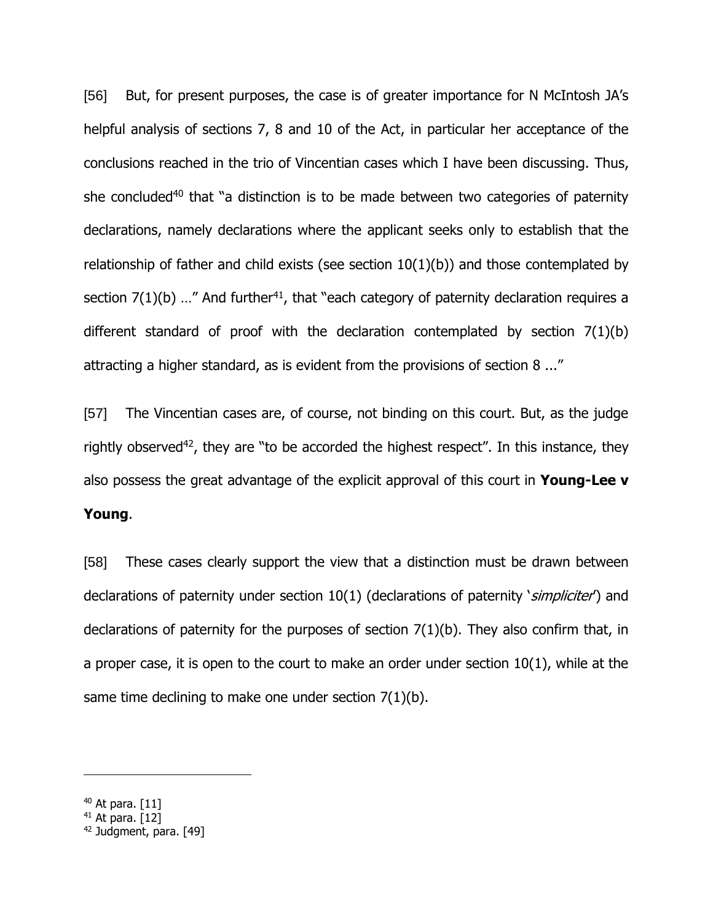[56] But, for present purposes, the case is of greater importance for N McIntosh JA's helpful analysis of sections 7, 8 and 10 of the Act, in particular her acceptance of the conclusions reached in the trio of Vincentian cases which I have been discussing. Thus, she concluded[40] that "a distinction is to be made between two categories of paternity declarations, namely declarations where the applicant seeks only to establish that the relationship of father and child exists (see section 10(1)(b)) and those contemplated by section 7(1)(b) …" And further[41], that "each category of paternity declaration requires a different standard of proof with the declaration contemplated by section 7(1)(b) attracting a higher standard, as is evident from the provisions of section 8 ..."

[57] The Vincentian cases are, of course, not binding on this court. But, as the judge rightly observed[42], they are "to be accorded the highest respect". In this instance, they also possess the great advantage of the explicit approval of this court in **Young-Lee v Young**.

[58] These cases clearly support the view that a distinction must be drawn between declarations of paternity under section 10(1) (declarations of paternity '*simpliciter*') and declarations of paternity for the purposes of section 7(1)(b). They also confirm that, in a proper case, it is open to the court to make an order under section 10(1), while at the same time declining to make one under section 7(1)(b).

---

[40] At para. [11]
[41] At para. [12]
[42] Judgment, para. [49]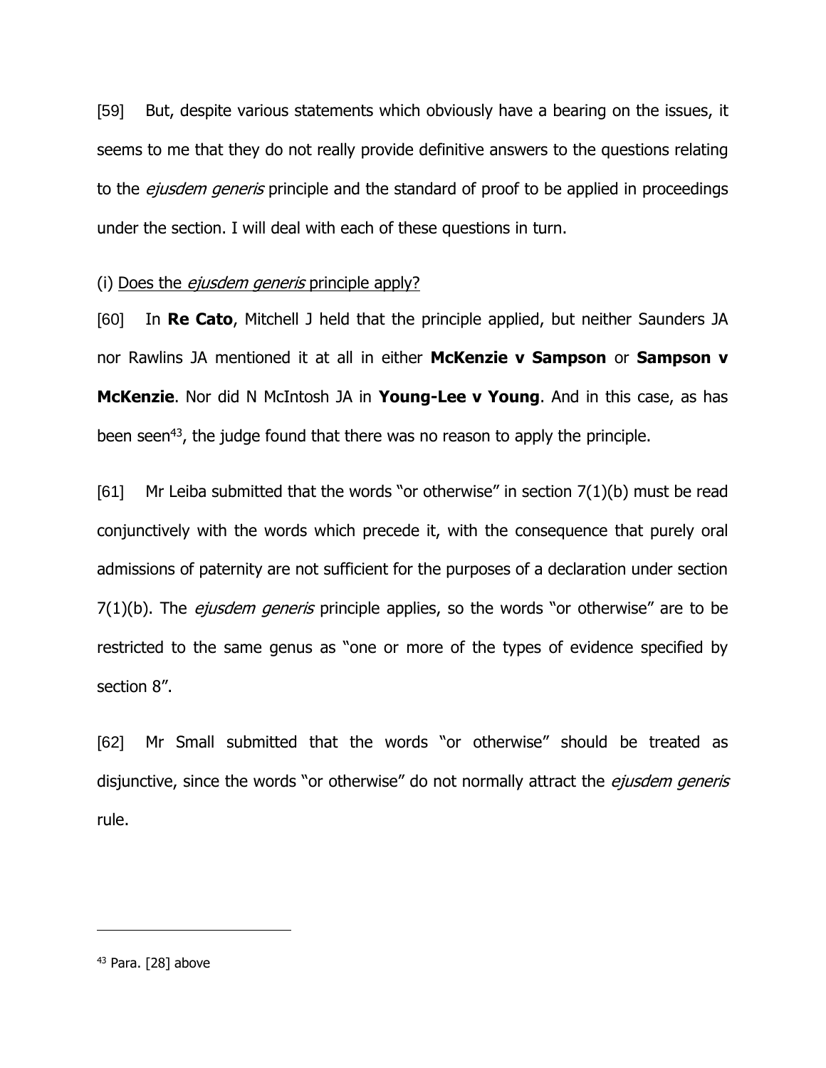[59] But, despite various statements which obviously have a bearing on the issues, it seems to me that they do not really provide definitive answers to the questions relating to the *ejusdem generis* principle and the standard of proof to be applied in proceedings under the section. I will deal with each of these questions in turn.

(i) Does the *ejusdem generis* principle apply?

[60] In **Re Cato**, Mitchell J held that the principle applied, but neither Saunders JA nor Rawlins JA mentioned it at all in either **McKenzie v Sampson** or **Sampson v McKenzie**. Nor did N McIntosh JA in **Young-Lee v Young**. And in this case, as has been seen[43], the judge found that there was no reason to apply the principle.

[61] Mr Leiba submitted that the words "or otherwise" in section 7(1)(b) must be read conjunctively with the words which precede it, with the consequence that purely oral admissions of paternity are not sufficient for the purposes of a declaration under section 7(1)(b). The *ejusdem generis* principle applies, so the words "or otherwise" are to be restricted to the same genus as "one or more of the types of evidence specified by section 8".

[62] Mr Small submitted that the words "or otherwise" should be treated as disjunctive, since the words "or otherwise" do not normally attract the *ejusdem generis* rule.

---

[43] Para. [28] above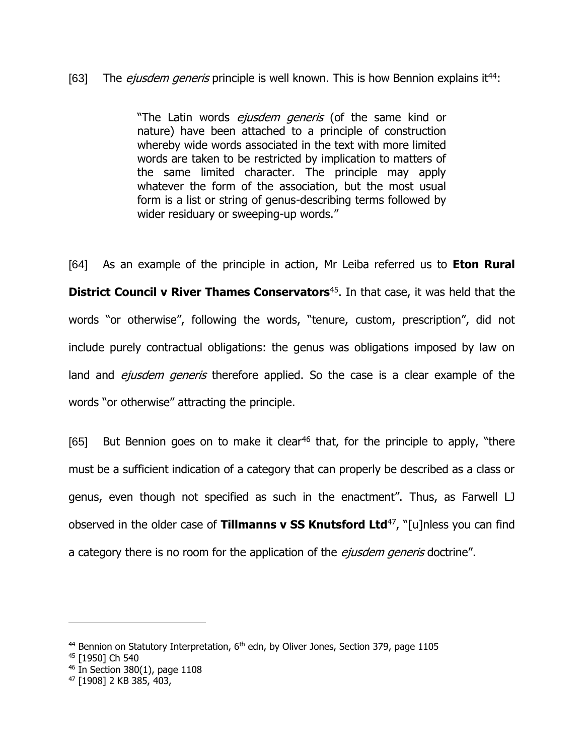[63] The *ejusdem generis* principle is well known. This is how Bennion explains it[44]:

> "The Latin words *ejusdem generis* (of the same kind or nature) have been attached to a principle of construction whereby wide words associated in the text with more limited words are taken to be restricted by implication to matters of the same limited character. The principle may apply whatever the form of the association, but the most usual form is a list or string of genus-describing terms followed by wider residuary or sweeping-up words."

[64] As an example of the principle in action, Mr Leiba referred us to **Eton Rural District Council v River Thames Conservators**[45]. In that case, it was held that the words "or otherwise", following the words, "tenure, custom, prescription", did not include purely contractual obligations: the genus was obligations imposed by law on land and *ejusdem generis* therefore applied. So the case is a clear example of the words "or otherwise" attracting the principle.

[65] But Bennion goes on to make it clear[46] that, for the principle to apply, "there must be a sufficient indication of a category that can properly be described as a class or genus, even though not specified as such in the enactment". Thus, as Farwell LJ observed in the older case of **Tillmanns v SS Knutsford Ltd**[47], "[u]nless you can find a category there is no room for the application of the *ejusdem generis* doctrine".

---

[44] Bennion on Statutory Interpretation, 6th edn, by Oliver Jones, Section 379, page 1105

[45] [1950] Ch 540

[46] In Section 380(1), page 1108

[47] [1908] 2 KB 385, 403,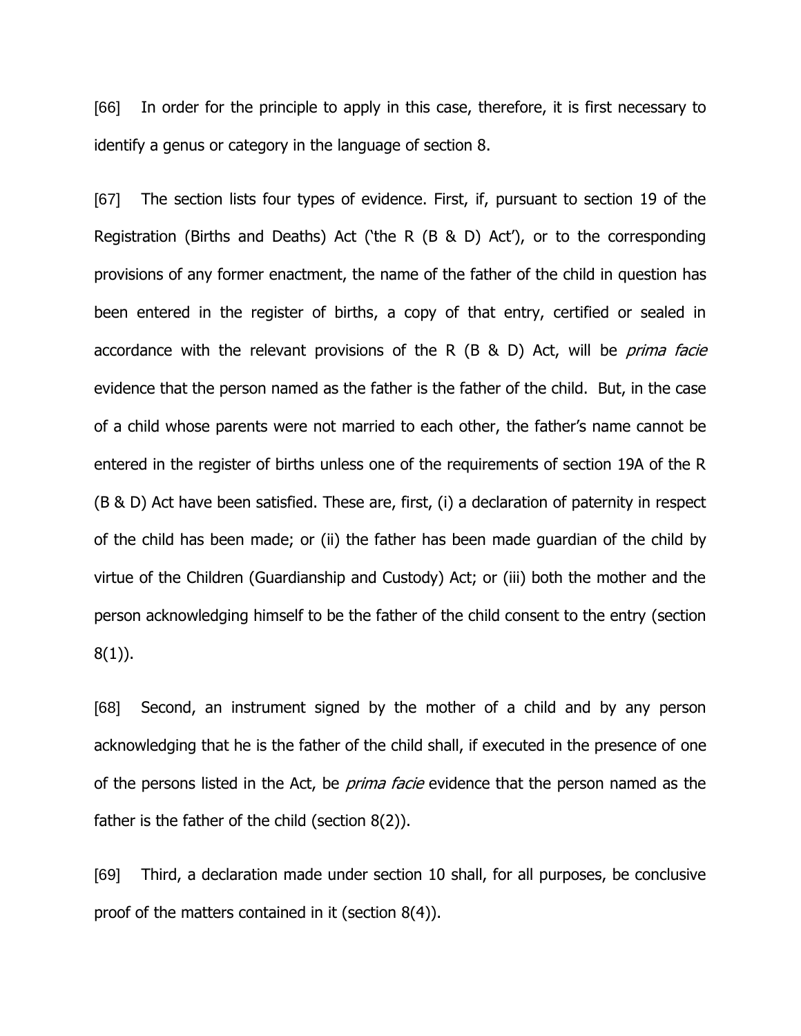[66] In order for the principle to apply in this case, therefore, it is first necessary to identify a genus or category in the language of section 8.

[67] The section lists four types of evidence. First, if, pursuant to section 19 of the Registration (Births and Deaths) Act ('the R (B & D) Act'), or to the corresponding provisions of any former enactment, the name of the father of the child in question has been entered in the register of births, a copy of that entry, certified or sealed in accordance with the relevant provisions of the R (B & D) Act, will be *prima facie* evidence that the person named as the father is the father of the child. But, in the case of a child whose parents were not married to each other, the father's name cannot be entered in the register of births unless one of the requirements of section 19A of the R (B & D) Act have been satisfied. These are, first, (i) a declaration of paternity in respect of the child has been made; or (ii) the father has been made guardian of the child by virtue of the Children (Guardianship and Custody) Act; or (iii) both the mother and the person acknowledging himself to be the father of the child consent to the entry (section 8(1)).

[68] Second, an instrument signed by the mother of a child and by any person acknowledging that he is the father of the child shall, if executed in the presence of one of the persons listed in the Act, be *prima facie* evidence that the person named as the father is the father of the child (section 8(2)).

[69] Third, a declaration made under section 10 shall, for all purposes, be conclusive proof of the matters contained in it (section 8(4)).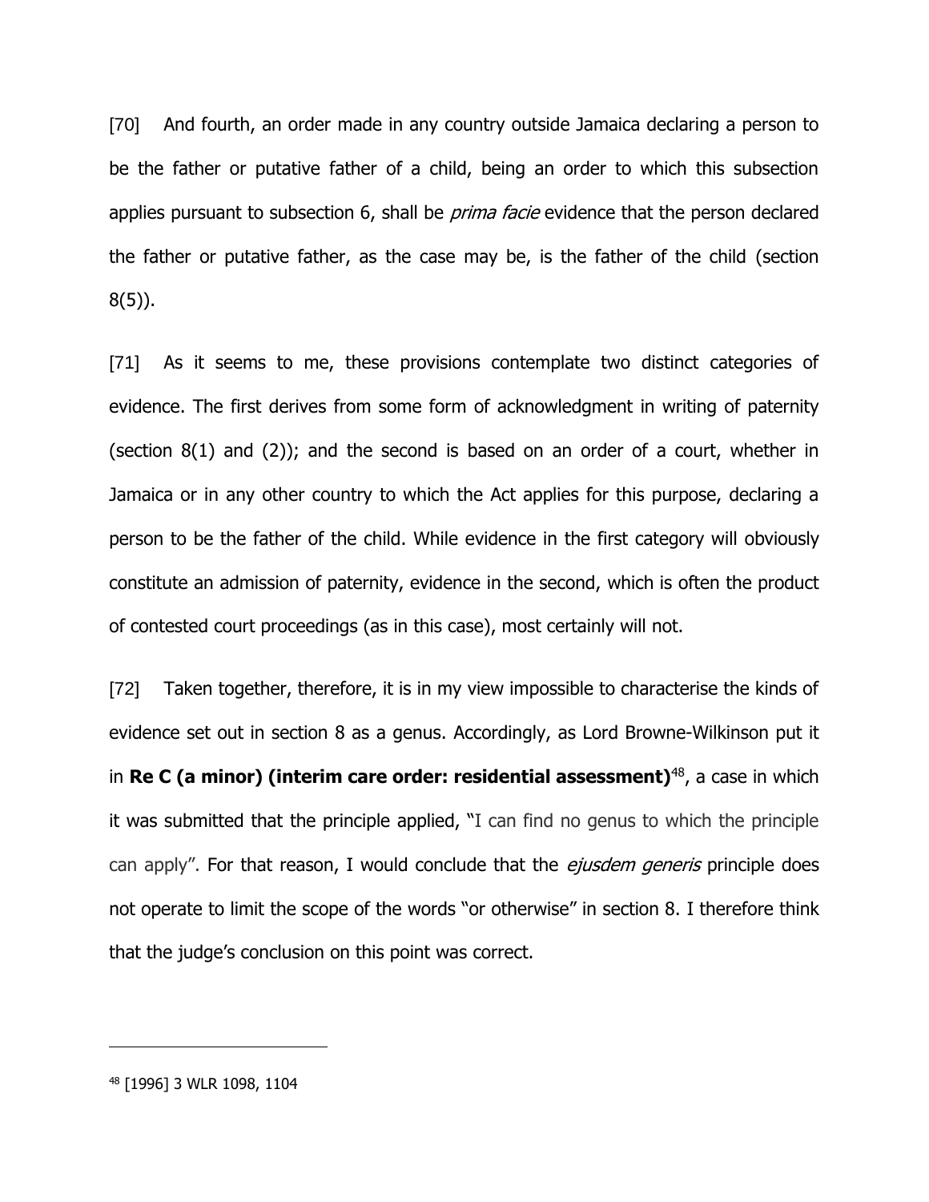[70] And fourth, an order made in any country outside Jamaica declaring a person to be the father or putative father of a child, being an order to which this subsection applies pursuant to subsection 6, shall be *prima facie* evidence that the person declared the father or putative father, as the case may be, is the father of the child (section 8(5)).

[71] As it seems to me, these provisions contemplate two distinct categories of evidence. The first derives from some form of acknowledgment in writing of paternity (section 8(1) and (2)); and the second is based on an order of a court, whether in Jamaica or in any other country to which the Act applies for this purpose, declaring a person to be the father of the child. While evidence in the first category will obviously constitute an admission of paternity, evidence in the second, which is often the product of contested court proceedings (as in this case), most certainly will not.

[72] Taken together, therefore, it is in my view impossible to characterise the kinds of evidence set out in section 8 as a genus. Accordingly, as Lord Browne-Wilkinson put it in **Re C (a minor) (interim care order: residential assessment)**[48], a case in which it was submitted that the principle applied, "I can find no genus to which the principle can apply". For that reason, I would conclude that the *ejusdem generis* principle does not operate to limit the scope of the words "or otherwise" in section 8. I therefore think that the judge's conclusion on this point was correct.

---

[48] [1996] 3 WLR 1098, 1104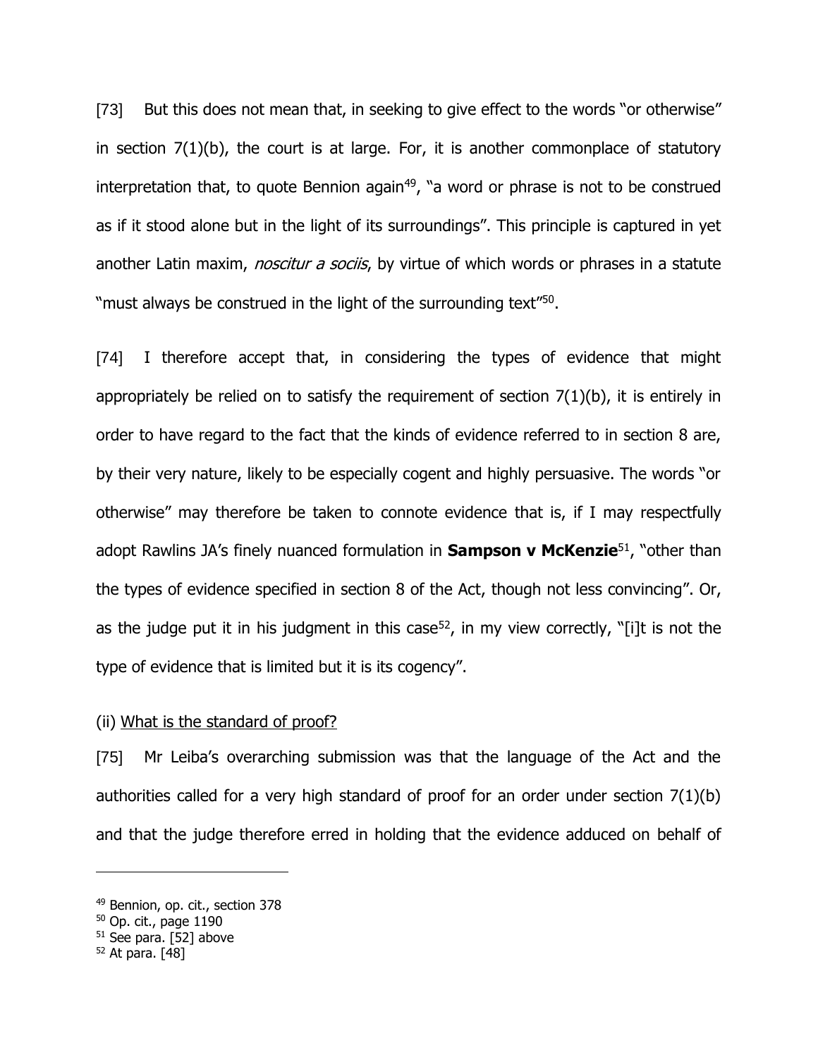[73] But this does not mean that, in seeking to give effect to the words "or otherwise" in section 7(1)(b), the court is at large. For, it is another commonplace of statutory interpretation that, to quote Bennion again[49], "a word or phrase is not to be construed as if it stood alone but in the light of its surroundings". This principle is captured in yet another Latin maxim, *noscitur a sociis*, by virtue of which words or phrases in a statute "must always be construed in the light of the surrounding text"[50].

[74] I therefore accept that, in considering the types of evidence that might appropriately be relied on to satisfy the requirement of section 7(1)(b), it is entirely in order to have regard to the fact that the kinds of evidence referred to in section 8 are, by their very nature, likely to be especially cogent and highly persuasive. The words "or otherwise" may therefore be taken to connote evidence that is, if I may respectfully adopt Rawlins JA's finely nuanced formulation in **Sampson v McKenzie**[51], "other than the types of evidence specified in section 8 of the Act, though not less convincing". Or, as the judge put it in his judgment in this case[52], in my view correctly, "[i]t is not the type of evidence that is limited but it is its cogency".

(ii) <u>What is the standard of proof?</u>

[75] Mr Leiba's overarching submission was that the language of the Act and the authorities called for a very high standard of proof for an order under section 7(1)(b) and that the judge therefore erred in holding that the evidence adduced on behalf of

---

[49] Bennion, op. cit., section 378

[50] Op. cit., page 1190

[51] See para. [52] above

[52] At para. [48]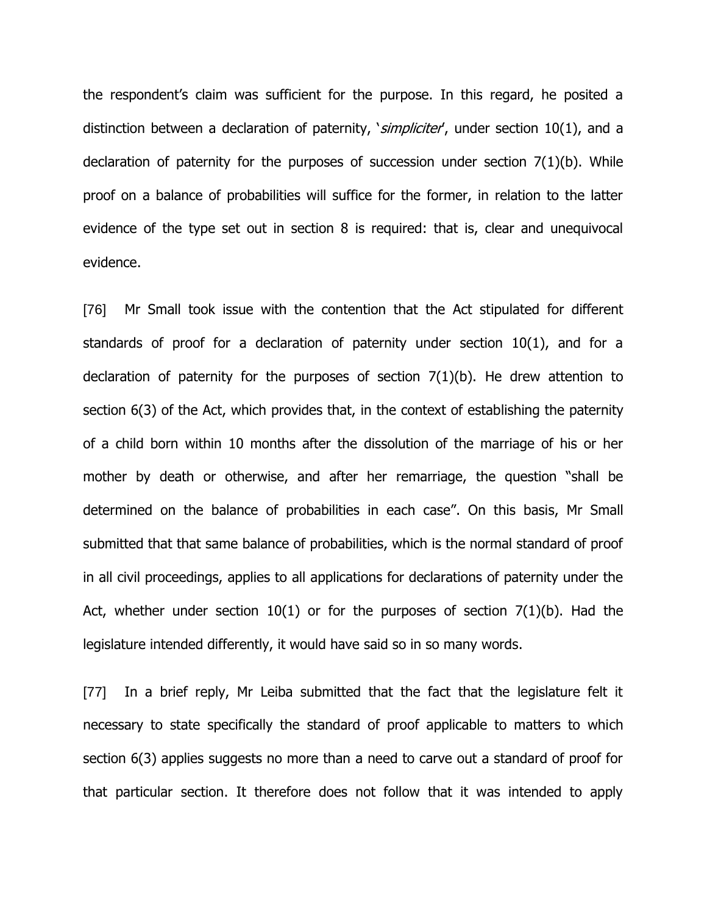the respondent's claim was sufficient for the purpose. In this regard, he posited a distinction between a declaration of paternity, '*simpliciter*', under section 10(1), and a declaration of paternity for the purposes of succession under section 7(1)(b). While proof on a balance of probabilities will suffice for the former, in relation to the latter evidence of the type set out in section 8 is required: that is, clear and unequivocal evidence.

[76] Mr Small took issue with the contention that the Act stipulated for different standards of proof for a declaration of paternity under section 10(1), and for a declaration of paternity for the purposes of section 7(1)(b). He drew attention to section 6(3) of the Act, which provides that, in the context of establishing the paternity of a child born within 10 months after the dissolution of the marriage of his or her mother by death or otherwise, and after her remarriage, the question "shall be determined on the balance of probabilities in each case". On this basis, Mr Small submitted that that same balance of probabilities, which is the normal standard of proof in all civil proceedings, applies to all applications for declarations of paternity under the Act, whether under section 10(1) or for the purposes of section 7(1)(b). Had the legislature intended differently, it would have said so in so many words.

[77] In a brief reply, Mr Leiba submitted that the fact that the legislature felt it necessary to state specifically the standard of proof applicable to matters to which section 6(3) applies suggests no more than a need to carve out a standard of proof for that particular section. It therefore does not follow that it was intended to apply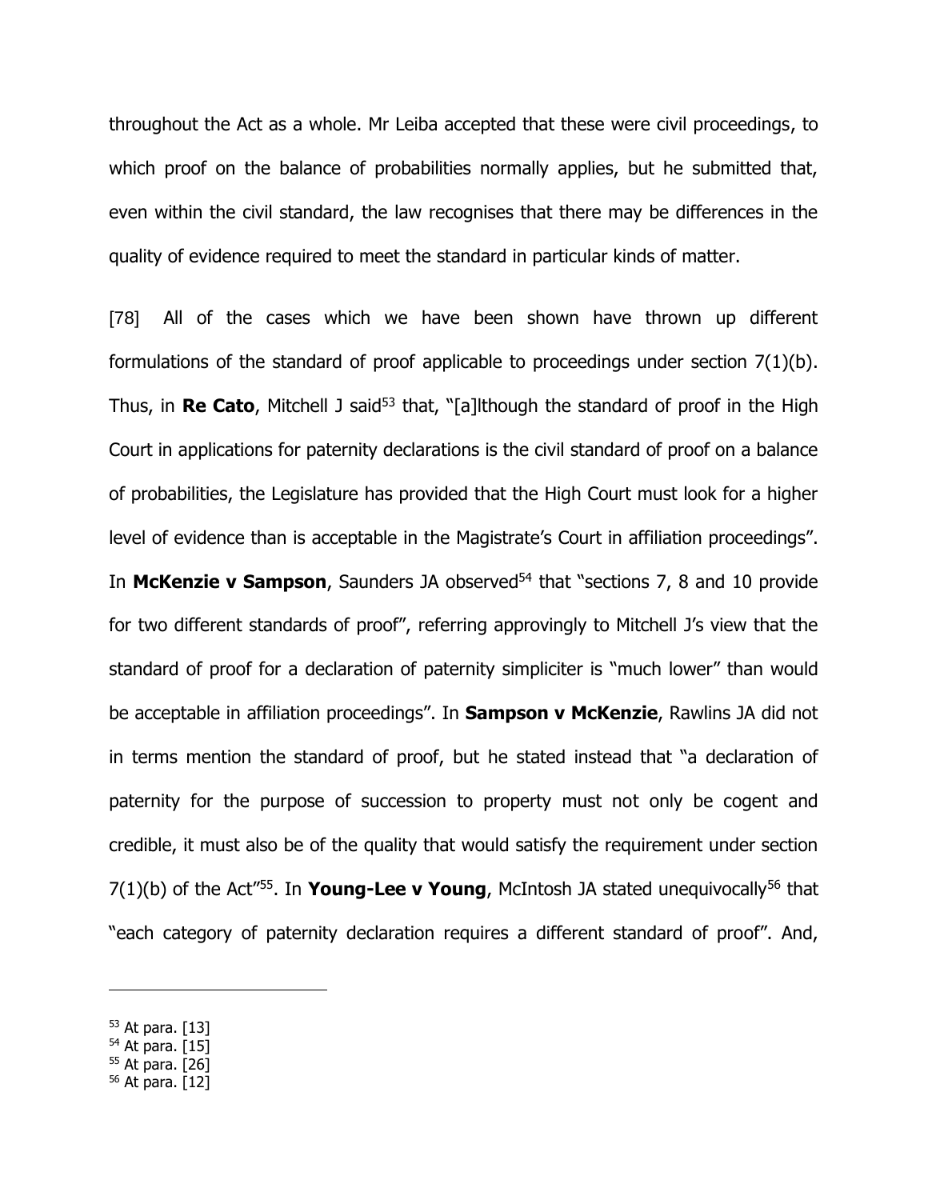throughout the Act as a whole. Mr Leiba accepted that these were civil proceedings, to which proof on the balance of probabilities normally applies, but he submitted that, even within the civil standard, the law recognises that there may be differences in the quality of evidence required to meet the standard in particular kinds of matter.

[78] All of the cases which we have been shown have thrown up different formulations of the standard of proof applicable to proceedings under section 7(1)(b). Thus, in **Re Cato**, Mitchell J said[53] that, "[a]lthough the standard of proof in the High Court in applications for paternity declarations is the civil standard of proof on a balance of probabilities, the Legislature has provided that the High Court must look for a higher level of evidence than is acceptable in the Magistrate's Court in affiliation proceedings". In **McKenzie v Sampson**, Saunders JA observed[54] that "sections 7, 8 and 10 provide for two different standards of proof", referring approvingly to Mitchell J's view that the standard of proof for a declaration of paternity simpliciter is "much lower" than would be acceptable in affiliation proceedings". In **Sampson v McKenzie**, Rawlins JA did not in terms mention the standard of proof, but he stated instead that "a declaration of paternity for the purpose of succession to property must not only be cogent and credible, it must also be of the quality that would satisfy the requirement under section 7(1)(b) of the Act"[55]. In **Young-Lee v Young**, McIntosh JA stated unequivocally[56] that "each category of paternity declaration requires a different standard of proof". And,

---

[53] At para. [13]
[54] At para. [15]
[55] At para. [26]
[56] At para. [12]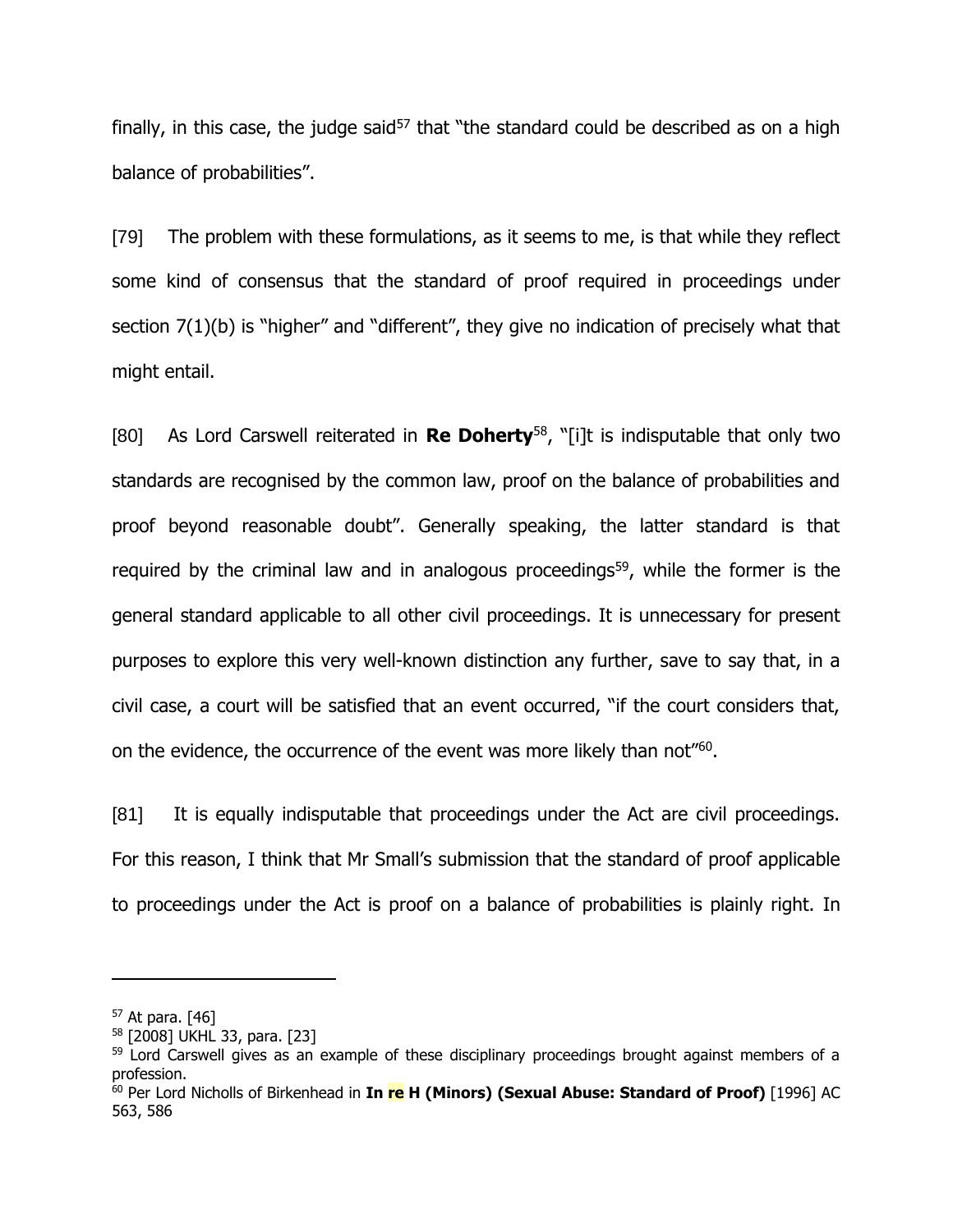finally, in this case, the judge said[57] that "the standard could be described as on a high balance of probabilities".

[79] The problem with these formulations, as it seems to me, is that while they reflect some kind of consensus that the standard of proof required in proceedings under section 7(1)(b) is "higher" and "different", they give no indication of precisely what that might entail.

[80] As Lord Carswell reiterated in **Re Doherty**[58], "[i]t is indisputable that only two standards are recognised by the common law, proof on the balance of probabilities and proof beyond reasonable doubt". Generally speaking, the latter standard is that required by the criminal law and in analogous proceedings[59], while the former is the general standard applicable to all other civil proceedings. It is unnecessary for present purposes to explore this very well-known distinction any further, save to say that, in a civil case, a court will be satisfied that an event occurred, "if the court considers that, on the evidence, the occurrence of the event was more likely than not"[60].

[81] It is equally indisputable that proceedings under the Act are civil proceedings. For this reason, I think that Mr Small's submission that the standard of proof applicable to proceedings under the Act is proof on a balance of probabilities is plainly right. In

---

[57] At para. [46]

[58] [2008] UKHL 33, para. [23]

[59] Lord Carswell gives as an example of these disciplinary proceedings brought against members of a profession.

[60] Per Lord Nicholls of Birkenhead in **In re H (Minors) (Sexual Abuse: Standard of Proof)** [1996] AC 563, 586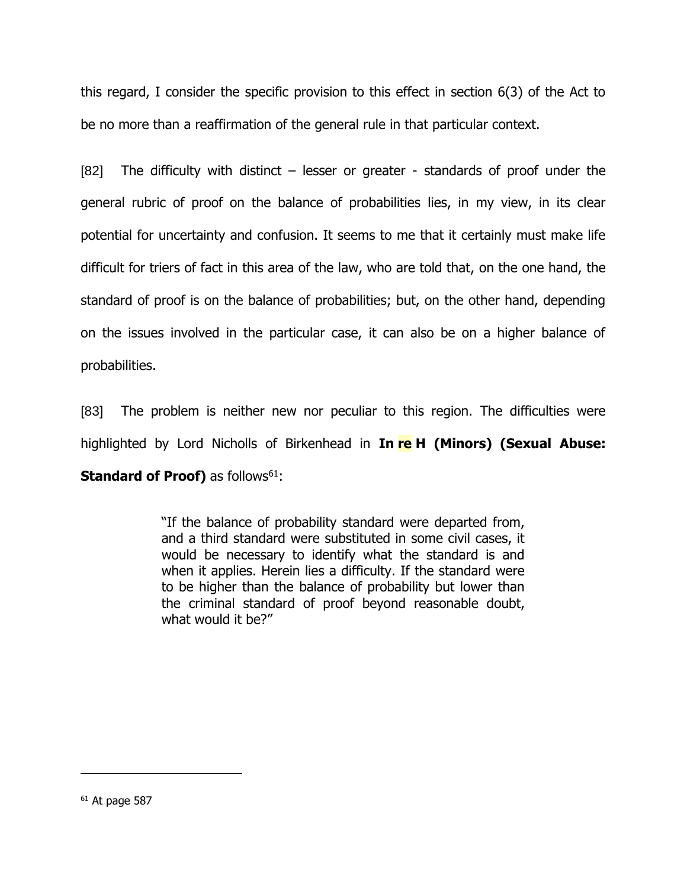this regard, I consider the specific provision to this effect in section 6(3) of the Act to be no more than a reaffirmation of the general rule in that particular context.

[82] The difficulty with distinct – lesser or greater - standards of proof under the general rubric of proof on the balance of probabilities lies, in my view, in its clear potential for uncertainty and confusion. It seems to me that it certainly must make life difficult for triers of fact in this area of the law, who are told that, on the one hand, the standard of proof is on the balance of probabilities; but, on the other hand, depending on the issues involved in the particular case, it can also be on a higher balance of probabilities.

[83] The problem is neither new nor peculiar to this region. The difficulties were highlighted by Lord Nicholls of Birkenhead in **In re H (Minors) (Sexual Abuse: Standard of Proof)** as follows[61]:

> "If the balance of probability standard were departed from, and a third standard were substituted in some civil cases, it would be necessary to identify what the standard is and when it applies. Herein lies a difficulty. If the standard were to be higher than the balance of probability but lower than the criminal standard of proof beyond reasonable doubt, what would it be?"

---

[61] At page 587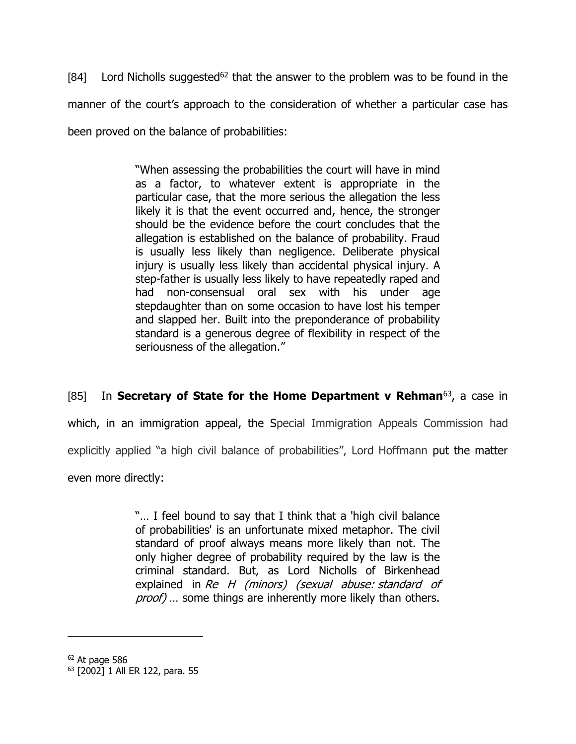[84] Lord Nicholls suggested[62] that the answer to the problem was to be found in the manner of the court's approach to the consideration of whether a particular case has been proved on the balance of probabilities:

> "When assessing the probabilities the court will have in mind as a factor, to whatever extent is appropriate in the particular case, that the more serious the allegation the less likely it is that the event occurred and, hence, the stronger should be the evidence before the court concludes that the allegation is established on the balance of probability. Fraud is usually less likely than negligence. Deliberate physical injury is usually less likely than accidental physical injury. A step-father is usually less likely to have repeatedly raped and had non-consensual oral sex with his under age stepdaughter than on some occasion to have lost his temper and slapped her. Built into the preponderance of probability standard is a generous degree of flexibility in respect of the seriousness of the allegation."

[85] In **Secretary of State for the Home Department v Rehman**[63], a case in which, in an immigration appeal, the Special Immigration Appeals Commission had explicitly applied "a high civil balance of probabilities", Lord Hoffmann put the matter even more directly:

> "… I feel bound to say that I think that a 'high civil balance of probabilities' is an unfortunate mixed metaphor. The civil standard of proof always means more likely than not. The only higher degree of probability required by the law is the criminal standard. But, as Lord Nicholls of Birkenhead explained in *Re H (minors) (sexual abuse: standard of proof)* … some things are inherently more likely than others.

---

[62] At page 586

[63] [2002] 1 All ER 122, para. 55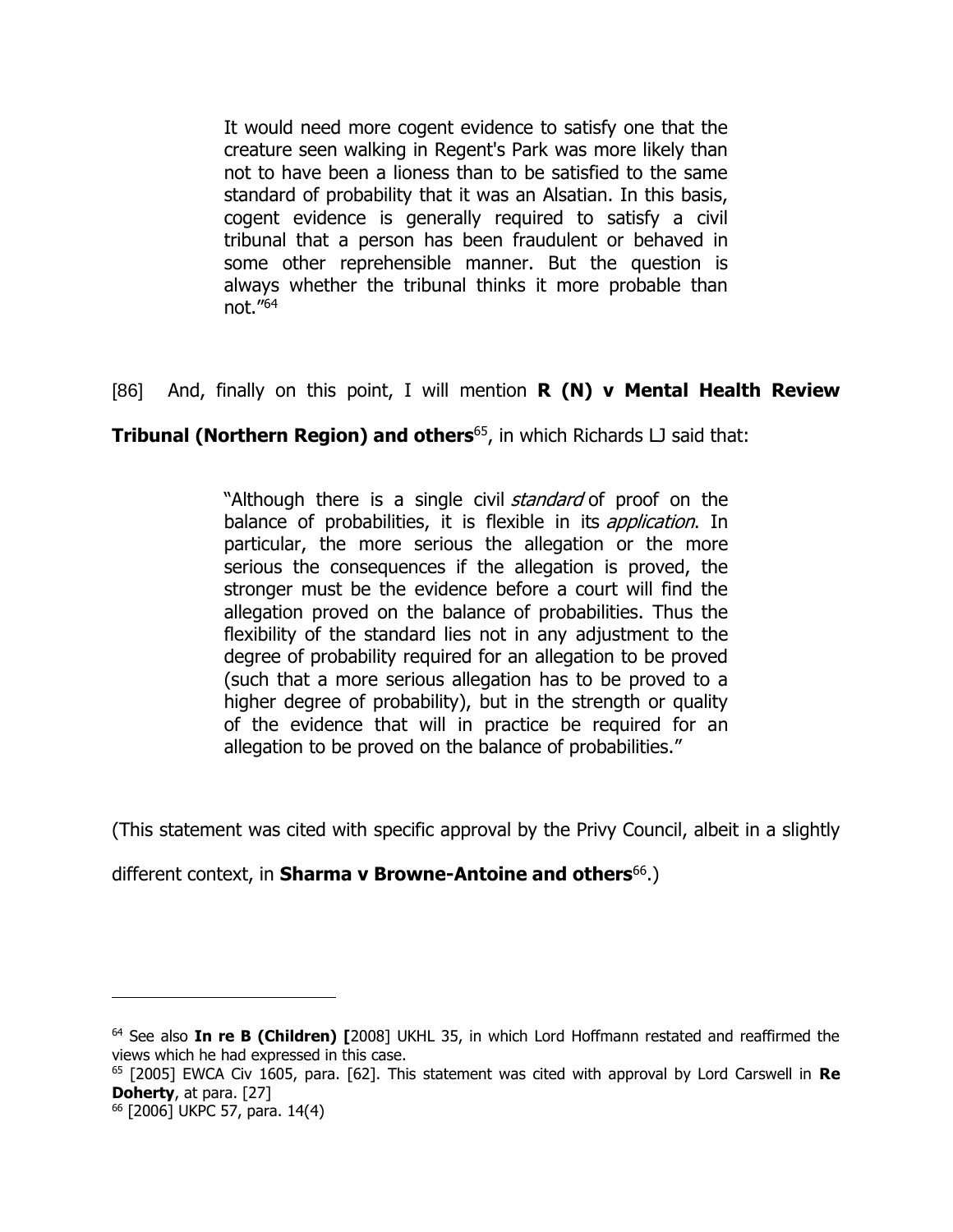> It would need more cogent evidence to satisfy one that the creature seen walking in Regent's Park was more likely than not to have been a lioness than to be satisfied to the same standard of probability that it was an Alsatian. In this basis, cogent evidence is generally required to satisfy a civil tribunal that a person has been fraudulent or behaved in some other reprehensible manner. But the question is always whether the tribunal thinks it more probable than not."[64]

[86] And, finally on this point, I will mention **R (N) v Mental Health Review Tribunal (Northern Region) and others**[65], in which Richards LJ said that:

> "Although there is a single civil *standard* of proof on the balance of probabilities, it is flexible in its *application*. In particular, the more serious the allegation or the more serious the consequences if the allegation is proved, the stronger must be the evidence before a court will find the allegation proved on the balance of probabilities. Thus the flexibility of the standard lies not in any adjustment to the degree of probability required for an allegation to be proved (such that a more serious allegation has to be proved to a higher degree of probability), but in the strength or quality of the evidence that will in practice be required for an allegation to be proved on the balance of probabilities."

(This statement was cited with specific approval by the Privy Council, albeit in a slightly different context, in **Sharma v Browne-Antoine and others**[66].)

---

[64] See also **In re B (Children) [**2008] UKHL 35, in which Lord Hoffmann restated and reaffirmed the views which he had expressed in this case.

[65] [2005] EWCA Civ 1605, para. [62]. This statement was cited with approval by Lord Carswell in **Re Doherty**, at para. [27]

[66] [2006] UKPC 57, para. 14(4)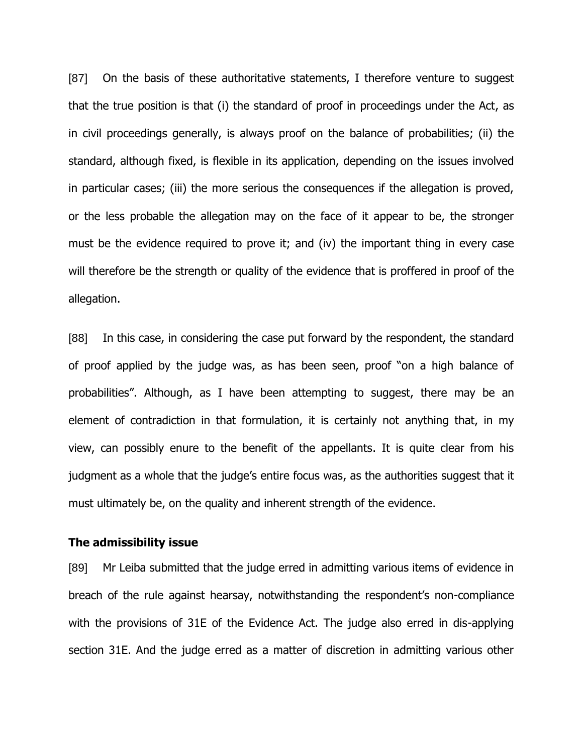[87] On the basis of these authoritative statements, I therefore venture to suggest that the true position is that (i) the standard of proof in proceedings under the Act, as in civil proceedings generally, is always proof on the balance of probabilities; (ii) the standard, although fixed, is flexible in its application, depending on the issues involved in particular cases; (iii) the more serious the consequences if the allegation is proved, or the less probable the allegation may on the face of it appear to be, the stronger must be the evidence required to prove it; and (iv) the important thing in every case will therefore be the strength or quality of the evidence that is proffered in proof of the allegation.

[88] In this case, in considering the case put forward by the respondent, the standard of proof applied by the judge was, as has been seen, proof "on a high balance of probabilities". Although, as I have been attempting to suggest, there may be an element of contradiction in that formulation, it is certainly not anything that, in my view, can possibly enure to the benefit of the appellants. It is quite clear from his judgment as a whole that the judge's entire focus was, as the authorities suggest that it must ultimately be, on the quality and inherent strength of the evidence.

**The admissibility issue**

[89] Mr Leiba submitted that the judge erred in admitting various items of evidence in breach of the rule against hearsay, notwithstanding the respondent's non-compliance with the provisions of 31E of the Evidence Act. The judge also erred in dis-applying section 31E. And the judge erred as a matter of discretion in admitting various other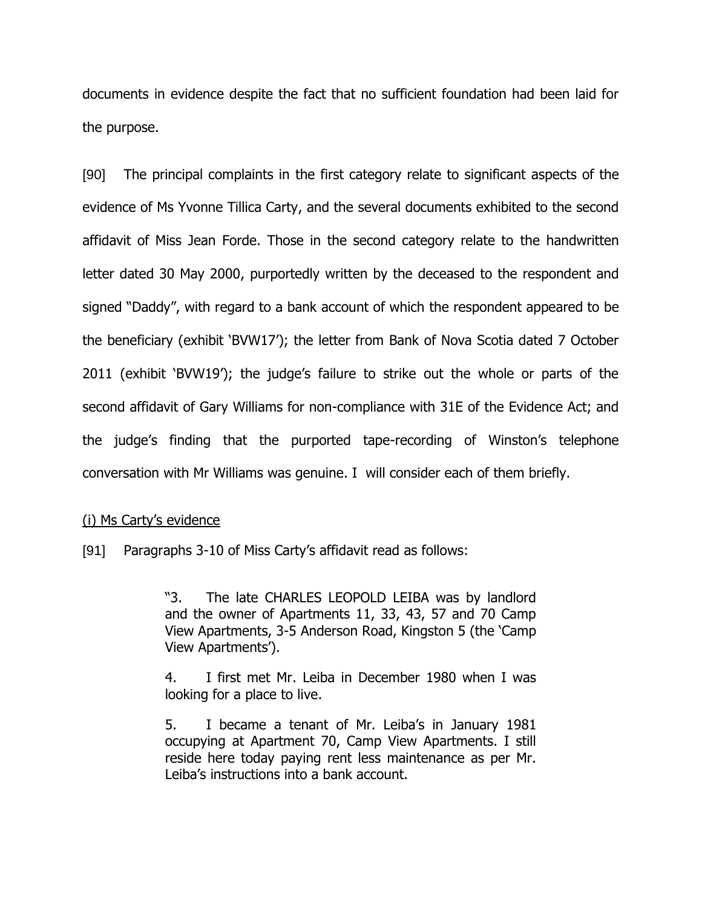documents in evidence despite the fact that no sufficient foundation had been laid for the purpose.

[90] The principal complaints in the first category relate to significant aspects of the evidence of Ms Yvonne Tillica Carty, and the several documents exhibited to the second affidavit of Miss Jean Forde. Those in the second category relate to the handwritten letter dated 30 May 2000, purportedly written by the deceased to the respondent and signed "Daddy", with regard to a bank account of which the respondent appeared to be the beneficiary (exhibit 'BVW17'); the letter from Bank of Nova Scotia dated 7 October 2011 (exhibit 'BVW19'); the judge's failure to strike out the whole or parts of the second affidavit of Gary Williams for non-compliance with 31E of the Evidence Act; and the judge's finding that the purported tape-recording of Winston's telephone conversation with Mr Williams was genuine. I will consider each of them briefly.

<u>(i) Ms Carty's evidence</u>

[91] Paragraphs 3-10 of Miss Carty's affidavit read as follows:

> "3. The late CHARLES LEOPOLD LEIBA was by landlord and the owner of Apartments 11, 33, 43, 57 and 70 Camp View Apartments, 3-5 Anderson Road, Kingston 5 (the 'Camp View Apartments').
>
> 4. I first met Mr. Leiba in December 1980 when I was looking for a place to live.
>
> 5. I became a tenant of Mr. Leiba's in January 1981 occupying at Apartment 70, Camp View Apartments. I still reside here today paying rent less maintenance as per Mr. Leiba's instructions into a bank account.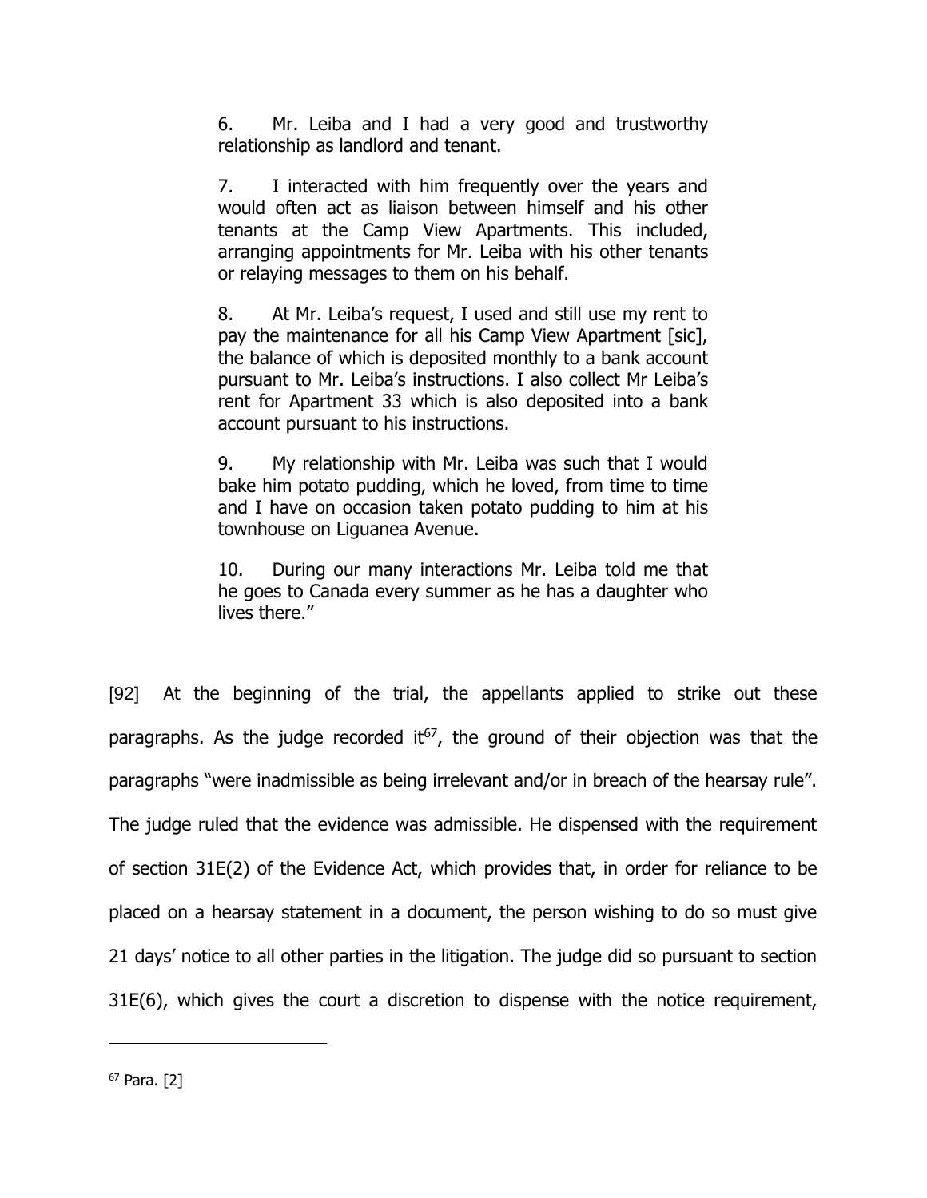> 6. Mr. Leiba and I had a very good and trustworthy relationship as landlord and tenant.
>
> 7. I interacted with him frequently over the years and would often act as liaison between himself and his other tenants at the Camp View Apartments. This included, arranging appointments for Mr. Leiba with his other tenants or relaying messages to them on his behalf.
>
> 8. At Mr. Leiba's request, I used and still use my rent to pay the maintenance for all his Camp View Apartment [sic], the balance of which is deposited monthly to a bank account pursuant to Mr. Leiba's instructions. I also collect Mr Leiba's rent for Apartment 33 which is also deposited into a bank account pursuant to his instructions.
>
> 9. My relationship with Mr. Leiba was such that I would bake him potato pudding, which he loved, from time to time and I have on occasion taken potato pudding to him at his townhouse on Liguanea Avenue.
>
> 10. During our many interactions Mr. Leiba told me that he goes to Canada every summer as he has a daughter who lives there."

[92] At the beginning of the trial, the appellants applied to strike out these paragraphs. As the judge recorded it[67], the ground of their objection was that the paragraphs "were inadmissible as being irrelevant and/or in breach of the hearsay rule". The judge ruled that the evidence was admissible. He dispensed with the requirement of section 31E(2) of the Evidence Act, which provides that, in order for reliance to be placed on a hearsay statement in a document, the person wishing to do so must give 21 days' notice to all other parties in the litigation. The judge did so pursuant to section 31E(6), which gives the court a discretion to dispense with the notice requirement,

---

[67] Para. [2]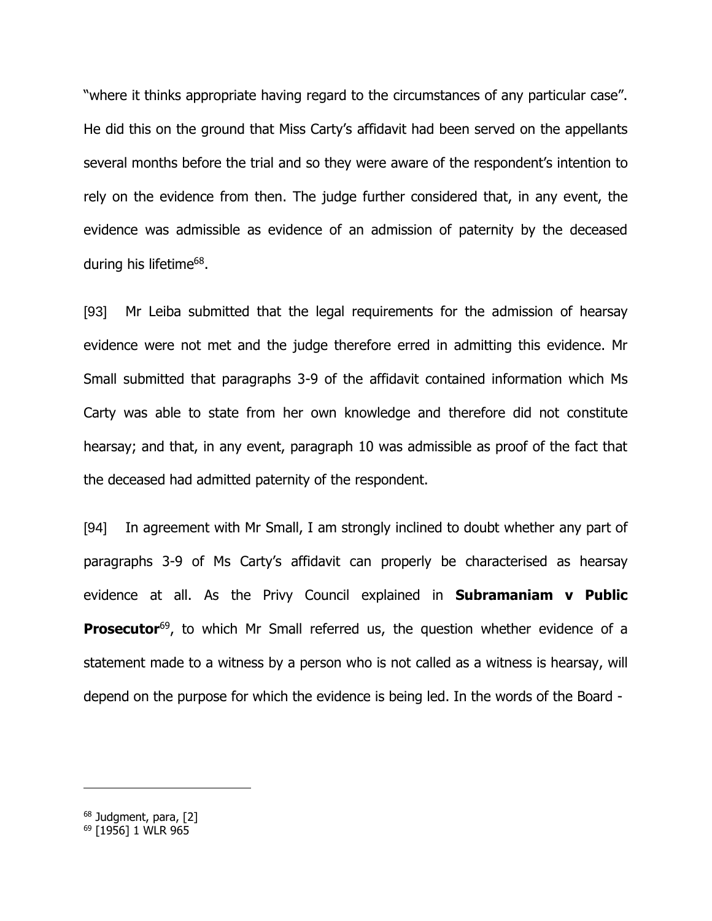"where it thinks appropriate having regard to the circumstances of any particular case". He did this on the ground that Miss Carty's affidavit had been served on the appellants several months before the trial and so they were aware of the respondent's intention to rely on the evidence from then. The judge further considered that, in any event, the evidence was admissible as evidence of an admission of paternity by the deceased during his lifetime[68].

[93] Mr Leiba submitted that the legal requirements for the admission of hearsay evidence were not met and the judge therefore erred in admitting this evidence. Mr Small submitted that paragraphs 3-9 of the affidavit contained information which Ms Carty was able to state from her own knowledge and therefore did not constitute hearsay; and that, in any event, paragraph 10 was admissible as proof of the fact that the deceased had admitted paternity of the respondent.

[94] In agreement with Mr Small, I am strongly inclined to doubt whether any part of paragraphs 3-9 of Ms Carty's affidavit can properly be characterised as hearsay evidence at all. As the Privy Council explained in **Subramaniam v Public Prosecutor**[69], to which Mr Small referred us, the question whether evidence of a statement made to a witness by a person who is not called as a witness is hearsay, will depend on the purpose for which the evidence is being led. In the words of the Board -

---

[68] Judgment, para, [2]

[69] [1956] 1 WLR 965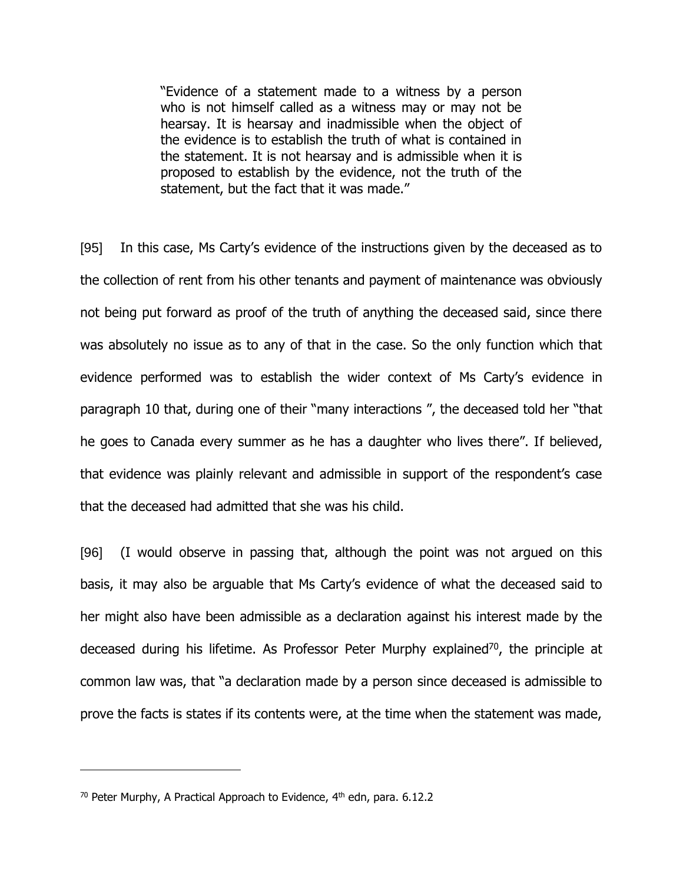> "Evidence of a statement made to a witness by a person who is not himself called as a witness may or may not be hearsay. It is hearsay and inadmissible when the object of the evidence is to establish the truth of what is contained in the statement. It is not hearsay and is admissible when it is proposed to establish by the evidence, not the truth of the statement, but the fact that it was made."

[95] In this case, Ms Carty's evidence of the instructions given by the deceased as to the collection of rent from his other tenants and payment of maintenance was obviously not being put forward as proof of the truth of anything the deceased said, since there was absolutely no issue as to any of that in the case. So the only function which that evidence performed was to establish the wider context of Ms Carty's evidence in paragraph 10 that, during one of their "many interactions ", the deceased told her "that he goes to Canada every summer as he has a daughter who lives there". If believed, that evidence was plainly relevant and admissible in support of the respondent's case that the deceased had admitted that she was his child.

[96] (I would observe in passing that, although the point was not argued on this basis, it may also be arguable that Ms Carty's evidence of what the deceased said to her might also have been admissible as a declaration against his interest made by the deceased during his lifetime. As Professor Peter Murphy explained[70], the principle at common law was, that "a declaration made by a person since deceased is admissible to prove the facts is states if its contents were, at the time when the statement was made,

---

[70] Peter Murphy, A Practical Approach to Evidence, 4th edn, para. 6.12.2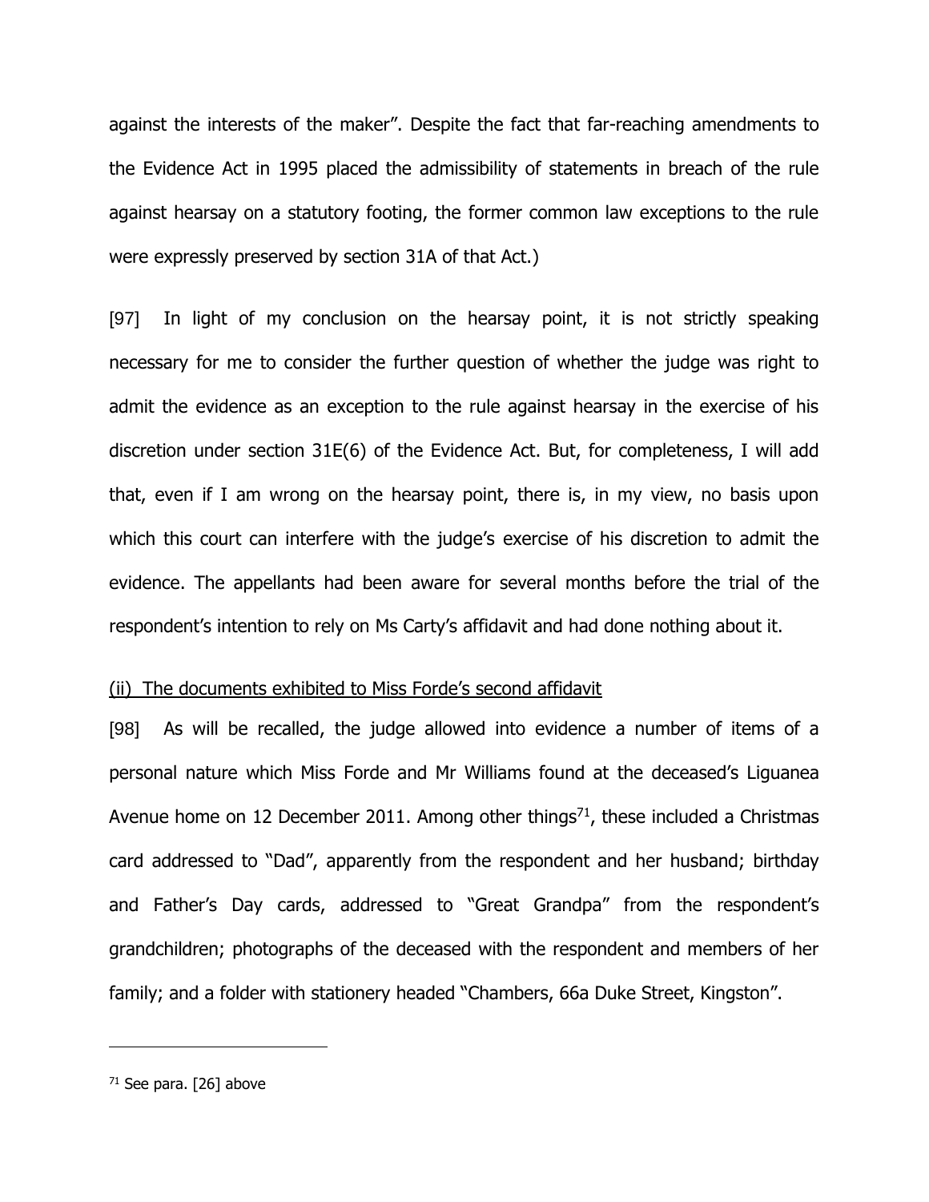against the interests of the maker". Despite the fact that far-reaching amendments to the Evidence Act in 1995 placed the admissibility of statements in breach of the rule against hearsay on a statutory footing, the former common law exceptions to the rule were expressly preserved by section 31A of that Act.)

[97] In light of my conclusion on the hearsay point, it is not strictly speaking necessary for me to consider the further question of whether the judge was right to admit the evidence as an exception to the rule against hearsay in the exercise of his discretion under section 31E(6) of the Evidence Act. But, for completeness, I will add that, even if I am wrong on the hearsay point, there is, in my view, no basis upon which this court can interfere with the judge's exercise of his discretion to admit the evidence. The appellants had been aware for several months before the trial of the respondent's intention to rely on Ms Carty's affidavit and had done nothing about it.

(ii) The documents exhibited to Miss Forde's second affidavit

[98] As will be recalled, the judge allowed into evidence a number of items of a personal nature which Miss Forde and Mr Williams found at the deceased's Liguanea Avenue home on 12 December 2011. Among other things[71], these included a Christmas card addressed to "Dad", apparently from the respondent and her husband; birthday and Father's Day cards, addressed to "Great Grandpa" from the respondent's grandchildren; photographs of the deceased with the respondent and members of her family; and a folder with stationery headed "Chambers, 66a Duke Street, Kingston".

---

[71] See para. [26] above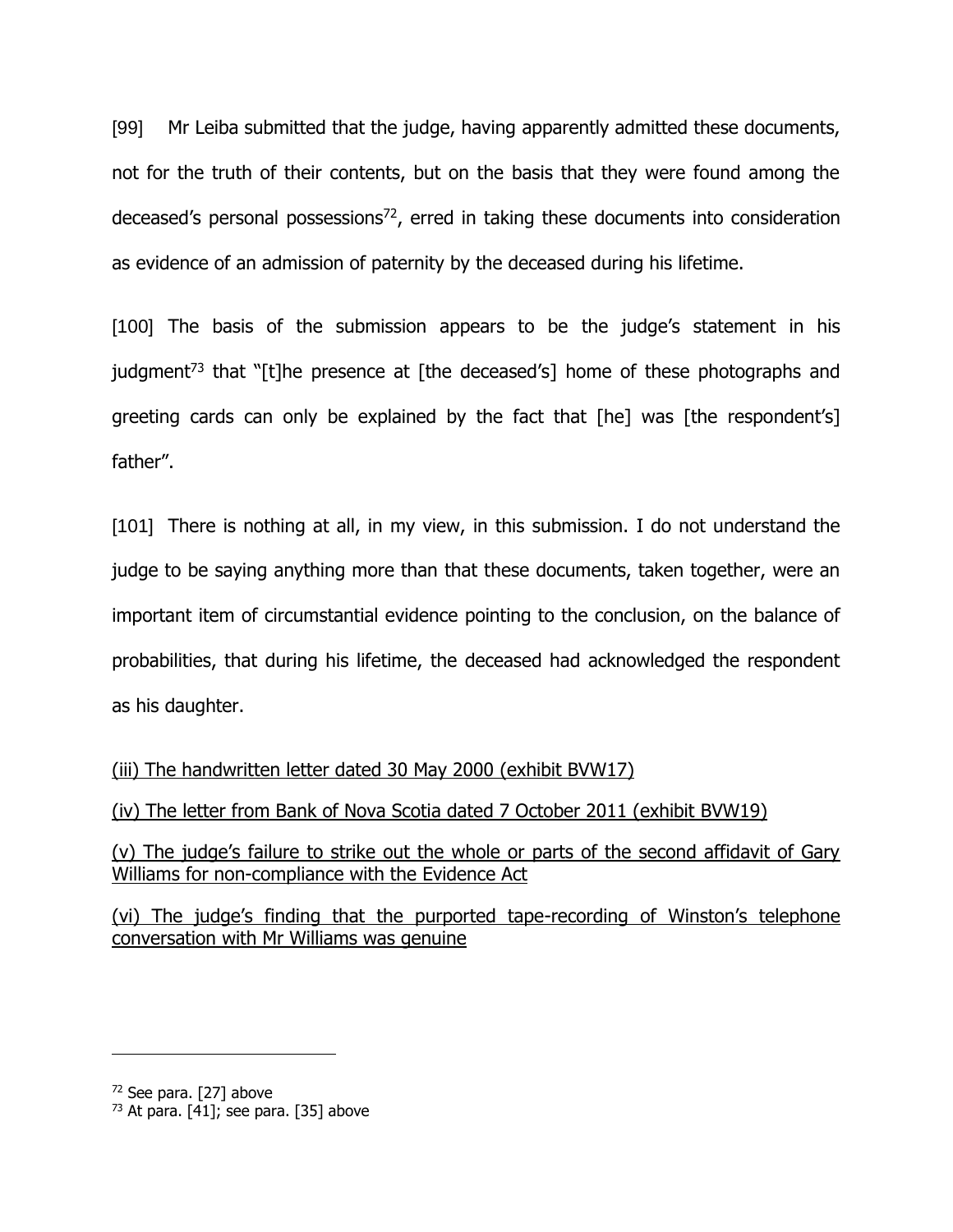[99] Mr Leiba submitted that the judge, having apparently admitted these documents, not for the truth of their contents, but on the basis that they were found among the deceased's personal possessions[72], erred in taking these documents into consideration as evidence of an admission of paternity by the deceased during his lifetime.

[100] The basis of the submission appears to be the judge's statement in his judgment[73] that "[t]he presence at [the deceased's] home of these photographs and greeting cards can only be explained by the fact that [he] was [the respondent's] father".

[101] There is nothing at all, in my view, in this submission. I do not understand the judge to be saying anything more than that these documents, taken together, were an important item of circumstantial evidence pointing to the conclusion, on the balance of probabilities, that during his lifetime, the deceased had acknowledged the respondent as his daughter.

<u>(iii) The handwritten letter dated 30 May 2000 (exhibit BVW17)</u>

<u>(iv) The letter from Bank of Nova Scotia dated 7 October 2011 (exhibit BVW19)</u>

<u>(v) The judge's failure to strike out the whole or parts of the second affidavit of Gary Williams for non-compliance with the Evidence Act</u>

<u>(vi) The judge's finding that the purported tape-recording of Winston's telephone conversation with Mr Williams was genuine</u>

---

[72] See para. [27] above

[73] At para. [41]; see para. [35] above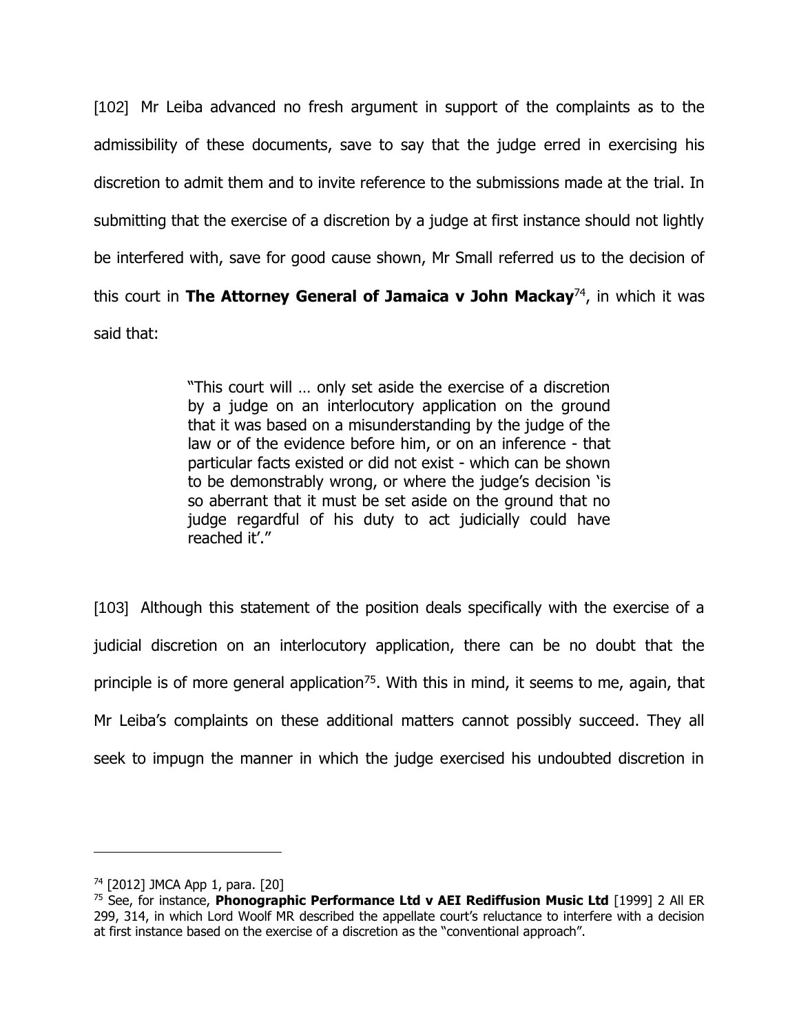[102] Mr Leiba advanced no fresh argument in support of the complaints as to the admissibility of these documents, save to say that the judge erred in exercising his discretion to admit them and to invite reference to the submissions made at the trial. In submitting that the exercise of a discretion by a judge at first instance should not lightly be interfered with, save for good cause shown, Mr Small referred us to the decision of this court in **The Attorney General of Jamaica v John Mackay**[74], in which it was said that:

> "This court will … only set aside the exercise of a discretion by a judge on an interlocutory application on the ground that it was based on a misunderstanding by the judge of the law or of the evidence before him, or on an inference - that particular facts existed or did not exist - which can be shown to be demonstrably wrong, or where the judge's decision 'is so aberrant that it must be set aside on the ground that no judge regardful of his duty to act judicially could have reached it'."

[103] Although this statement of the position deals specifically with the exercise of a judicial discretion on an interlocutory application, there can be no doubt that the principle is of more general application[75]. With this in mind, it seems to me, again, that Mr Leiba's complaints on these additional matters cannot possibly succeed. They all seek to impugn the manner in which the judge exercised his undoubted discretion in

---

[74] [2012] JMCA App 1, para. [20]

[75] See, for instance, **Phonographic Performance Ltd v AEI Rediffusion Music Ltd** [1999] 2 All ER 299, 314, in which Lord Woolf MR described the appellate court's reluctance to interfere with a decision at first instance based on the exercise of a discretion as the "conventional approach".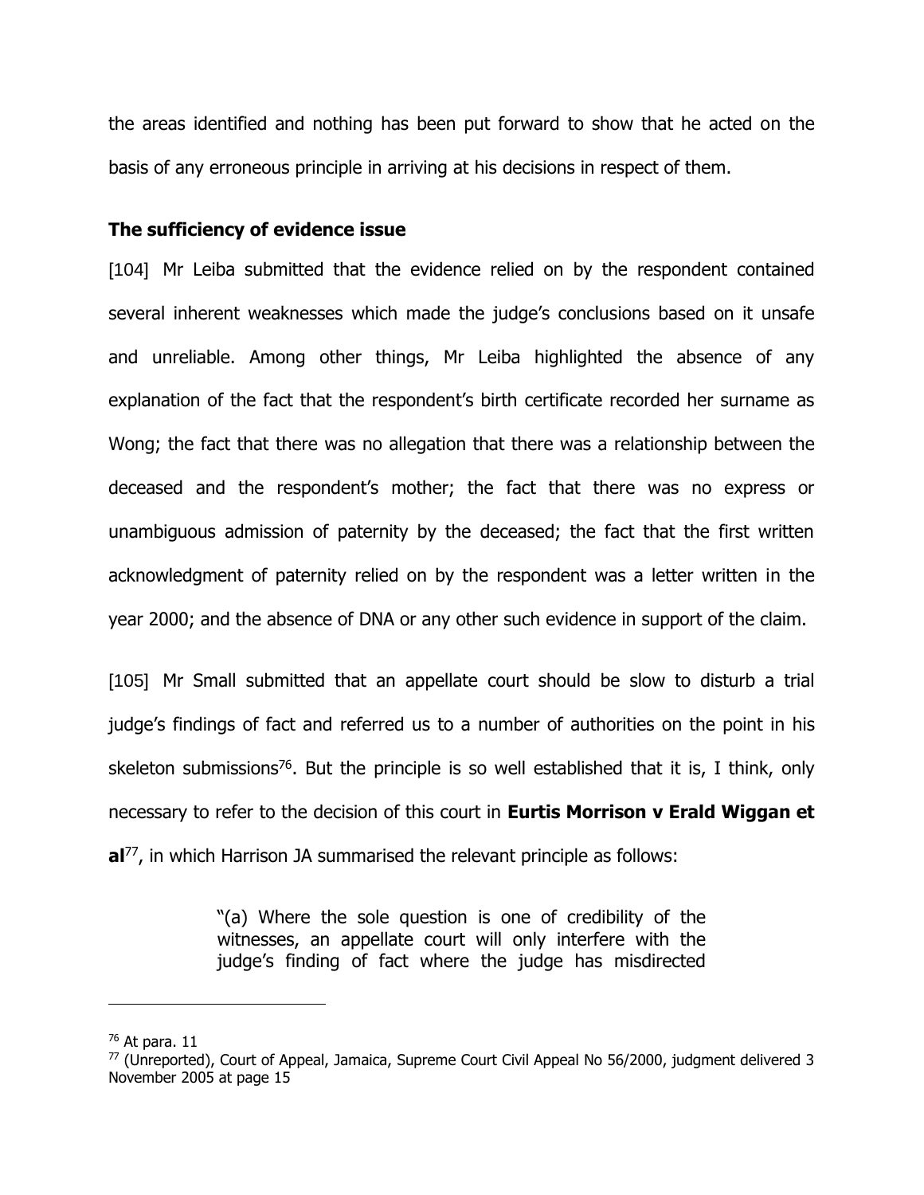the areas identified and nothing has been put forward to show that he acted on the basis of any erroneous principle in arriving at his decisions in respect of them.

**The sufficiency of evidence issue**

[104] Mr Leiba submitted that the evidence relied on by the respondent contained several inherent weaknesses which made the judge's conclusions based on it unsafe and unreliable. Among other things, Mr Leiba highlighted the absence of any explanation of the fact that the respondent's birth certificate recorded her surname as Wong; the fact that there was no allegation that there was a relationship between the deceased and the respondent's mother; the fact that there was no express or unambiguous admission of paternity by the deceased; the fact that the first written acknowledgment of paternity relied on by the respondent was a letter written in the year 2000; and the absence of DNA or any other such evidence in support of the claim.

[105] Mr Small submitted that an appellate court should be slow to disturb a trial judge's findings of fact and referred us to a number of authorities on the point in his skeleton submissions[76]. But the principle is so well established that it is, I think, only necessary to refer to the decision of this court in **Eurtis Morrison v Erald Wiggan et al**[77], in which Harrison JA summarised the relevant principle as follows:

> "(a) Where the sole question is one of credibility of the witnesses, an appellate court will only interfere with the judge's finding of fact where the judge has misdirected

---

[76] At para. 11

[77] (Unreported), Court of Appeal, Jamaica, Supreme Court Civil Appeal No 56/2000, judgment delivered 3 November 2005 at page 15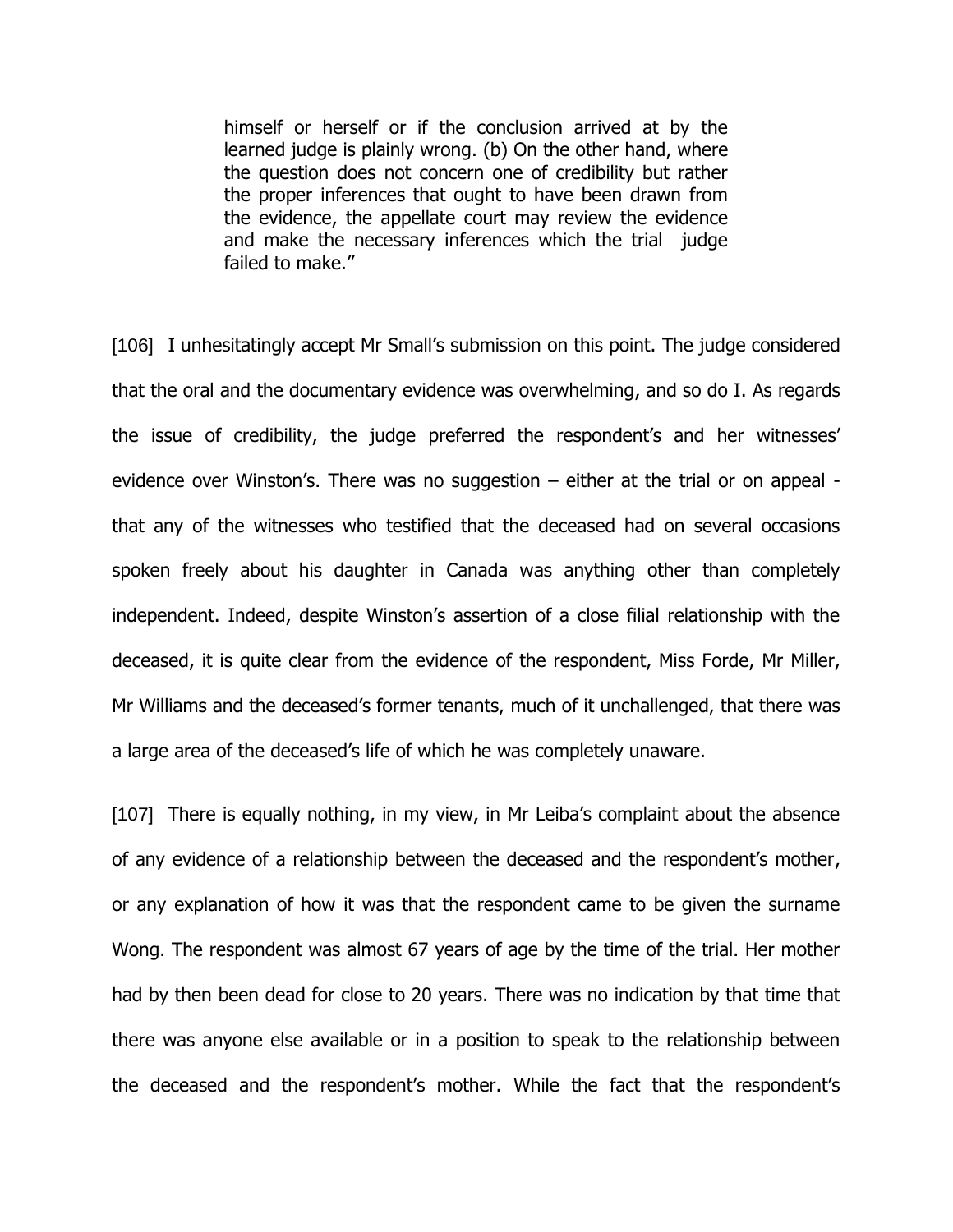> himself or herself or if the conclusion arrived at by the learned judge is plainly wrong. (b) On the other hand, where the question does not concern one of credibility but rather the proper inferences that ought to have been drawn from the evidence, the appellate court may review the evidence and make the necessary inferences which the trial judge failed to make."

[106] I unhesitatingly accept Mr Small's submission on this point. The judge considered that the oral and the documentary evidence was overwhelming, and so do I. As regards the issue of credibility, the judge preferred the respondent's and her witnesses' evidence over Winston's. There was no suggestion – either at the trial or on appeal - that any of the witnesses who testified that the deceased had on several occasions spoken freely about his daughter in Canada was anything other than completely independent. Indeed, despite Winston's assertion of a close filial relationship with the deceased, it is quite clear from the evidence of the respondent, Miss Forde, Mr Miller, Mr Williams and the deceased's former tenants, much of it unchallenged, that there was a large area of the deceased's life of which he was completely unaware.

[107] There is equally nothing, in my view, in Mr Leiba's complaint about the absence of any evidence of a relationship between the deceased and the respondent's mother, or any explanation of how it was that the respondent came to be given the surname Wong. The respondent was almost 67 years of age by the time of the trial. Her mother had by then been dead for close to 20 years. There was no indication by that time that there was anyone else available or in a position to speak to the relationship between the deceased and the respondent's mother. While the fact that the respondent's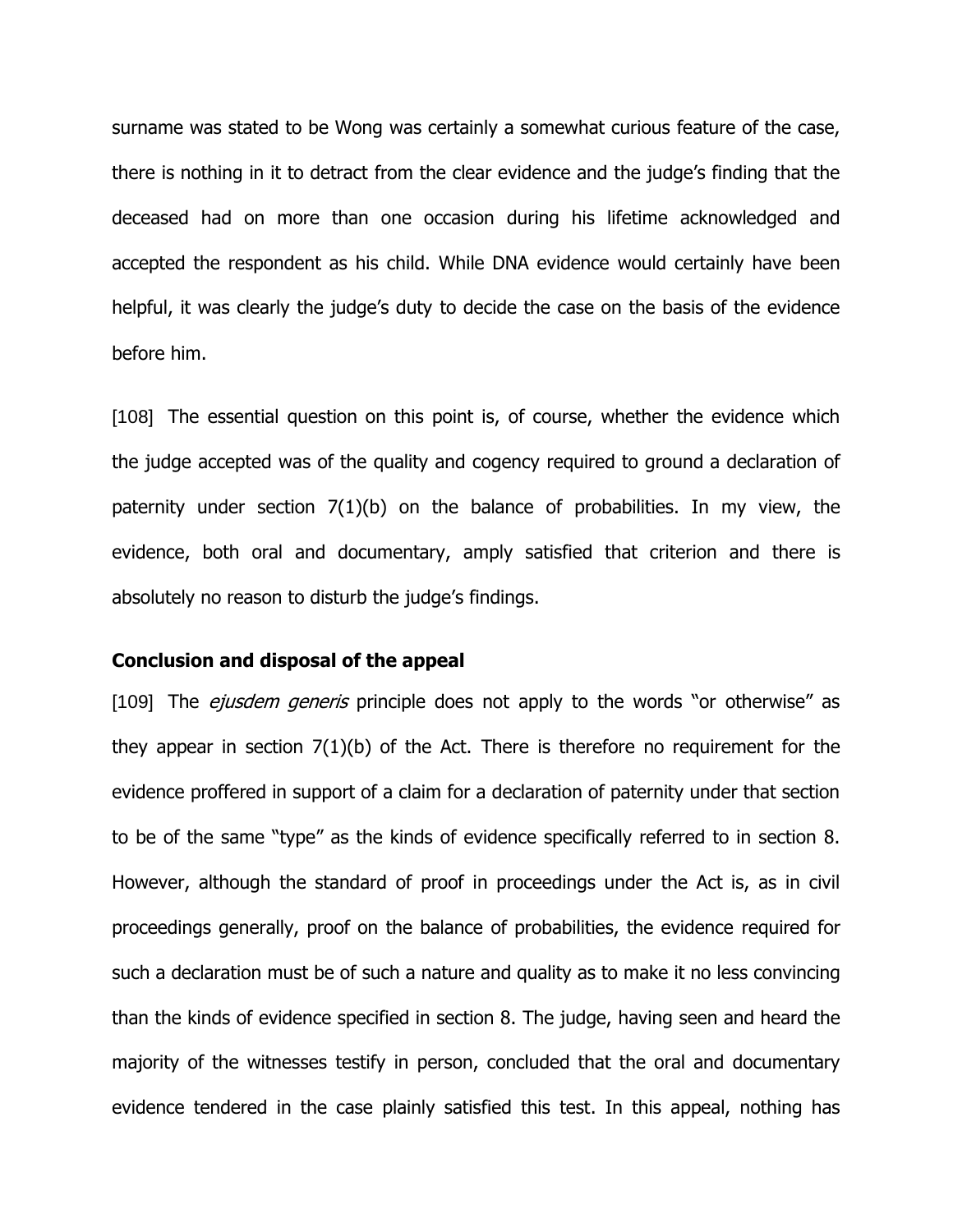surname was stated to be Wong was certainly a somewhat curious feature of the case, there is nothing in it to detract from the clear evidence and the judge's finding that the deceased had on more than one occasion during his lifetime acknowledged and accepted the respondent as his child. While DNA evidence would certainly have been helpful, it was clearly the judge's duty to decide the case on the basis of the evidence before him.

[108] The essential question on this point is, of course, whether the evidence which the judge accepted was of the quality and cogency required to ground a declaration of paternity under section 7(1)(b) on the balance of probabilities. In my view, the evidence, both oral and documentary, amply satisfied that criterion and there is absolutely no reason to disturb the judge's findings.

**Conclusion and disposal of the appeal**

[109] The *ejusdem generis* principle does not apply to the words "or otherwise" as they appear in section 7(1)(b) of the Act. There is therefore no requirement for the evidence proffered in support of a claim for a declaration of paternity under that section to be of the same "type" as the kinds of evidence specifically referred to in section 8. However, although the standard of proof in proceedings under the Act is, as in civil proceedings generally, proof on the balance of probabilities, the evidence required for such a declaration must be of such a nature and quality as to make it no less convincing than the kinds of evidence specified in section 8. The judge, having seen and heard the majority of the witnesses testify in person, concluded that the oral and documentary evidence tendered in the case plainly satisfied this test. In this appeal, nothing has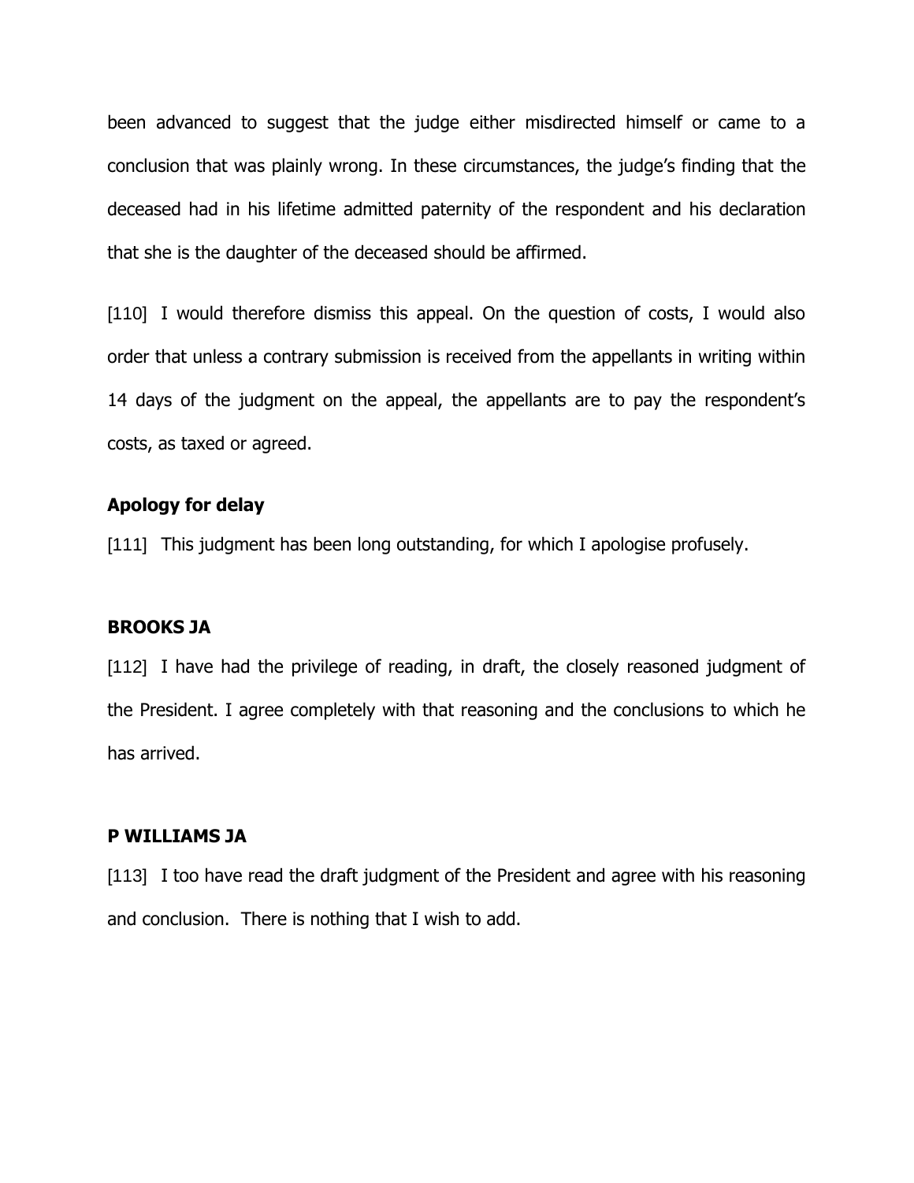been advanced to suggest that the judge either misdirected himself or came to a conclusion that was plainly wrong. In these circumstances, the judge's finding that the deceased had in his lifetime admitted paternity of the respondent and his declaration that she is the daughter of the deceased should be affirmed.

[110] I would therefore dismiss this appeal. On the question of costs, I would also order that unless a contrary submission is received from the appellants in writing within 14 days of the judgment on the appeal, the appellants are to pay the respondent's costs, as taxed or agreed.

**Apology for delay**

[111] This judgment has been long outstanding, for which I apologise profusely.

**BROOKS JA**

[112] I have had the privilege of reading, in draft, the closely reasoned judgment of the President. I agree completely with that reasoning and the conclusions to which he has arrived.

**P WILLIAMS JA**

[113] I too have read the draft judgment of the President and agree with his reasoning and conclusion. There is nothing that I wish to add.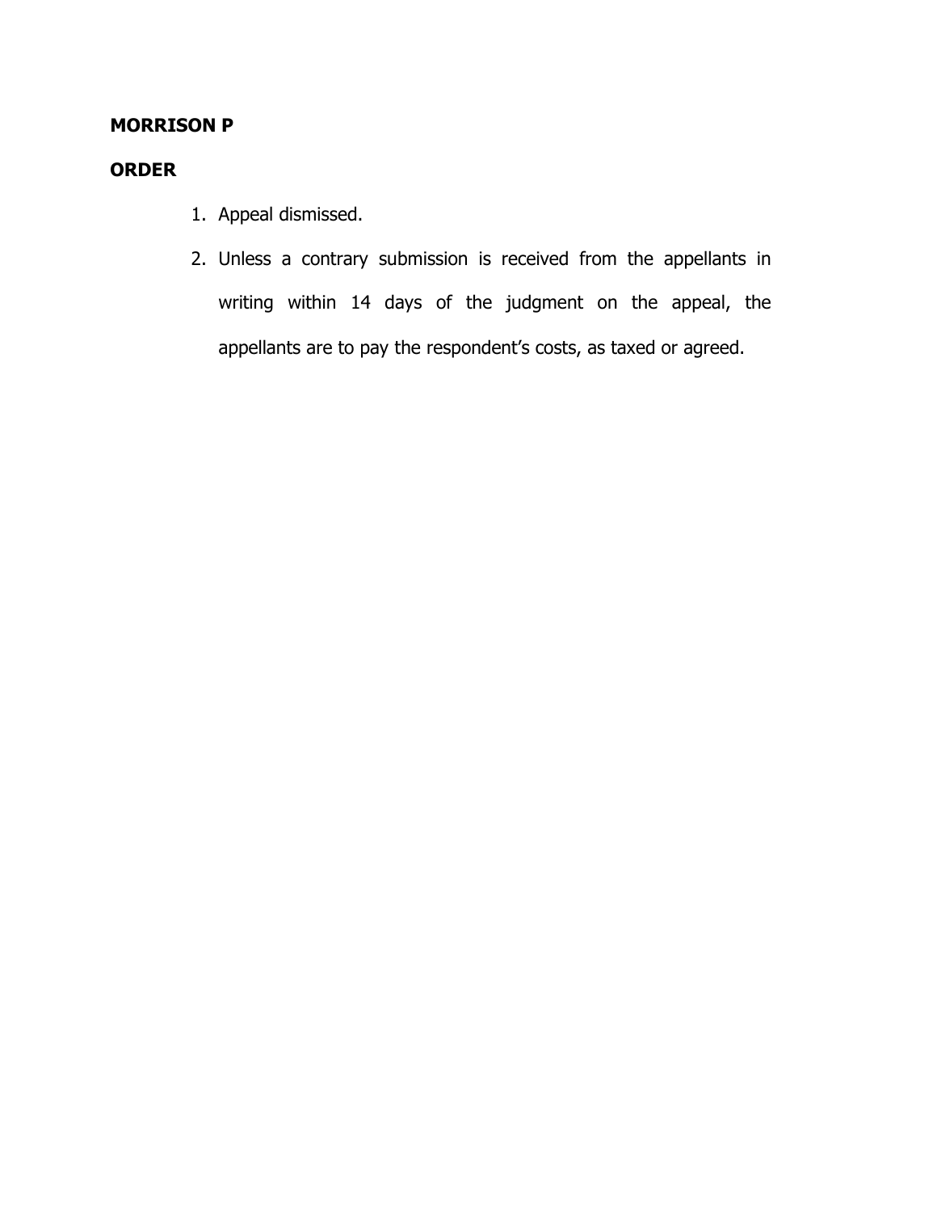**MORRISON P**

**ORDER**

1. Appeal dismissed.
2. Unless a contrary submission is received from the appellants in writing within 14 days of the judgment on the appeal, the appellants are to pay the respondent's costs, as taxed or agreed.